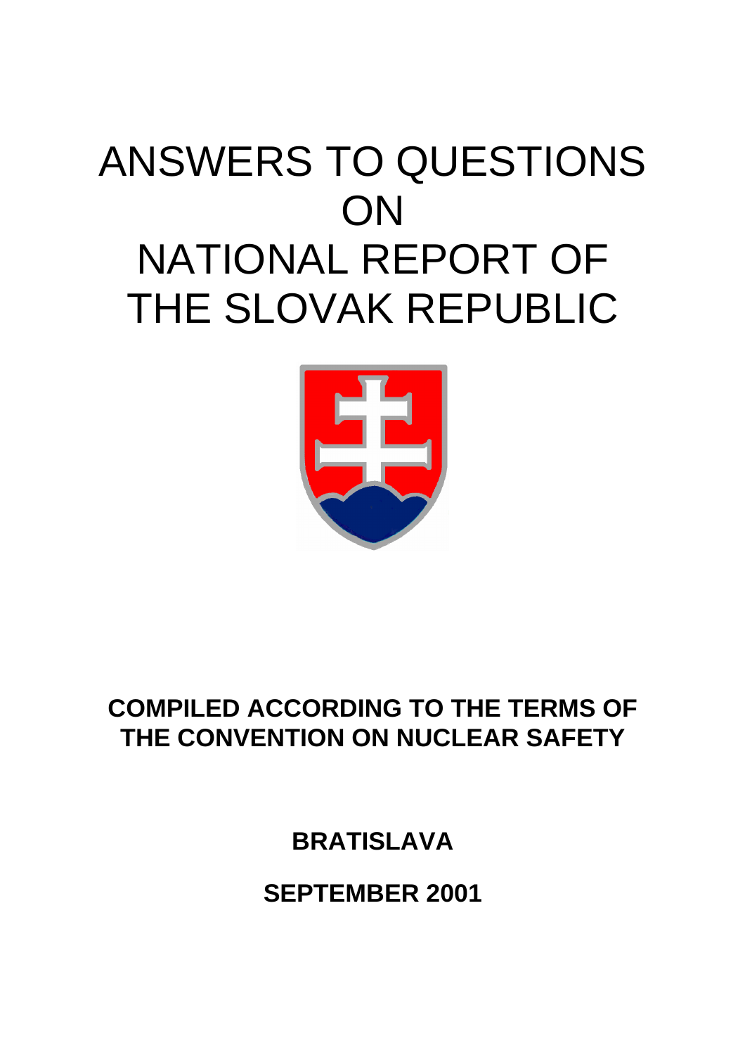# ANSWERS TO QUESTIONS ON NATIONAL REPORT OF THE SLOVAK REPUBLIC

**COMPILED ACCORDING TO THE TERMS OF THE CONVENTION ON NUCLEAR SAFETY**

**BRATISLAVA**

**SEPTEMBER 2001**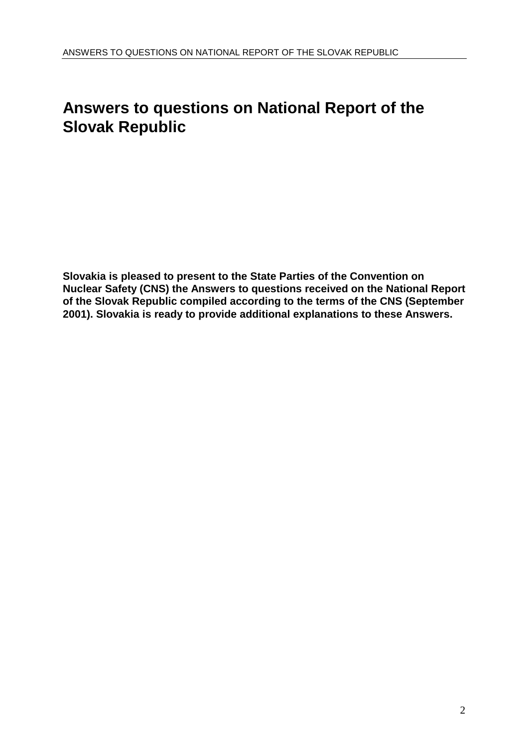# Answers to questions on National Report of the Slovak Republic

**Slovakia is pleased to present to the State Parties of the Convention on Nuclear Safety (CNS) the Answers to questions received on the National Report of the Slovak Republic compiled according to the terms of the CNS (September 2001). Slovakia is ready to provide additional explanations to these Answers.**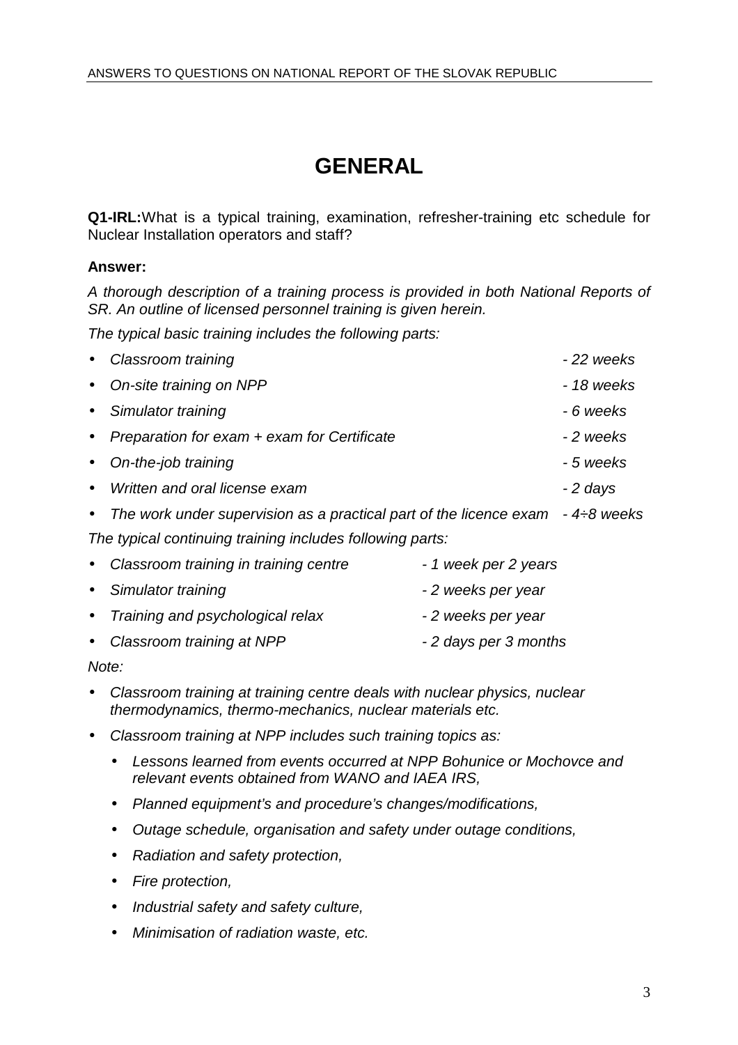# GENERAL

**Q1-IRL:** What is a typical training, examination, refresher-training etc schedule for Nuclear Installation operators and staff?

**Answer:**

*A thorough description of a training process is provided in both National Reports of SR. An outline of licensed personnel training is given herein.*

*The typical basic training includes the following parts:*

- *Classroom training - 22 weeks*
- *On-site training on NPP - 18 weeks*
- *Simulator training - 6 weeks*
- *Preparation for exam + exam for Certificate - 2 weeks*
- *On-the-job training - 5 weeks*
- *Written and oral license exam - 2 days*
- *The work under supervision as a practical part of the licence exam - 4÷8 weeks*

*The typical continuing training includes following parts:*

- *Classroom training in training centre - 1 week per 2 years*
- *Simulator training - 2 weeks per year*
- *Training and psychological relax - 2 weeks per year*
- *Classroom training at NPP - 2 days per 3 months*

*Note:*

- *Classroom training at training centre deals with nuclear physics, nuclear thermodynamics, thermo-mechanics, nuclear materials etc.*
- *Classroom training at NPP includes such training topics as:*
  - *Lessons learned from events occurred at NPP Bohunice or Mochovce and relevant events obtained from WANO and IAEA IRS,*
  - *Planned equipment's and procedure's changes/modifications,*
  - *Outage schedule, organisation and safety under outage conditions,*
  - *Radiation and safety protection,*
  - *Fire protection,*
  - *Industrial safety and safety culture,*
  - *Minimisation of radiation waste, etc.*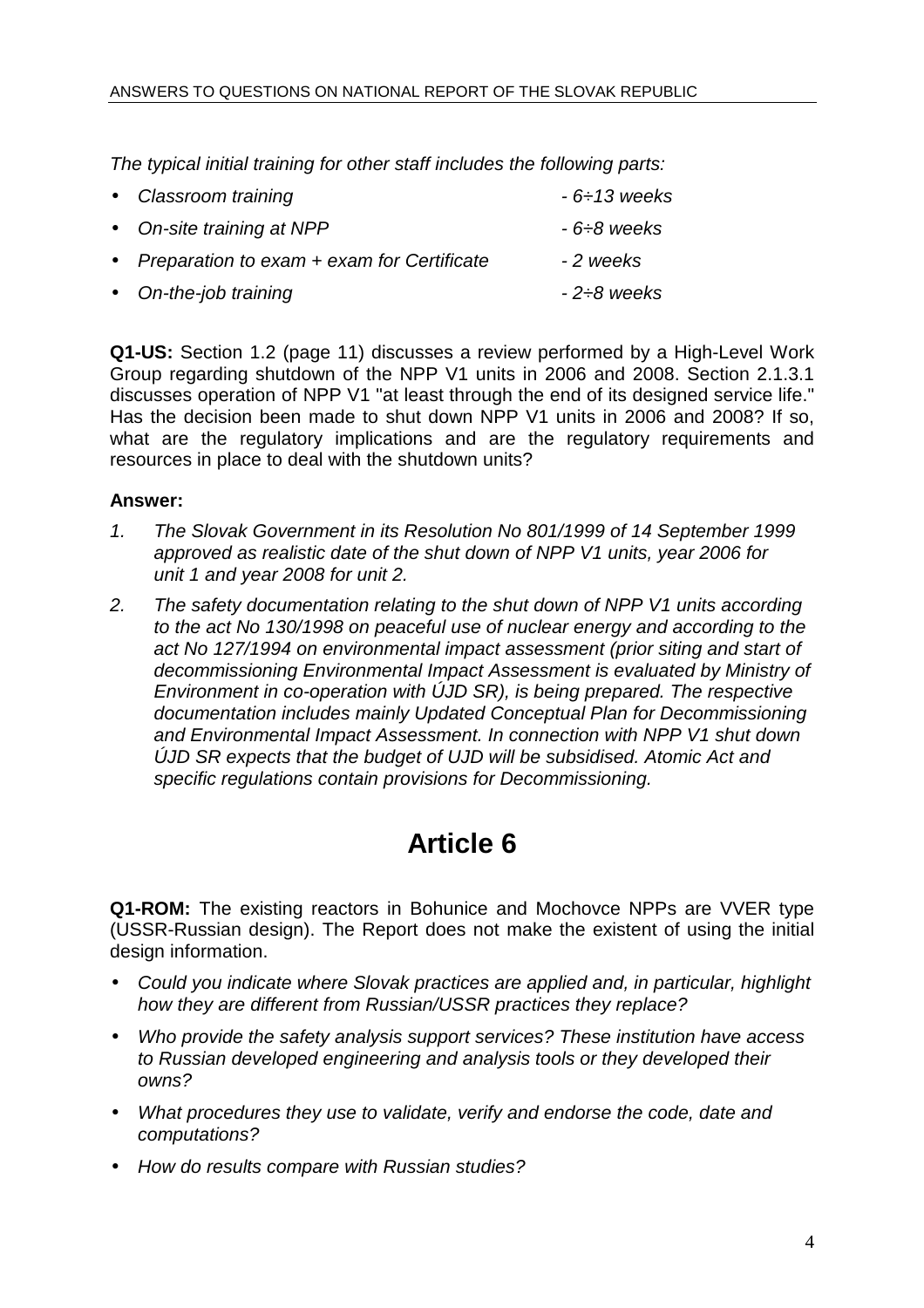*The typical initial training for other staff includes the following parts:*

- *Classroom training* - *6÷13 weeks*
- *On-site training at NPP* - *6÷8 weeks*
- *Preparation to exam + exam for Certificate* - *2 weeks*
- *On-the-job training* - *2÷8 weeks*

**Q1-US:** Section 1.2 (page 11) discusses a review performed by a High-Level Work Group regarding shutdown of the NPP V1 units in 2006 and 2008. Section 2.1.3.1 discusses operation of NPP V1 "at least through the end of its designed service life." Has the decision been made to shut down NPP V1 units in 2006 and 2008? If so, what are the regulatory implications and are the regulatory requirements and resources in place to deal with the shutdown units?

**Answer:**

1. *The Slovak Government in its Resolution No 801/1999 of 14 September 1999 approved as realistic date of the shut down of NPP V1 units, year 2006 for unit 1 and year 2008 for unit 2.*
2. *The safety documentation relating to the shut down of NPP V1 units according to the act No 130/1998 on peaceful use of nuclear energy and according to the act No 127/1994 on environmental impact assessment (prior siting and start of decommissioning Environmental Impact Assessment is evaluated by Ministry of Environment in co-operation with ÚJD SR), is being prepared. The respective documentation includes mainly Updated Conceptual Plan for Decommissioning and Environmental Impact Assessment. In connection with NPP V1 shut down ÚJD SR expects that the budget of UJD will be subsidised. Atomic Act and specific regulations contain provisions for Decommissioning.*

# Article 6

**Q1-ROM:** The existing reactors in Bohunice and Mochovce NPPs are VVER type (USSR-Russian design). The Report does not make the existent of using the initial design information.

- *Could you indicate where Slovak practices are applied and, in particular, highlight how they are different from Russian/USSR practices they replace?*
- *Who provide the safety analysis support services? These institution have access to Russian developed engineering and analysis tools or they developed their owns?*
- *What procedures they use to validate, verify and endorse the code, date and computations?*
- *How do results compare with Russian studies?*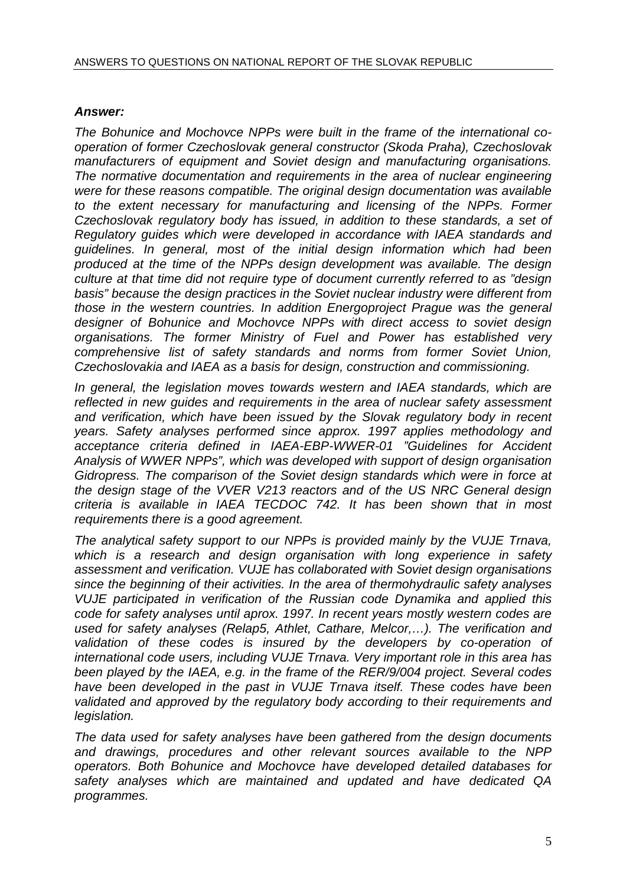***Answer:***

*The Bohunice and Mochovce NPPs were built in the frame of the international co-operation of former Czechoslovak general constructor (Skoda Praha), Czechoslovak manufacturers of equipment and Soviet design and manufacturing organisations. The normative documentation and requirements in the area of nuclear engineering were for these reasons compatible. The original design documentation was available to the extent necessary for manufacturing and licensing of the NPPs. Former Czechoslovak regulatory body has issued, in addition to these standards, a set of Regulatory guides which were developed in accordance with IAEA standards and guidelines. In general, most of the initial design information which had been produced at the time of the NPPs design development was available. The design culture at that time did not require type of document currently referred to as "design basis" because the design practices in the Soviet nuclear industry were different from those in the western countries. In addition Energoproject Prague was the general designer of Bohunice and Mochovce NPPs with direct access to soviet design organisations. The former Ministry of Fuel and Power has established very comprehensive list of safety standards and norms from former Soviet Union, Czechoslovakia and IAEA as a basis for design, construction and commissioning.*

*In general, the legislation moves towards western and IAEA standards, which are reflected in new guides and requirements in the area of nuclear safety assessment and verification, which have been issued by the Slovak regulatory body in recent years. Safety analyses performed since approx. 1997 applies methodology and acceptance criteria defined in IAEA-EBP-WWER-01 "Guidelines for Accident Analysis of WWER NPPs", which was developed with support of design organisation Gidropress. The comparison of the Soviet design standards which were in force at the design stage of the VVER V213 reactors and of the US NRC General design criteria is available in IAEA TECDOC 742. It has been shown that in most requirements there is a good agreement.*

*The analytical safety support to our NPPs is provided mainly by the VUJE Trnava, which is a research and design organisation with long experience in safety assessment and verification. VUJE has collaborated with Soviet design organisations since the beginning of their activities. In the area of thermohydraulic safety analyses VUJE participated in verification of the Russian code Dynamika and applied this code for safety analyses until aprox. 1997. In recent years mostly western codes are used for safety analyses (Relap5, Athlet, Cathare, Melcor,…). The verification and validation of these codes is insured by the developers by co-operation of international code users, including VUJE Trnava. Very important role in this area has been played by the IAEA, e.g. in the frame of the RER/9/004 project. Several codes have been developed in the past in VUJE Trnava itself. These codes have been validated and approved by the regulatory body according to their requirements and legislation.*

*The data used for safety analyses have been gathered from the design documents and drawings, procedures and other relevant sources available to the NPP operators. Both Bohunice and Mochovce have developed detailed databases for safety analyses which are maintained and updated and have dedicated QA programmes.*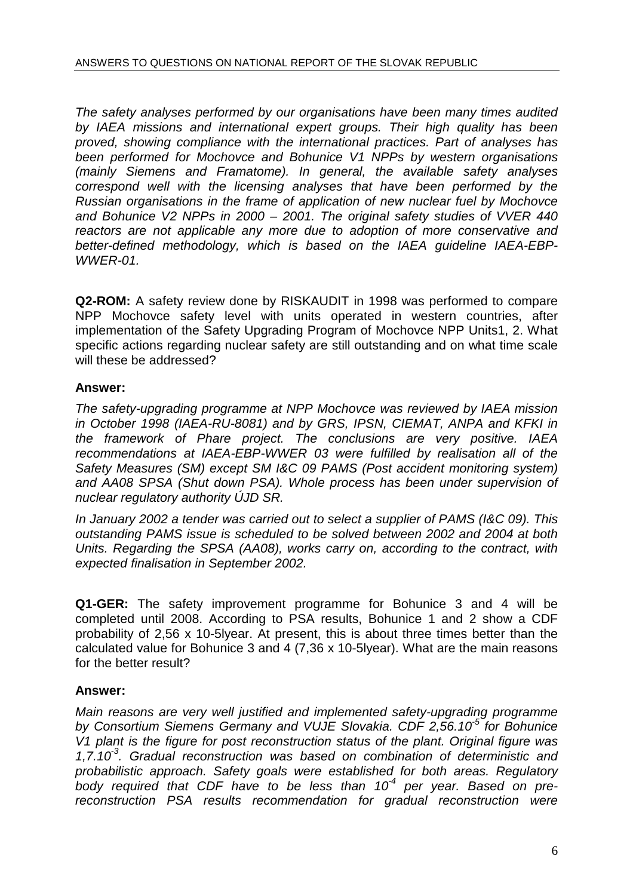*The safety analyses performed by our organisations have been many times audited by IAEA missions and international expert groups. Their high quality has been proved, showing compliance with the international practices. Part of analyses has been performed for Mochovce and Bohunice V1 NPPs by western organisations (mainly Siemens and Framatome). In general, the available safety analyses correspond well with the licensing analyses that have been performed by the Russian organisations in the frame of application of new nuclear fuel by Mochovce and Bohunice V2 NPPs in 2000 – 2001. The original safety studies of VVER 440 reactors are not applicable any more due to adoption of more conservative and better-defined methodology, which is based on the IAEA guideline IAEA-EBP-WWER-01.*

**Q2-ROM:** A safety review done by RISKAUDIT in 1998 was performed to compare NPP Mochovce safety level with units operated in western countries, after implementation of the Safety Upgrading Program of Mochovce NPP Units1, 2. What specific actions regarding nuclear safety are still outstanding and on what time scale will these be addressed?

**Answer:**

*The safety-upgrading programme at NPP Mochovce was reviewed by IAEA mission in October 1998 (IAEA-RU-8081) and by GRS, IPSN, CIEMAT, ANPA and KFKI in the framework of Phare project. The conclusions are very positive. IAEA recommendations at IAEA-EBP-WWER 03 were fulfilled by realisation all of the Safety Measures (SM) except SM I&C 09 PAMS (Post accident monitoring system) and AA08 SPSA (Shut down PSA). Whole process has been under supervision of nuclear regulatory authority ÚJD SR.*

*In January 2002 a tender was carried out to select a supplier of PAMS (I&C 09). This outstanding PAMS issue is scheduled to be solved between 2002 and 2004 at both Units. Regarding the SPSA (AA08), works carry on, according to the contract, with expected finalisation in September 2002.*

**Q1-GER:** The safety improvement programme for Bohunice 3 and 4 will be completed until 2008. According to PSA results, Bohunice 1 and 2 show a CDF probability of 2,56 x 10-5lyear. At present, this is about three times better than the calculated value for Bohunice 3 and 4 (7,36 x 10-5lyear). What are the main reasons for the better result?

**Answer:**

*Main reasons are very well justified and implemented safety-upgrading programme by Consortium Siemens Germany and VUJE Slovakia. CDF $2{,}56.10^{-5}$ for Bohunice V1 plant is the figure for post reconstruction status of the plant. Original figure was $1{,}7.10^{-3}$. Gradual reconstruction was based on combination of deterministic and probabilistic approach. Safety goals were established for both areas. Regulatory body required that CDF have to be less than $10^{-4}$ per year. Based on pre-reconstruction PSA results recommendation for gradual reconstruction were*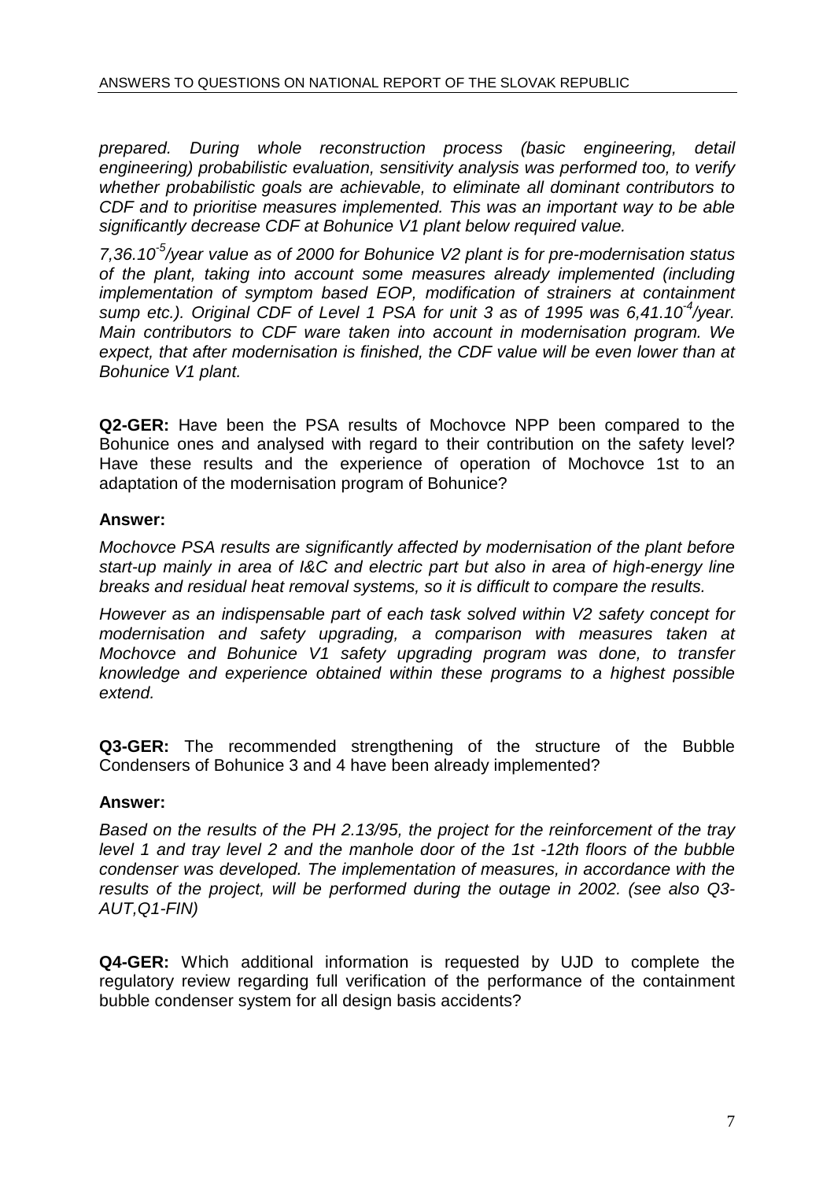*prepared. During whole reconstruction process (basic engineering, detail engineering) probabilistic evaluation, sensitivity analysis was performed too, to verify whether probabilistic goals are achievable, to eliminate all dominant contributors to CDF and to prioritise measures implemented. This was an important way to be able significantly decrease CDF at Bohunice V1 plant below required value.*

*$7,36.10^{-5}$/year value as of 2000 for Bohunice V2 plant is for pre-modernisation status of the plant, taking into account some measures already implemented (including implementation of symptom based EOP, modification of strainers at containment sump etc.). Original CDF of Level 1 PSA for unit 3 as of 1995 was $6,41.10^{-4}$/year. Main contributors to CDF ware taken into account in modernisation program. We expect, that after modernisation is finished, the CDF value will be even lower than at Bohunice V1 plant.*

**Q2-GER:** Have been the PSA results of Mochovce NPP been compared to the Bohunice ones and analysed with regard to their contribution on the safety level? Have these results and the experience of operation of Mochovce 1st to an adaptation of the modernisation program of Bohunice?

**Answer:**

*Mochovce PSA results are significantly affected by modernisation of the plant before start-up mainly in area of I&C and electric part but also in area of high-energy line breaks and residual heat removal systems, so it is difficult to compare the results.*

*However as an indispensable part of each task solved within V2 safety concept for modernisation and safety upgrading, a comparison with measures taken at Mochovce and Bohunice V1 safety upgrading program was done, to transfer knowledge and experience obtained within these programs to a highest possible extend.*

**Q3-GER:** The recommended strengthening of the structure of the Bubble Condensers of Bohunice 3 and 4 have been already implemented?

**Answer:**

*Based on the results of the PH 2.13/95, the project for the reinforcement of the tray level 1 and tray level 2 and the manhole door of the 1st -12th floors of the bubble condenser was developed. The implementation of measures, in accordance with the results of the project, will be performed during the outage in 2002. (see also Q3-AUT,Q1-FIN)*

**Q4-GER:** Which additional information is requested by UJD to complete the regulatory review regarding full verification of the performance of the containment bubble condenser system for all design basis accidents?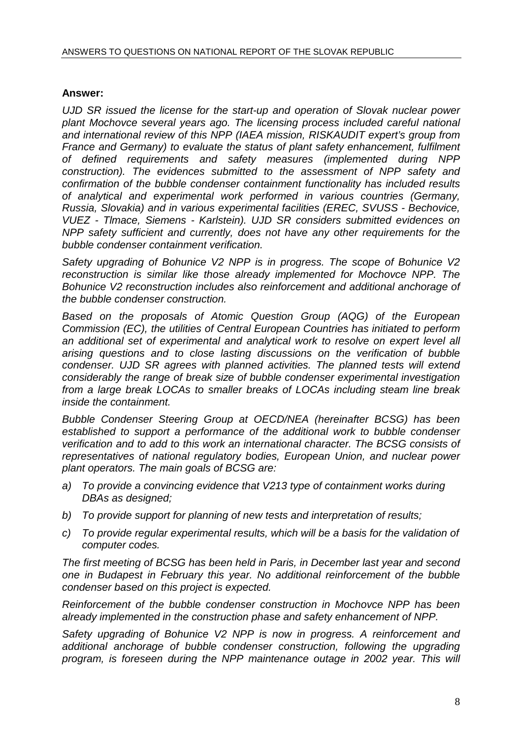**Answer:**

*UJD SR issued the license for the start-up and operation of Slovak nuclear power plant Mochovce several years ago. The licensing process included careful national and international review of this NPP (IAEA mission, RISKAUDIT expert's group from France and Germany) to evaluate the status of plant safety enhancement, fulfilment of defined requirements and safety measures (implemented during NPP construction). The evidences submitted to the assessment of NPP safety and confirmation of the bubble condenser containment functionality has included results of analytical and experimental work performed in various countries (Germany, Russia, Slovakia) and in various experimental facilities (EREC, SVUSS - Bechovice, VUEZ - Tlmace, Siemens - Karlstein). UJD SR considers submitted evidences on NPP safety sufficient and currently, does not have any other requirements for the bubble condenser containment verification.*

*Safety upgrading of Bohunice V2 NPP is in progress. The scope of Bohunice V2 reconstruction is similar like those already implemented for Mochovce NPP. The Bohunice V2 reconstruction includes also reinforcement and additional anchorage of the bubble condenser construction.*

*Based on the proposals of Atomic Question Group (AQG) of the European Commission (EC), the utilities of Central European Countries has initiated to perform an additional set of experimental and analytical work to resolve on expert level all arising questions and to close lasting discussions on the verification of bubble condenser. UJD SR agrees with planned activities. The planned tests will extend considerably the range of break size of bubble condenser experimental investigation from a large break LOCAs to smaller breaks of LOCAs including steam line break inside the containment.*

*Bubble Condenser Steering Group at OECD/NEA (hereinafter BCSG) has been established to support a performance of the additional work to bubble condenser verification and to add to this work an international character. The BCSG consists of representatives of national regulatory bodies, European Union, and nuclear power plant operators. The main goals of BCSG are:*

a) *To provide a convincing evidence that V213 type of containment works during DBAs as designed;*
b) *To provide support for planning of new tests and interpretation of results;*
c) *To provide regular experimental results, which will be a basis for the validation of computer codes.*

*The first meeting of BCSG has been held in Paris, in December last year and second one in Budapest in February this year. No additional reinforcement of the bubble condenser based on this project is expected.*

*Reinforcement of the bubble condenser construction in Mochovce NPP has been already implemented in the construction phase and safety enhancement of NPP.*

*Safety upgrading of Bohunice V2 NPP is now in progress. A reinforcement and additional anchorage of bubble condenser construction, following the upgrading program, is foreseen during the NPP maintenance outage in 2002 year. This will*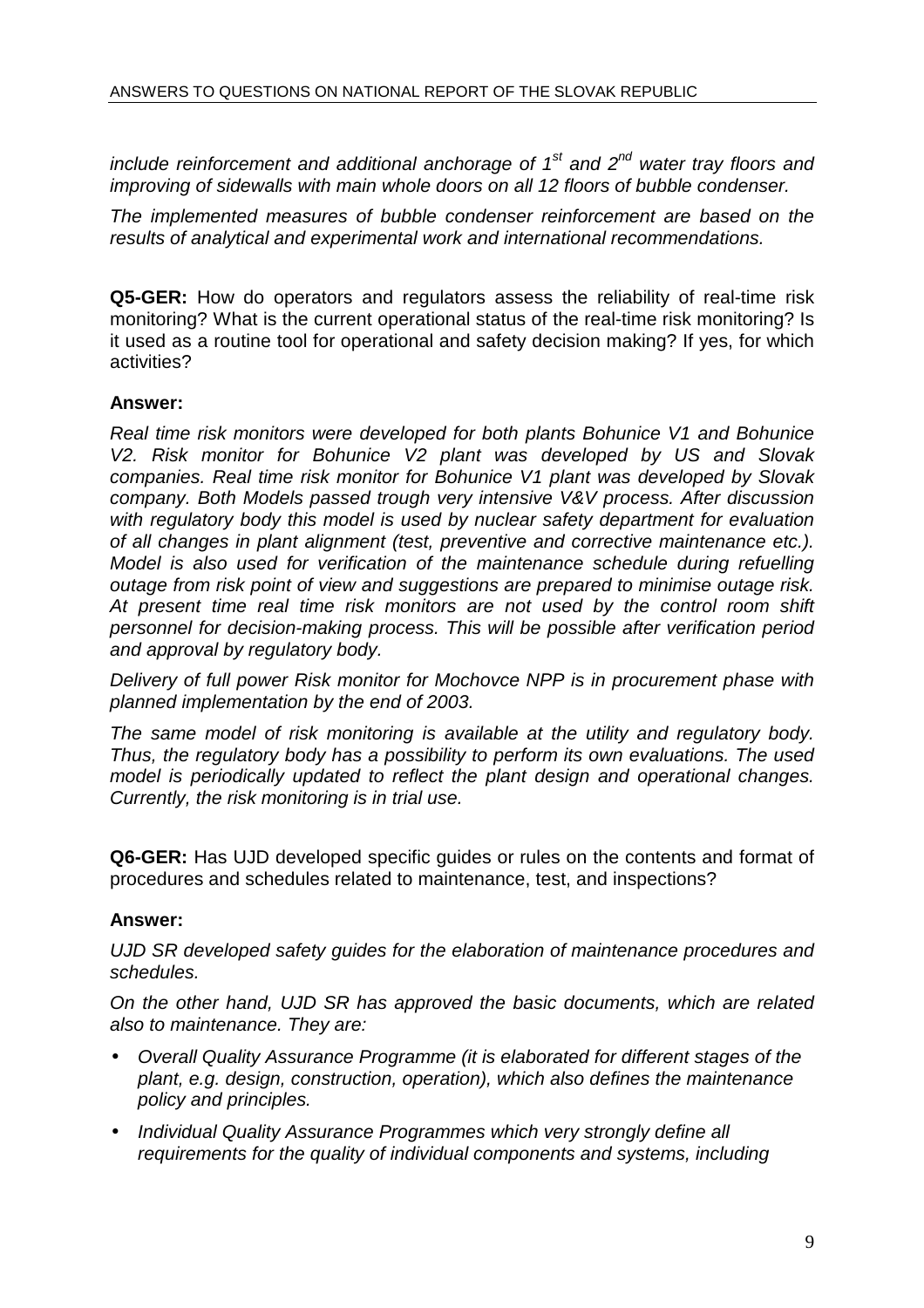*include reinforcement and additional anchorage of 1st and 2nd water tray floors and improving of sidewalls with main whole doors on all 12 floors of bubble condenser.*

*The implemented measures of bubble condenser reinforcement are based on the results of analytical and experimental work and international recommendations.*

**Q5-GER:** How do operators and regulators assess the reliability of real-time risk monitoring? What is the current operational status of the real-time risk monitoring? Is it used as a routine tool for operational and safety decision making? If yes, for which activities?

**Answer:**

*Real time risk monitors were developed for both plants Bohunice V1 and Bohunice V2. Risk monitor for Bohunice V2 plant was developed by US and Slovak companies. Real time risk monitor for Bohunice V1 plant was developed by Slovak company. Both Models passed trough very intensive V&V process. After discussion with regulatory body this model is used by nuclear safety department for evaluation of all changes in plant alignment (test, preventive and corrective maintenance etc.). Model is also used for verification of the maintenance schedule during refuelling outage from risk point of view and suggestions are prepared to minimise outage risk. At present time real time risk monitors are not used by the control room shift personnel for decision-making process. This will be possible after verification period and approval by regulatory body.*

*Delivery of full power Risk monitor for Mochovce NPP is in procurement phase with planned implementation by the end of 2003.*

*The same model of risk monitoring is available at the utility and regulatory body. Thus, the regulatory body has a possibility to perform its own evaluations. The used model is periodically updated to reflect the plant design and operational changes. Currently, the risk monitoring is in trial use.*

**Q6-GER:** Has UJD developed specific guides or rules on the contents and format of procedures and schedules related to maintenance, test, and inspections?

**Answer:**

*UJD SR developed safety guides for the elaboration of maintenance procedures and schedules.*

*On the other hand, UJD SR has approved the basic documents, which are related also to maintenance. They are:*

- *Overall Quality Assurance Programme (it is elaborated for different stages of the plant, e.g. design, construction, operation), which also defines the maintenance policy and principles.*
- *Individual Quality Assurance Programmes which very strongly define all requirements for the quality of individual components and systems, including*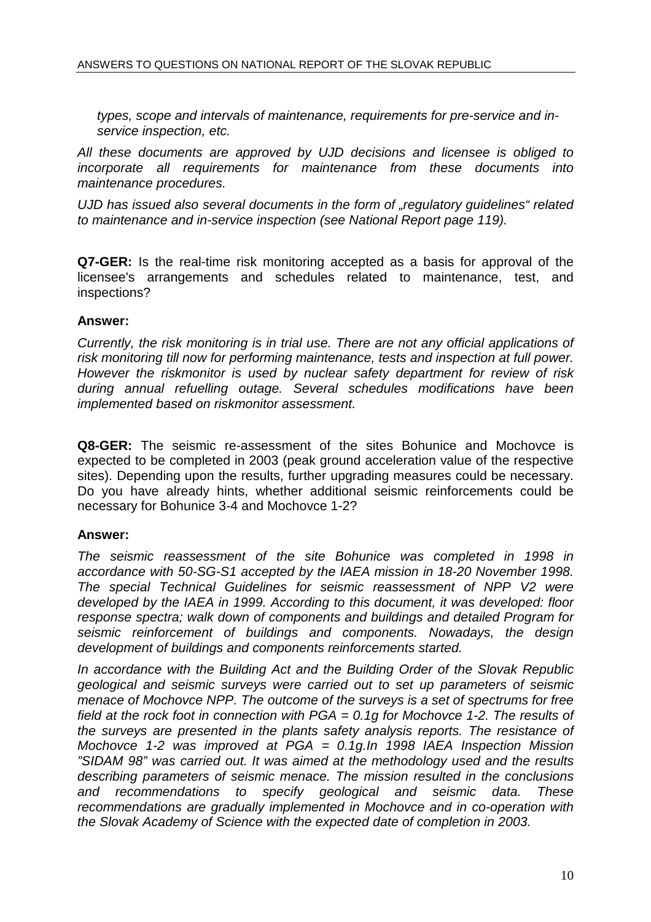*types, scope and intervals of maintenance, requirements for pre-service and in-service inspection, etc.*

*All these documents are approved by UJD decisions and licensee is obliged to incorporate all requirements for maintenance from these documents into maintenance procedures.*

*UJD has issued also several documents in the form of „regulatory guidelines" related to maintenance and in-service inspection (see National Report page 119).*

**Q7-GER:** Is the real-time risk monitoring accepted as a basis for approval of the licensee's arrangements and schedules related to maintenance, test, and inspections?

**Answer:**

*Currently, the risk monitoring is in trial use. There are not any official applications of risk monitoring till now for performing maintenance, tests and inspection at full power. However the riskmonitor is used by nuclear safety department for review of risk during annual refuelling outage. Several schedules modifications have been implemented based on riskmonitor assessment.*

**Q8-GER:** The seismic re-assessment of the sites Bohunice and Mochovce is expected to be completed in 2003 (peak ground acceleration value of the respective sites). Depending upon the results, further upgrading measures could be necessary. Do you have already hints, whether additional seismic reinforcements could be necessary for Bohunice 3-4 and Mochovce 1-2?

**Answer:**

*The seismic reassessment of the site Bohunice was completed in 1998 in accordance with 50-SG-S1 accepted by the IAEA mission in 18-20 November 1998. The special Technical Guidelines for seismic reassessment of NPP V2 were developed by the IAEA in 1999. According to this document, it was developed: floor response spectra; walk down of components and buildings and detailed Program for seismic reinforcement of buildings and components. Nowadays, the design development of buildings and components reinforcements started.*

*In accordance with the Building Act and the Building Order of the Slovak Republic geological and seismic surveys were carried out to set up parameters of seismic menace of Mochovce NPP. The outcome of the surveys is a set of spectrums for free field at the rock foot in connection with PGA = 0.1g for Mochovce 1-2. The results of the surveys are presented in the plants safety analysis reports. The resistance of Mochovce 1-2 was improved at PGA = 0.1g.In 1998 IAEA Inspection Mission "SIDAM 98" was carried out. It was aimed at the methodology used and the results describing parameters of seismic menace. The mission resulted in the conclusions and recommendations to specify geological and seismic data. These recommendations are gradually implemented in Mochovce and in co-operation with the Slovak Academy of Science with the expected date of completion in 2003.*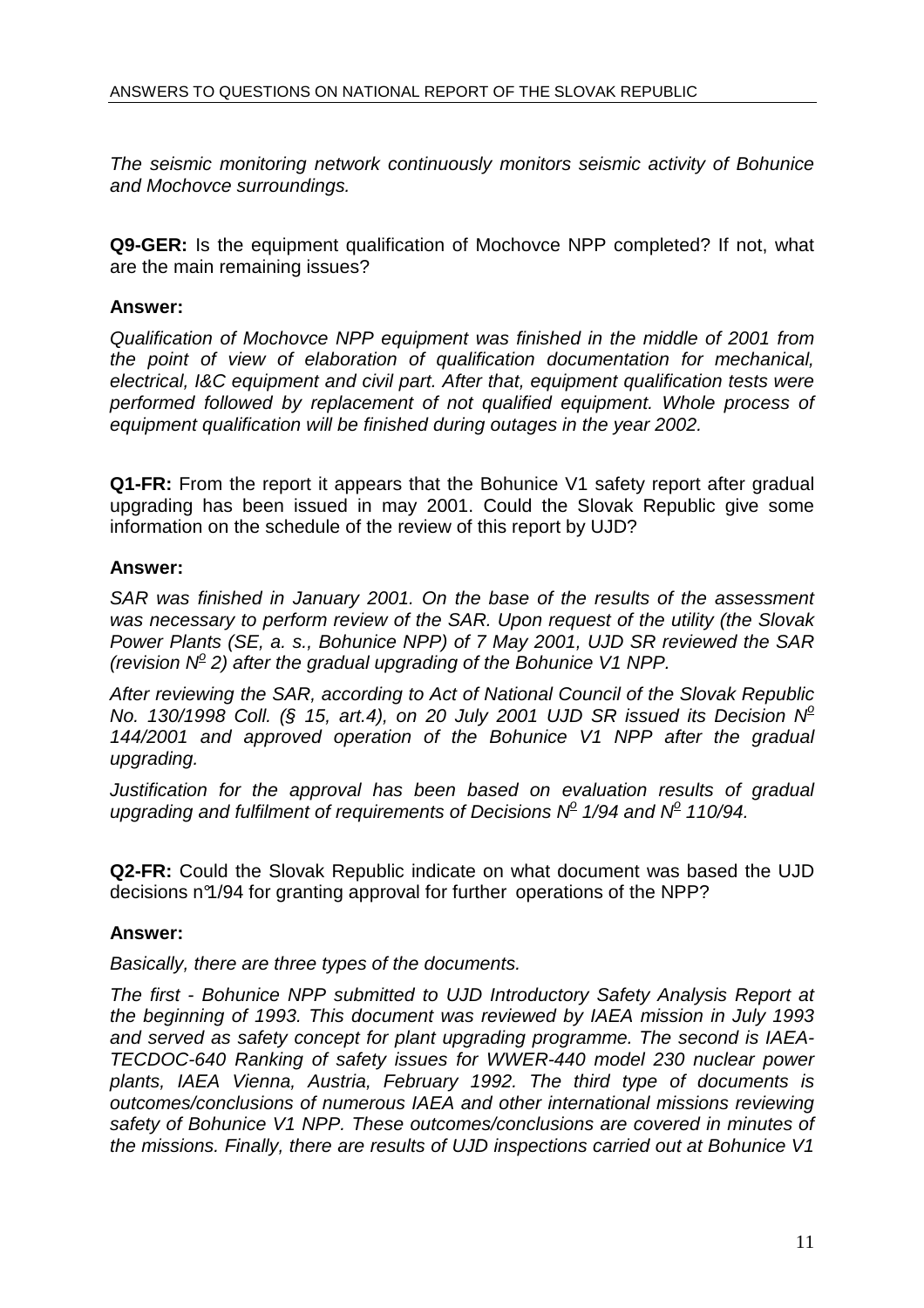*The seismic monitoring network continuously monitors seismic activity of Bohunice and Mochovce surroundings.*

**Q9-GER:** Is the equipment qualification of Mochovce NPP completed? If not, what are the main remaining issues?

**Answer:**

*Qualification of Mochovce NPP equipment was finished in the middle of 2001 from the point of view of elaboration of qualification documentation for mechanical, electrical, I&C equipment and civil part. After that, equipment qualification tests were performed followed by replacement of not qualified equipment. Whole process of equipment qualification will be finished during outages in the year 2002.*

**Q1-FR:** From the report it appears that the Bohunice V1 safety report after gradual upgrading has been issued in may 2001. Could the Slovak Republic give some information on the schedule of the review of this report by UJD?

**Answer:**

*SAR was finished in January 2001. On the base of the results of the assessment was necessary to perform review of the SAR. Upon request of the utility (the Slovak Power Plants (SE, a. s., Bohunice NPP) of 7 May 2001, UJD SR reviewed the SAR (revision N° 2) after the gradual upgrading of the Bohunice V1 NPP.*

*After reviewing the SAR, according to Act of National Council of the Slovak Republic No. 130/1998 Coll. (§ 15, art.4), on 20 July 2001 UJD SR issued its Decision N° 144/2001 and approved operation of the Bohunice V1 NPP after the gradual upgrading.*

*Justification for the approval has been based on evaluation results of gradual upgrading and fulfilment of requirements of Decisions N° 1/94 and N° 110/94.*

**Q2-FR:** Could the Slovak Republic indicate on what document was based the UJD decisions n°1/94 for granting approval for further operations of the NPP?

**Answer:**

*Basically, there are three types of the documents.*

*The first - Bohunice NPP submitted to UJD Introductory Safety Analysis Report at the beginning of 1993. This document was reviewed by IAEA mission in July 1993 and served as safety concept for plant upgrading programme. The second is IAEA-TECDOC-640 Ranking of safety issues for WWER-440 model 230 nuclear power plants, IAEA Vienna, Austria, February 1992. The third type of documents is outcomes/conclusions of numerous IAEA and other international missions reviewing safety of Bohunice V1 NPP. These outcomes/conclusions are covered in minutes of the missions. Finally, there are results of UJD inspections carried out at Bohunice V1*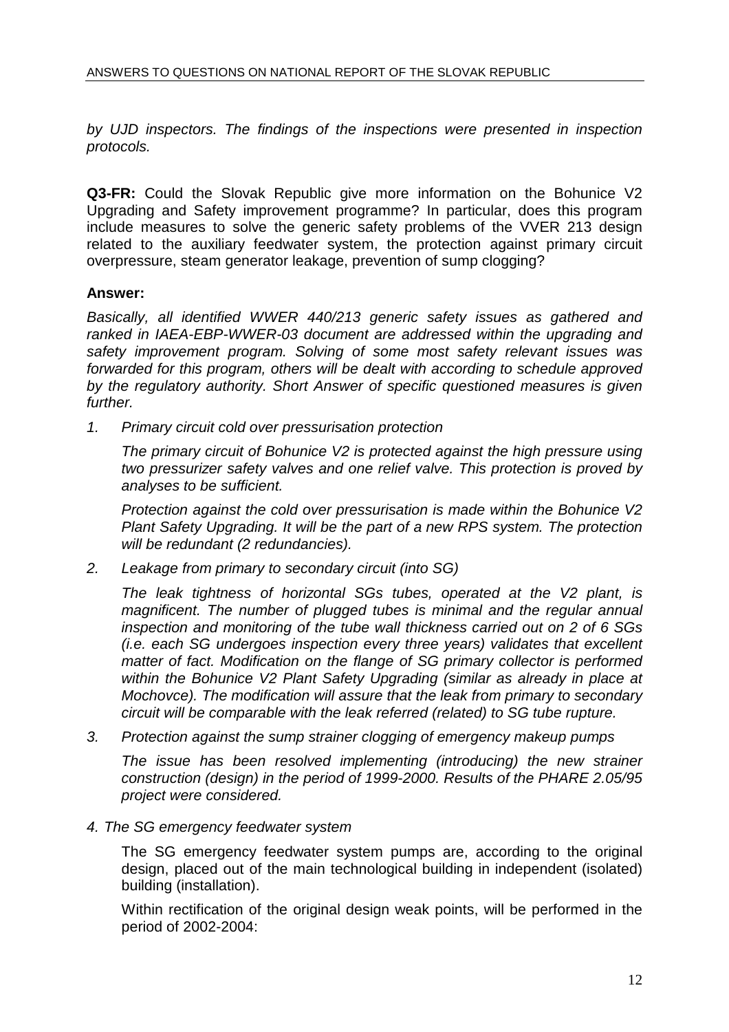*by UJD inspectors. The findings of the inspections were presented in inspection protocols.*

**Q3-FR:** Could the Slovak Republic give more information on the Bohunice V2 Upgrading and Safety improvement programme? In particular, does this program include measures to solve the generic safety problems of the VVER 213 design related to the auxiliary feedwater system, the protection against primary circuit overpressure, steam generator leakage, prevention of sump clogging?

**Answer:**

*Basically, all identified WWER 440/213 generic safety issues as gathered and ranked in IAEA-EBP-WWER-03 document are addressed within the upgrading and safety improvement program. Solving of some most safety relevant issues was forwarded for this program, others will be dealt with according to schedule approved by the regulatory authority. Short Answer of specific questioned measures is given further.*

1. *Primary circuit cold over pressurisation protection*

   *The primary circuit of Bohunice V2 is protected against the high pressure using two pressurizer safety valves and one relief valve. This protection is proved by analyses to be sufficient.*

   *Protection against the cold over pressurisation is made within the Bohunice V2 Plant Safety Upgrading. It will be the part of a new RPS system. The protection will be redundant (2 redundancies).*

2. *Leakage from primary to secondary circuit (into SG)*

   *The leak tightness of horizontal SGs tubes, operated at the V2 plant, is magnificent. The number of plugged tubes is minimal and the regular annual inspection and monitoring of the tube wall thickness carried out on 2 of 6 SGs (i.e. each SG undergoes inspection every three years) validates that excellent matter of fact. Modification on the flange of SG primary collector is performed within the Bohunice V2 Plant Safety Upgrading (similar as already in place at Mochovce). The modification will assure that the leak from primary to secondary circuit will be comparable with the leak referred (related) to SG tube rupture.*

3. *Protection against the sump strainer clogging of emergency makeup pumps*

   *The issue has been resolved implementing (introducing) the new strainer construction (design) in the period of 1999-2000. Results of the PHARE 2.05/95 project were considered.*

4. *The SG emergency feedwater system*

   The SG emergency feedwater system pumps are, according to the original design, placed out of the main technological building in independent (isolated) building (installation).

   Within rectification of the original design weak points, will be performed in the period of 2002-2004: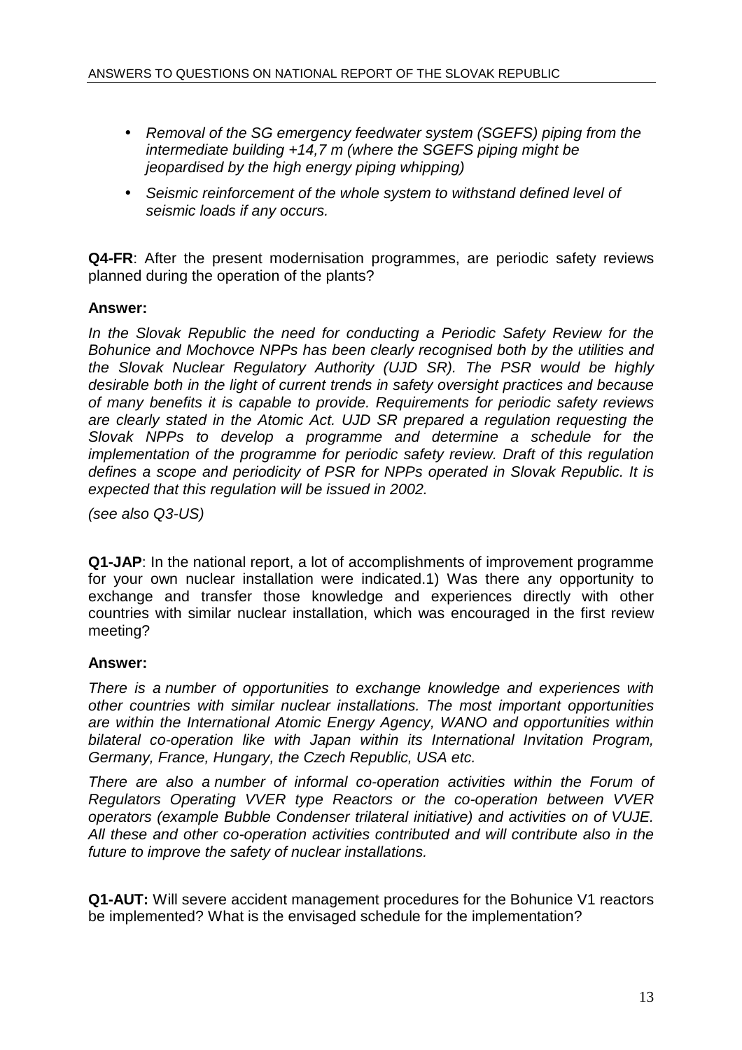- *Removal of the SG emergency feedwater system (SGEFS) piping from the intermediate building +14,7 m (where the SGEFS piping might be jeopardised by the high energy piping whipping)*
- *Seismic reinforcement of the whole system to withstand defined level of seismic loads if any occurs.*

**Q4-FR**: After the present modernisation programmes, are periodic safety reviews planned during the operation of the plants?

**Answer:**

*In the Slovak Republic the need for conducting a Periodic Safety Review for the Bohunice and Mochovce NPPs has been clearly recognised both by the utilities and the Slovak Nuclear Regulatory Authority (UJD SR). The PSR would be highly desirable both in the light of current trends in safety oversight practices and because of many benefits it is capable to provide. Requirements for periodic safety reviews are clearly stated in the Atomic Act. UJD SR prepared a regulation requesting the Slovak NPPs to develop a programme and determine a schedule for the implementation of the programme for periodic safety review. Draft of this regulation defines a scope and periodicity of PSR for NPPs operated in Slovak Republic. It is expected that this regulation will be issued in 2002.*

*(see also Q3-US)*

**Q1-JAP**: In the national report, a lot of accomplishments of improvement programme for your own nuclear installation were indicated.1) Was there any opportunity to exchange and transfer those knowledge and experiences directly with other countries with similar nuclear installation, which was encouraged in the first review meeting?

**Answer:**

*There is a number of opportunities to exchange knowledge and experiences with other countries with similar nuclear installations. The most important opportunities are within the International Atomic Energy Agency, WANO and opportunities within bilateral co-operation like with Japan within its International Invitation Program, Germany, France, Hungary, the Czech Republic, USA etc.*

*There are also a number of informal co-operation activities within the Forum of Regulators Operating VVER type Reactors or the co-operation between VVER operators (example Bubble Condenser trilateral initiative) and activities on of VUJE. All these and other co-operation activities contributed and will contribute also in the future to improve the safety of nuclear installations.*

**Q1-AUT:** Will severe accident management procedures for the Bohunice V1 reactors be implemented? What is the envisaged schedule for the implementation?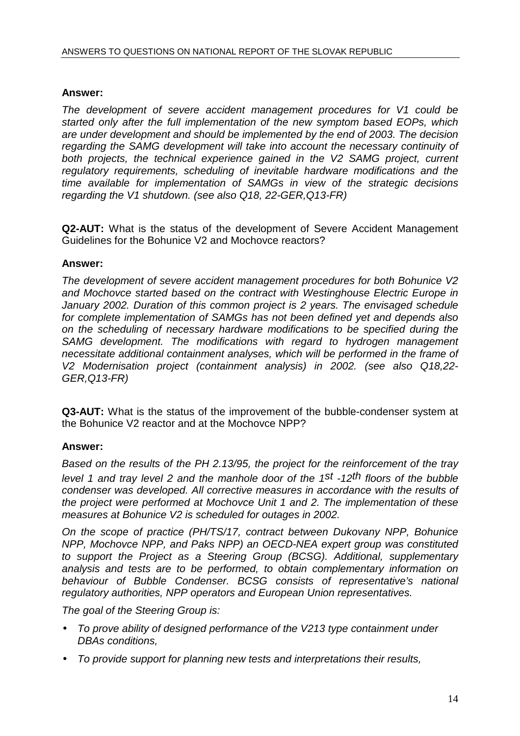**Answer:**

*The development of severe accident management procedures for V1 could be started only after the full implementation of the new symptom based EOPs, which are under development and should be implemented by the end of 2003. The decision regarding the SAMG development will take into account the necessary continuity of both projects, the technical experience gained in the V2 SAMG project, current regulatory requirements, scheduling of inevitable hardware modifications and the time available for implementation of SAMGs in view of the strategic decisions regarding the V1 shutdown. (see also Q18, 22-GER,Q13-FR)*

**Q2-AUT:** What is the status of the development of Severe Accident Management Guidelines for the Bohunice V2 and Mochovce reactors?

**Answer:**

*The development of severe accident management procedures for both Bohunice V2 and Mochovce started based on the contract with Westinghouse Electric Europe in January 2002. Duration of this common project is 2 years. The envisaged schedule for complete implementation of SAMGs has not been defined yet and depends also on the scheduling of necessary hardware modifications to be specified during the SAMG development. The modifications with regard to hydrogen management necessitate additional containment analyses, which will be performed in the frame of V2 Modernisation project (containment analysis) in 2002. (see also Q18,22-GER,Q13-FR)*

**Q3-AUT:** What is the status of the improvement of the bubble-condenser system at the Bohunice V2 reactor and at the Mochovce NPP?

**Answer:**

*Based on the results of the PH 2.13/95, the project for the reinforcement of the tray level 1 and tray level 2 and the manhole door of the 1st -12th floors of the bubble condenser was developed. All corrective measures in accordance with the results of the project were performed at Mochovce Unit 1 and 2. The implementation of these measures at Bohunice V2 is scheduled for outages in 2002.*

*On the scope of practice (PH/TS/17, contract between Dukovany NPP, Bohunice NPP, Mochovce NPP, and Paks NPP) an OECD-NEA expert group was constituted to support the Project as a Steering Group (BCSG). Additional, supplementary analysis and tests are to be performed, to obtain complementary information on behaviour of Bubble Condenser. BCSG consists of representative's national regulatory authorities, NPP operators and European Union representatives.*

*The goal of the Steering Group is:*

- *To prove ability of designed performance of the V213 type containment under DBAs conditions,*
- *To provide support for planning new tests and interpretations their results,*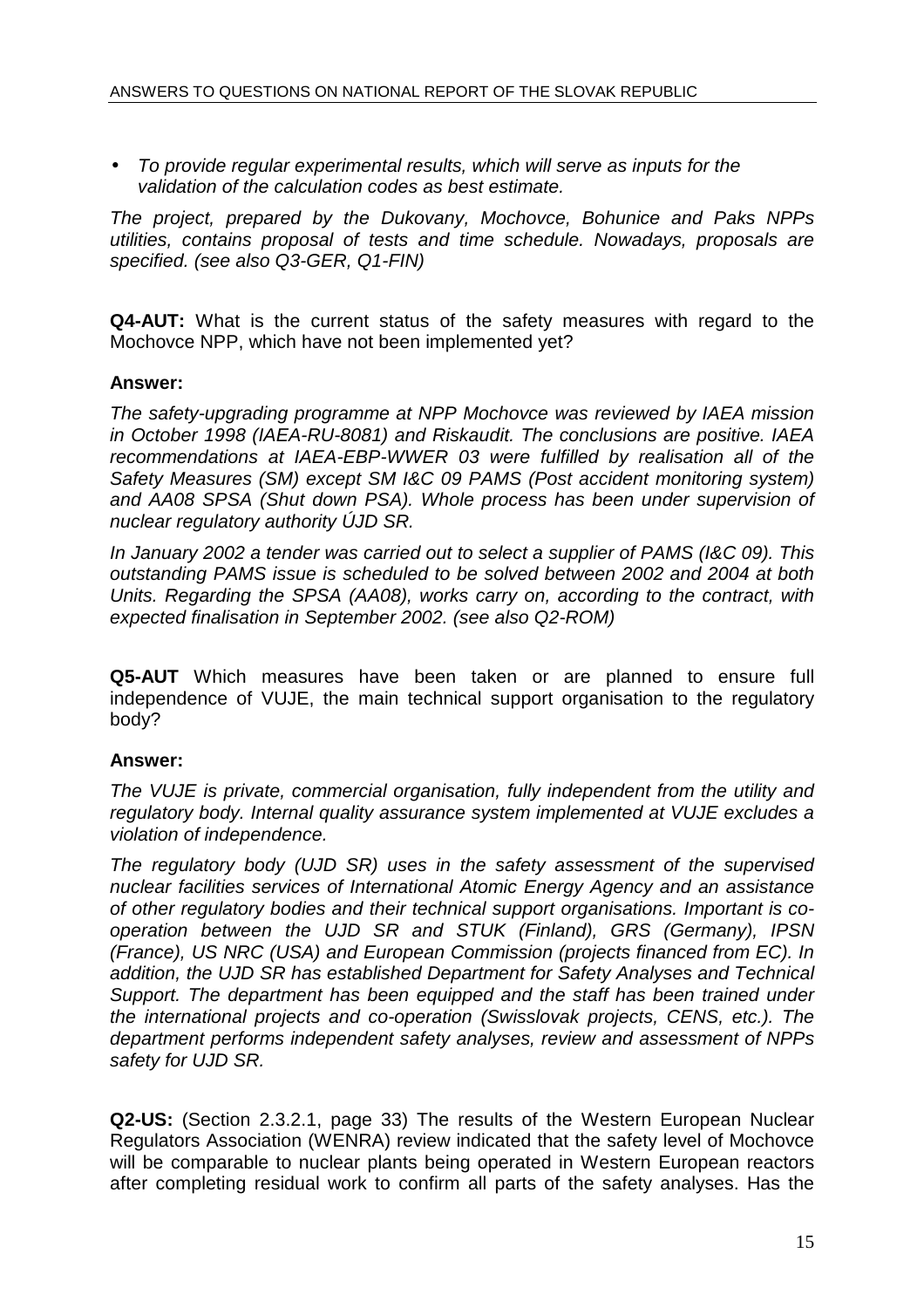- *To provide regular experimental results, which will serve as inputs for the validation of the calculation codes as best estimate.*

*The project, prepared by the Dukovany, Mochovce, Bohunice and Paks NPPs utilities, contains proposal of tests and time schedule. Nowadays, proposals are specified. (see also Q3-GER, Q1-FIN)*

**Q4-AUT:** What is the current status of the safety measures with regard to the Mochovce NPP, which have not been implemented yet?

**Answer:**

*The safety-upgrading programme at NPP Mochovce was reviewed by IAEA mission in October 1998 (IAEA-RU-8081) and Riskaudit. The conclusions are positive. IAEA recommendations at IAEA-EBP-WWER 03 were fulfilled by realisation all of the Safety Measures (SM) except SM I&C 09 PAMS (Post accident monitoring system) and AA08 SPSA (Shut down PSA). Whole process has been under supervision of nuclear regulatory authority ÚJD SR.*

*In January 2002 a tender was carried out to select a supplier of PAMS (I&C 09). This outstanding PAMS issue is scheduled to be solved between 2002 and 2004 at both Units. Regarding the SPSA (AA08), works carry on, according to the contract, with expected finalisation in September 2002. (see also Q2-ROM)*

**Q5-AUT** Which measures have been taken or are planned to ensure full independence of VUJE, the main technical support organisation to the regulatory body?

**Answer:**

*The VUJE is private, commercial organisation, fully independent from the utility and regulatory body. Internal quality assurance system implemented at VUJE excludes a violation of independence.*

*The regulatory body (UJD SR) uses in the safety assessment of the supervised nuclear facilities services of International Atomic Energy Agency and an assistance of other regulatory bodies and their technical support organisations. Important is co-operation between the UJD SR and STUK (Finland), GRS (Germany), IPSN (France), US NRC (USA) and European Commission (projects financed from EC). In addition, the UJD SR has established Department for Safety Analyses and Technical Support. The department has been equipped and the staff has been trained under the international projects and co-operation (Swisslovak projects, CENS, etc.). The department performs independent safety analyses, review and assessment of NPPs safety for UJD SR.*

**Q2-US:** (Section 2.3.2.1, page 33) The results of the Western European Nuclear Regulators Association (WENRA) review indicated that the safety level of Mochovce will be comparable to nuclear plants being operated in Western European reactors after completing residual work to confirm all parts of the safety analyses. Has the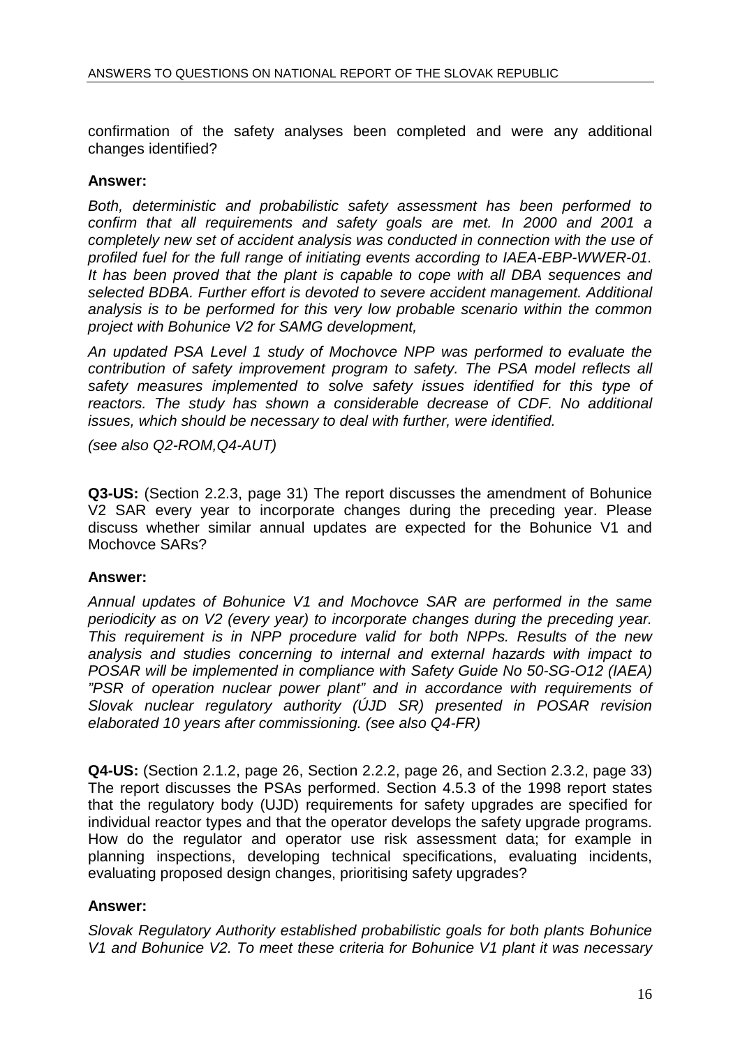confirmation of the safety analyses been completed and were any additional changes identified?

**Answer:**

*Both, deterministic and probabilistic safety assessment has been performed to confirm that all requirements and safety goals are met. In 2000 and 2001 a completely new set of accident analysis was conducted in connection with the use of profiled fuel for the full range of initiating events according to IAEA-EBP-WWER-01. It has been proved that the plant is capable to cope with all DBA sequences and selected BDBA. Further effort is devoted to severe accident management. Additional analysis is to be performed for this very low probable scenario within the common project with Bohunice V2 for SAMG development,*

*An updated PSA Level 1 study of Mochovce NPP was performed to evaluate the contribution of safety improvement program to safety. The PSA model reflects all safety measures implemented to solve safety issues identified for this type of reactors. The study has shown a considerable decrease of CDF. No additional issues, which should be necessary to deal with further, were identified.*

*(see also Q2-ROM,Q4-AUT)*

**Q3-US:** (Section 2.2.3, page 31) The report discusses the amendment of Bohunice V2 SAR every year to incorporate changes during the preceding year. Please discuss whether similar annual updates are expected for the Bohunice V1 and Mochovce SARs?

**Answer:**

*Annual updates of Bohunice V1 and Mochovce SAR are performed in the same periodicity as on V2 (every year) to incorporate changes during the preceding year. This requirement is in NPP procedure valid for both NPPs. Results of the new analysis and studies concerning to internal and external hazards with impact to POSAR will be implemented in compliance with Safety Guide No 50-SG-O12 (IAEA) "PSR of operation nuclear power plant" and in accordance with requirements of Slovak nuclear regulatory authority (ÚJD SR) presented in POSAR revision elaborated 10 years after commissioning. (see also Q4-FR)*

**Q4-US:** (Section 2.1.2, page 26, Section 2.2.2, page 26, and Section 2.3.2, page 33) The report discusses the PSAs performed. Section 4.5.3 of the 1998 report states that the regulatory body (UJD) requirements for safety upgrades are specified for individual reactor types and that the operator develops the safety upgrade programs. How do the regulator and operator use risk assessment data; for example in planning inspections, developing technical specifications, evaluating incidents, evaluating proposed design changes, prioritising safety upgrades?

**Answer:**

*Slovak Regulatory Authority established probabilistic goals for both plants Bohunice V1 and Bohunice V2. To meet these criteria for Bohunice V1 plant it was necessary*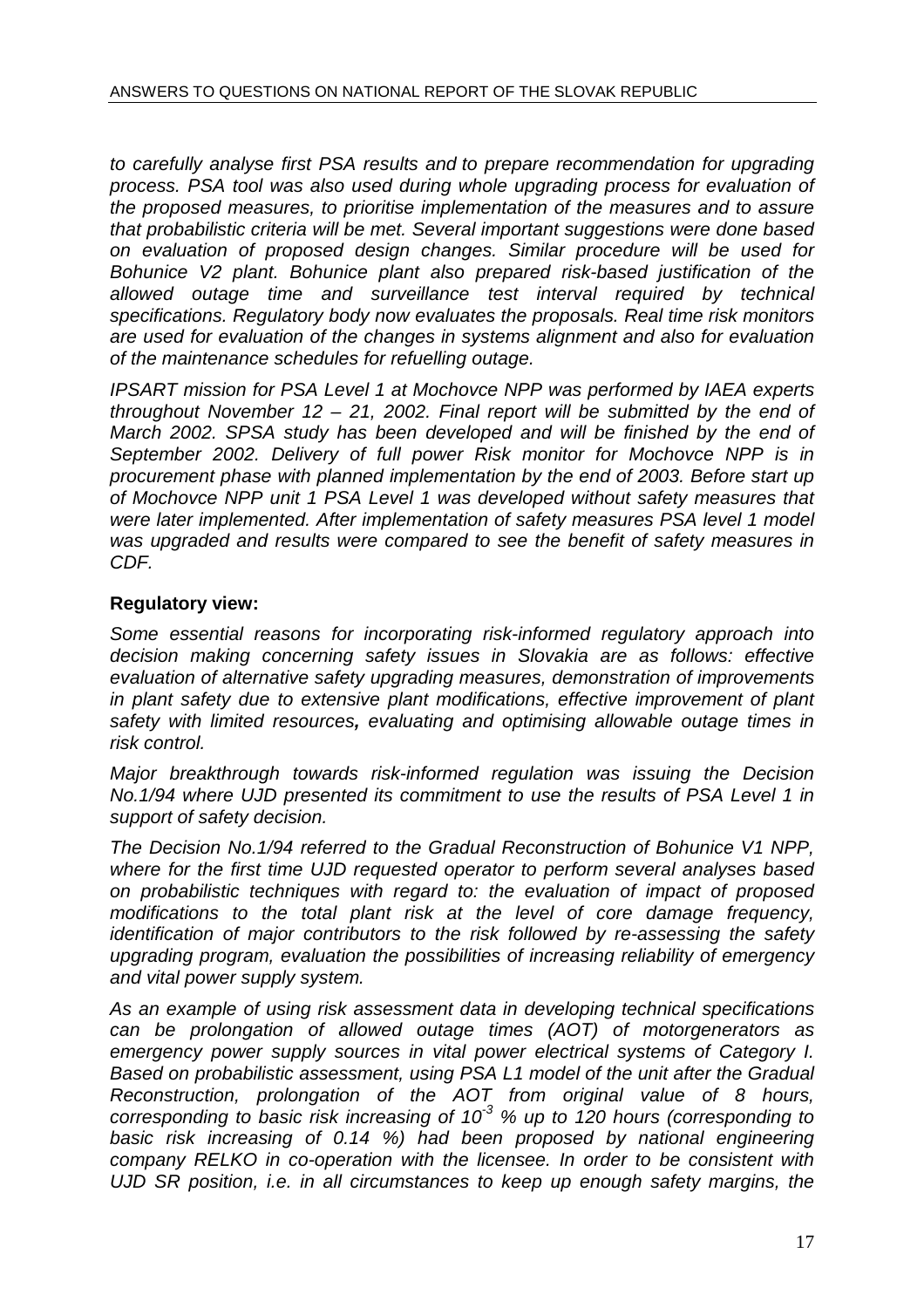*to carefully analyse first PSA results and to prepare recommendation for upgrading process. PSA tool was also used during whole upgrading process for evaluation of the proposed measures, to prioritise implementation of the measures and to assure that probabilistic criteria will be met. Several important suggestions were done based on evaluation of proposed design changes. Similar procedure will be used for Bohunice V2 plant. Bohunice plant also prepared risk-based justification of the allowed outage time and surveillance test interval required by technical specifications. Regulatory body now evaluates the proposals. Real time risk monitors are used for evaluation of the changes in systems alignment and also for evaluation of the maintenance schedules for refuelling outage.*

*IPSART mission for PSA Level 1 at Mochovce NPP was performed by IAEA experts throughout November 12 – 21, 2002. Final report will be submitted by the end of March 2002. SPSA study has been developed and will be finished by the end of September 2002. Delivery of full power Risk monitor for Mochovce NPP is in procurement phase with planned implementation by the end of 2003. Before start up of Mochovce NPP unit 1 PSA Level 1 was developed without safety measures that were later implemented. After implementation of safety measures PSA level 1 model was upgraded and results were compared to see the benefit of safety measures in CDF.*

**Regulatory view:**

*Some essential reasons for incorporating risk-informed regulatory approach into decision making concerning safety issues in Slovakia are as follows: effective evaluation of alternative safety upgrading measures, demonstration of improvements in plant safety due to extensive plant modifications, effective improvement of plant safety with limited resources**,** evaluating and optimising allowable outage times in risk control.*

*Major breakthrough towards risk-informed regulation was issuing the Decision No.1/94 where UJD presented its commitment to use the results of PSA Level 1 in support of safety decision.*

*The Decision No.1/94 referred to the Gradual Reconstruction of Bohunice V1 NPP, where for the first time UJD requested operator to perform several analyses based on probabilistic techniques with regard to: the evaluation of impact of proposed modifications to the total plant risk at the level of core damage frequency, identification of major contributors to the risk followed by re-assessing the safety upgrading program, evaluation the possibilities of increasing reliability of emergency and vital power supply system.*

*As an example of using risk assessment data in developing technical specifications can be prolongation of allowed outage times (AOT) of motorgenerators as emergency power supply sources in vital power electrical systems of Category I. Based on probabilistic assessment, using PSA L1 model of the unit after the Gradual Reconstruction, prolongation of the AOT from original value of 8 hours, corresponding to basic risk increasing of $10^{-3}$ % up to 120 hours (corresponding to basic risk increasing of 0.14 %) had been proposed by national engineering company RELKO in co-operation with the licensee. In order to be consistent with UJD SR position, i.e. in all circumstances to keep up enough safety margins, the*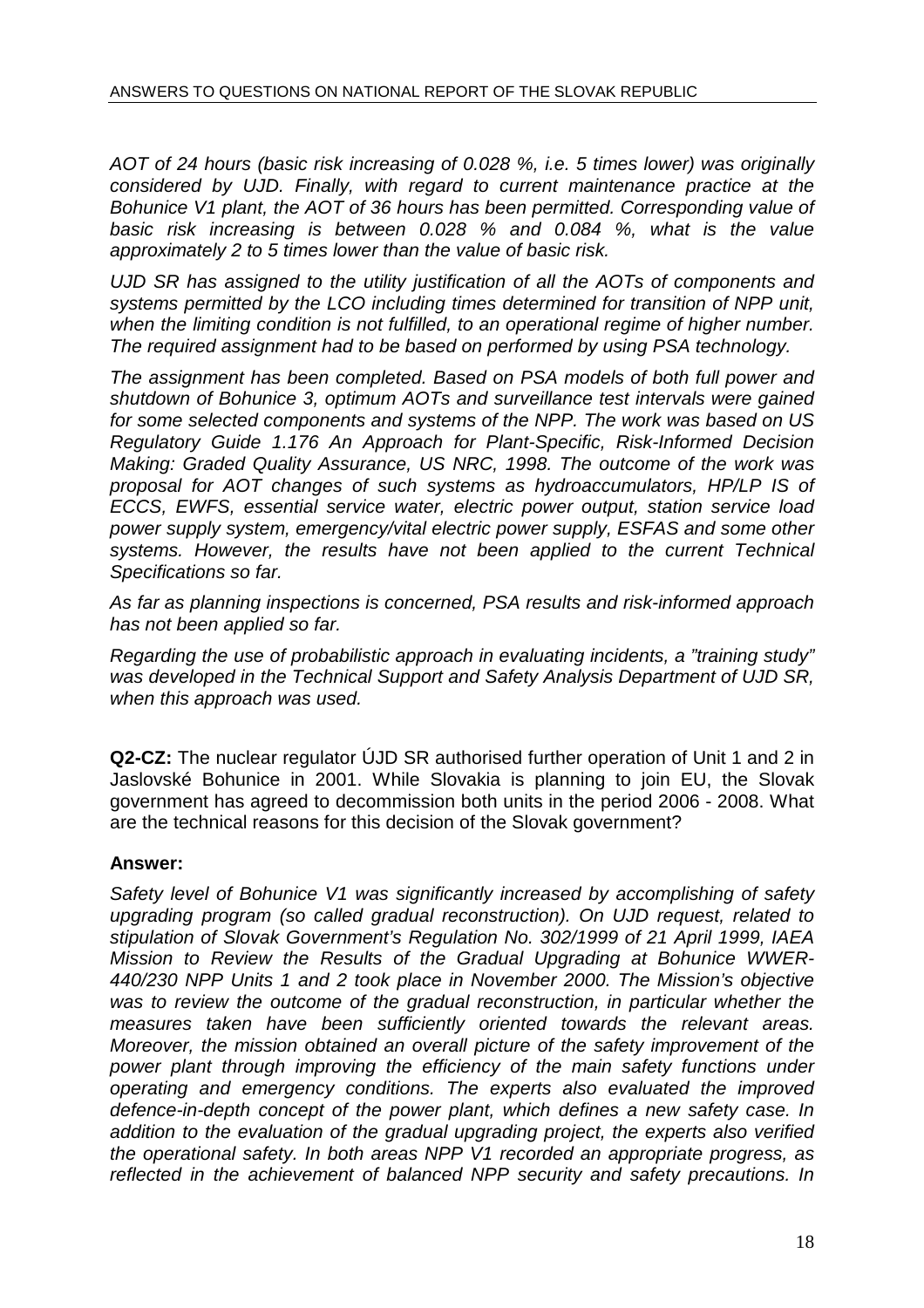*AOT of 24 hours (basic risk increasing of 0.028 %, i.e. 5 times lower) was originally considered by UJD. Finally, with regard to current maintenance practice at the Bohunice V1 plant, the AOT of 36 hours has been permitted. Corresponding value of basic risk increasing is between 0.028 % and 0.084 %, what is the value approximately 2 to 5 times lower than the value of basic risk.*

*UJD SR has assigned to the utility justification of all the AOTs of components and systems permitted by the LCO including times determined for transition of NPP unit, when the limiting condition is not fulfilled, to an operational regime of higher number. The required assignment had to be based on performed by using PSA technology.*

*The assignment has been completed. Based on PSA models of both full power and shutdown of Bohunice 3, optimum AOTs and surveillance test intervals were gained for some selected components and systems of the NPP. The work was based on US Regulatory Guide 1.176 An Approach for Plant-Specific, Risk-Informed Decision Making: Graded Quality Assurance, US NRC, 1998. The outcome of the work was proposal for AOT changes of such systems as hydroaccumulators, HP/LP IS of ECCS, EWFS, essential service water, electric power output, station service load power supply system, emergency/vital electric power supply, ESFAS and some other systems. However, the results have not been applied to the current Technical Specifications so far.*

*As far as planning inspections is concerned, PSA results and risk-informed approach has not been applied so far.*

*Regarding the use of probabilistic approach in evaluating incidents, a "training study" was developed in the Technical Support and Safety Analysis Department of UJD SR, when this approach was used.*

**Q2-CZ:** The nuclear regulator ÚJD SR authorised further operation of Unit 1 and 2 in Jaslovské Bohunice in 2001. While Slovakia is planning to join EU, the Slovak government has agreed to decommission both units in the period 2006 - 2008. What are the technical reasons for this decision of the Slovak government?

**Answer:**

*Safety level of Bohunice V1 was significantly increased by accomplishing of safety upgrading program (so called gradual reconstruction). On UJD request, related to stipulation of Slovak Government's Regulation No. 302/1999 of 21 April 1999, IAEA Mission to Review the Results of the Gradual Upgrading at Bohunice WWER-440/230 NPP Units 1 and 2 took place in November 2000. The Mission's objective was to review the outcome of the gradual reconstruction, in particular whether the measures taken have been sufficiently oriented towards the relevant areas. Moreover, the mission obtained an overall picture of the safety improvement of the power plant through improving the efficiency of the main safety functions under operating and emergency conditions. The experts also evaluated the improved defence-in-depth concept of the power plant, which defines a new safety case. In addition to the evaluation of the gradual upgrading project, the experts also verified the operational safety. In both areas NPP V1 recorded an appropriate progress, as reflected in the achievement of balanced NPP security and safety precautions. In*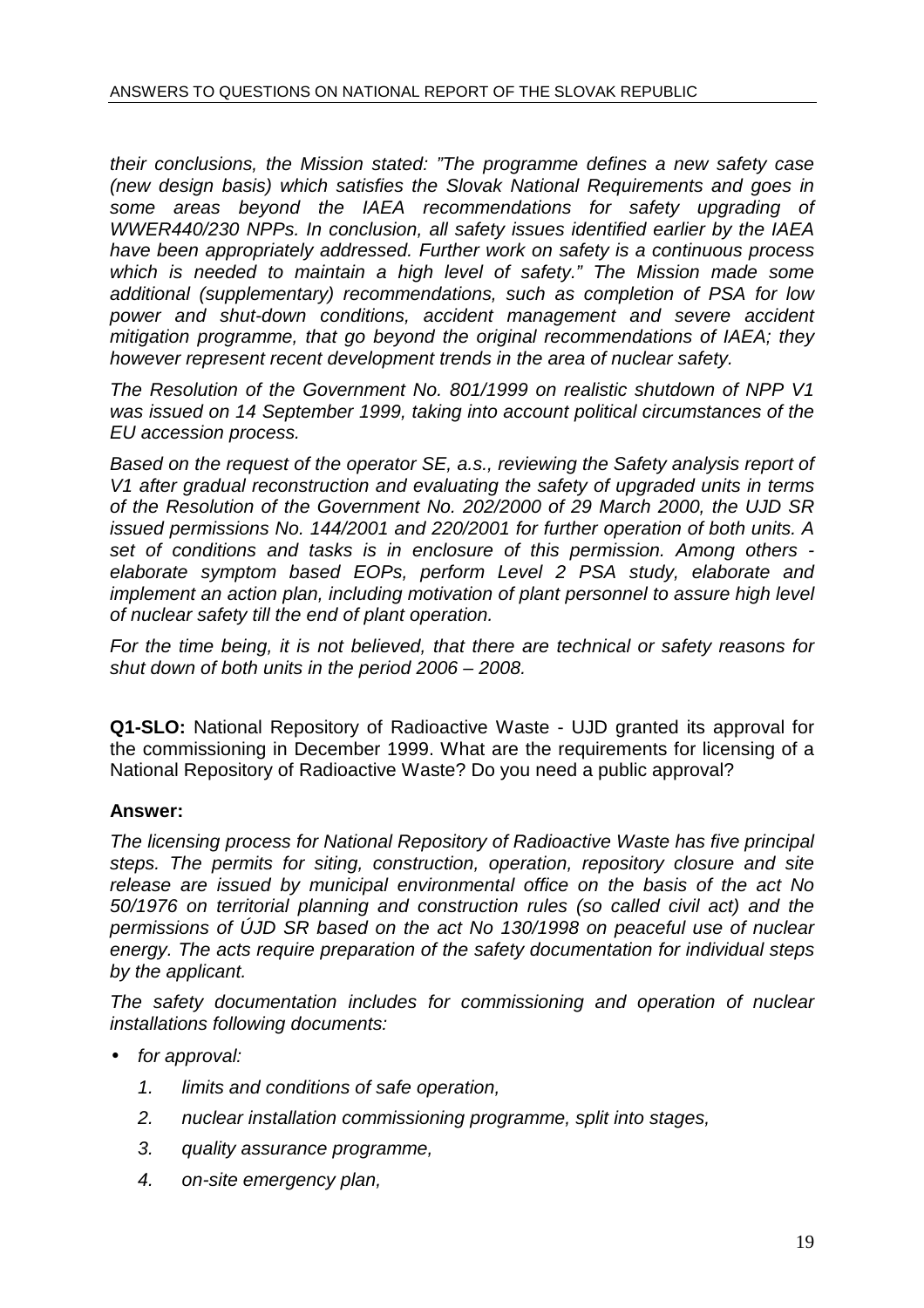*their conclusions, the Mission stated: "The programme defines a new safety case (new design basis) which satisfies the Slovak National Requirements and goes in some areas beyond the IAEA recommendations for safety upgrading of WWER440/230 NPPs. In conclusion, all safety issues identified earlier by the IAEA have been appropriately addressed. Further work on safety is a continuous process which is needed to maintain a high level of safety." The Mission made some additional (supplementary) recommendations, such as completion of PSA for low power and shut-down conditions, accident management and severe accident mitigation programme, that go beyond the original recommendations of IAEA; they however represent recent development trends in the area of nuclear safety.*

*The Resolution of the Government No. 801/1999 on realistic shutdown of NPP V1 was issued on 14 September 1999, taking into account political circumstances of the EU accession process.*

*Based on the request of the operator SE, a.s., reviewing the Safety analysis report of V1 after gradual reconstruction and evaluating the safety of upgraded units in terms of the Resolution of the Government No. 202/2000 of 29 March 2000, the UJD SR issued permissions No. 144/2001 and 220/2001 for further operation of both units. A set of conditions and tasks is in enclosure of this permission. Among others - elaborate symptom based EOPs, perform Level 2 PSA study, elaborate and implement an action plan, including motivation of plant personnel to assure high level of nuclear safety till the end of plant operation.*

*For the time being, it is not believed, that there are technical or safety reasons for shut down of both units in the period 2006 – 2008.*

**Q1-SLO:** National Repository of Radioactive Waste - UJD granted its approval for the commissioning in December 1999. What are the requirements for licensing of a National Repository of Radioactive Waste? Do you need a public approval?

**Answer:**

*The licensing process for National Repository of Radioactive Waste has five principal steps. The permits for siting, construction, operation, repository closure and site release are issued by municipal environmental office on the basis of the act No 50/1976 on territorial planning and construction rules (so called civil act) and the permissions of ÚJD SR based on the act No 130/1998 on peaceful use of nuclear energy. The acts require preparation of the safety documentation for individual steps by the applicant.*

*The safety documentation includes for commissioning and operation of nuclear installations following documents:*

- *for approval:*
    1. *limits and conditions of safe operation,*
    2. *nuclear installation commissioning programme, split into stages,*
    3. *quality assurance programme,*
    4. *on-site emergency plan,*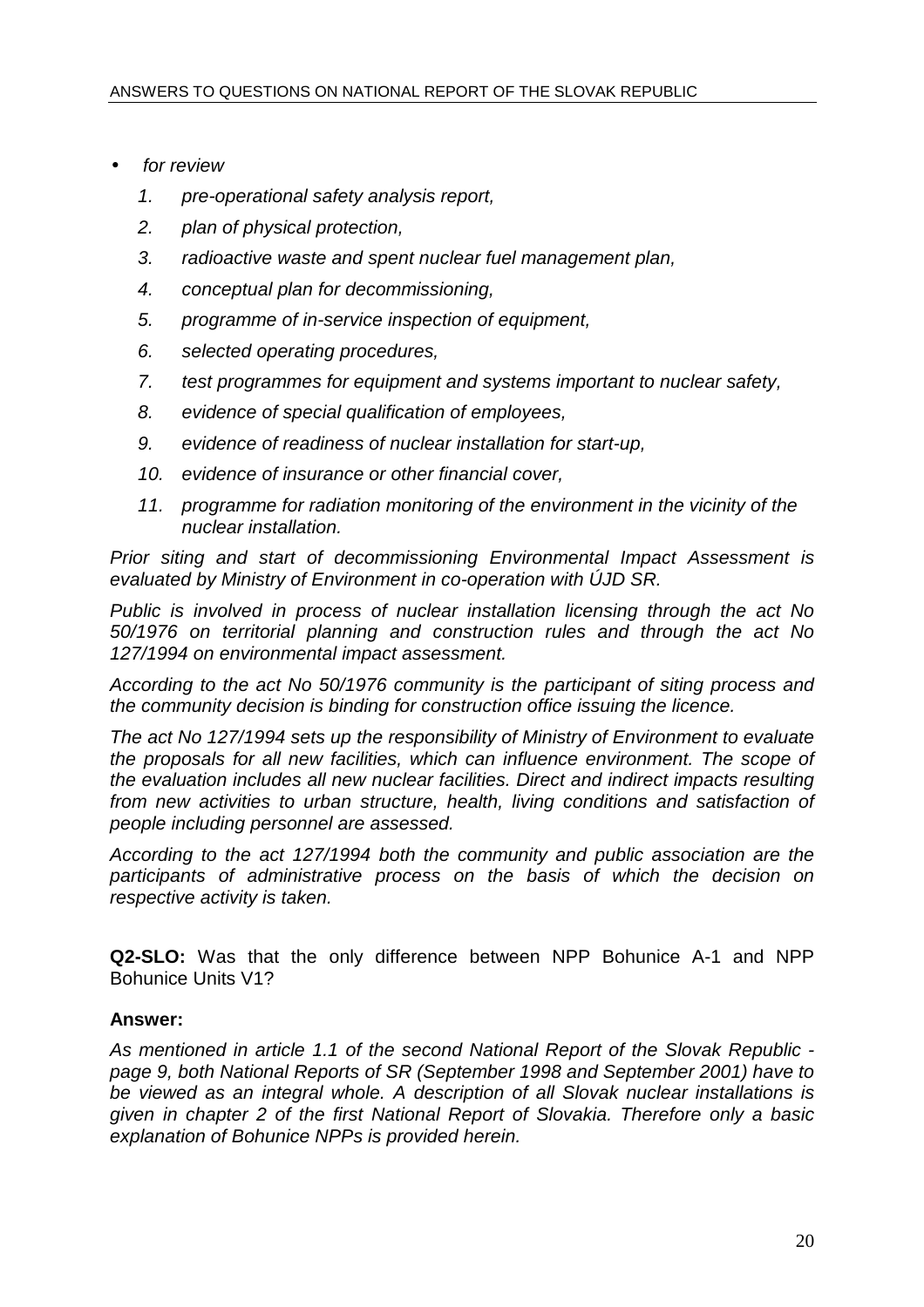- *for review*
    1. *pre-operational safety analysis report,*
    2. *plan of physical protection,*
    3. *radioactive waste and spent nuclear fuel management plan,*
    4. *conceptual plan for decommissioning,*
    5. *programme of in-service inspection of equipment,*
    6. *selected operating procedures,*
    7. *test programmes for equipment and systems important to nuclear safety,*
    8. *evidence of special qualification of employees,*
    9. *evidence of readiness of nuclear installation for start-up,*
    10. *evidence of insurance or other financial cover,*
    11. *programme for radiation monitoring of the environment in the vicinity of the nuclear installation.*

*Prior siting and start of decommissioning Environmental Impact Assessment is evaluated by Ministry of Environment in co-operation with ÚJD SR.*

*Public is involved in process of nuclear installation licensing through the act No 50/1976 on territorial planning and construction rules and through the act No 127/1994 on environmental impact assessment.*

*According to the act No 50/1976 community is the participant of siting process and the community decision is binding for construction office issuing the licence.*

*The act No 127/1994 sets up the responsibility of Ministry of Environment to evaluate the proposals for all new facilities, which can influence environment. The scope of the evaluation includes all new nuclear facilities. Direct and indirect impacts resulting from new activities to urban structure, health, living conditions and satisfaction of people including personnel are assessed.*

*According to the act 127/1994 both the community and public association are the participants of administrative process on the basis of which the decision on respective activity is taken.*

**Q2-SLO:** Was that the only difference between NPP Bohunice A-1 and NPP Bohunice Units V1?

**Answer:**

*As mentioned in article 1.1 of the second National Report of the Slovak Republic - page 9, both National Reports of SR (September 1998 and September 2001) have to be viewed as an integral whole. A description of all Slovak nuclear installations is given in chapter 2 of the first National Report of Slovakia. Therefore only a basic explanation of Bohunice NPPs is provided herein.*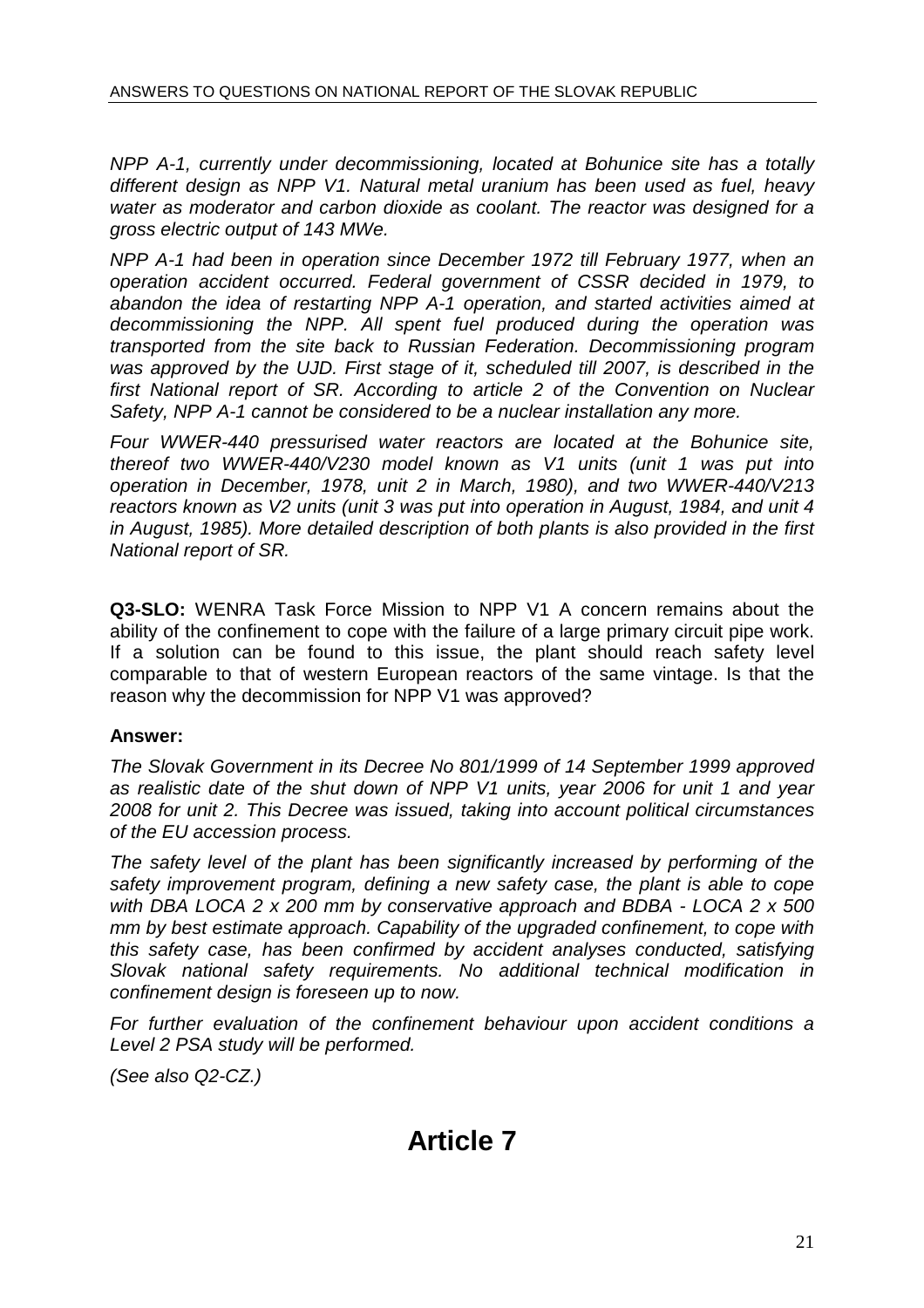*NPP A-1, currently under decommissioning, located at Bohunice site has a totally different design as NPP V1. Natural metal uranium has been used as fuel, heavy water as moderator and carbon dioxide as coolant. The reactor was designed for a gross electric output of 143 MWe.*

*NPP A-1 had been in operation since December 1972 till February 1977, when an operation accident occurred. Federal government of CSSR decided in 1979, to abandon the idea of restarting NPP A-1 operation, and started activities aimed at decommissioning the NPP. All spent fuel produced during the operation was transported from the site back to Russian Federation. Decommissioning program was approved by the UJD. First stage of it, scheduled till 2007, is described in the first National report of SR. According to article 2 of the Convention on Nuclear Safety, NPP A-1 cannot be considered to be a nuclear installation any more.*

*Four WWER-440 pressurised water reactors are located at the Bohunice site, thereof two WWER-440/V230 model known as V1 units (unit 1 was put into operation in December, 1978, unit 2 in March, 1980), and two WWER-440/V213 reactors known as V2 units (unit 3 was put into operation in August, 1984, and unit 4 in August, 1985). More detailed description of both plants is also provided in the first National report of SR.*

**Q3-SLO:** WENRA Task Force Mission to NPP V1 A concern remains about the ability of the confinement to cope with the failure of a large primary circuit pipe work. If a solution can be found to this issue, the plant should reach safety level comparable to that of western European reactors of the same vintage. Is that the reason why the decommission for NPP V1 was approved?

**Answer:**

*The Slovak Government in its Decree No 801/1999 of 14 September 1999 approved as realistic date of the shut down of NPP V1 units, year 2006 for unit 1 and year 2008 for unit 2. This Decree was issued, taking into account political circumstances of the EU accession process.*

*The safety level of the plant has been significantly increased by performing of the safety improvement program, defining a new safety case, the plant is able to cope with DBA LOCA 2 x 200 mm by conservative approach and BDBA - LOCA 2 x 500 mm by best estimate approach. Capability of the upgraded confinement, to cope with this safety case, has been confirmed by accident analyses conducted, satisfying Slovak national safety requirements. No additional technical modification in confinement design is foreseen up to now.*

*For further evaluation of the confinement behaviour upon accident conditions a Level 2 PSA study will be performed.*

*(See also Q2-CZ.)*

# Article 7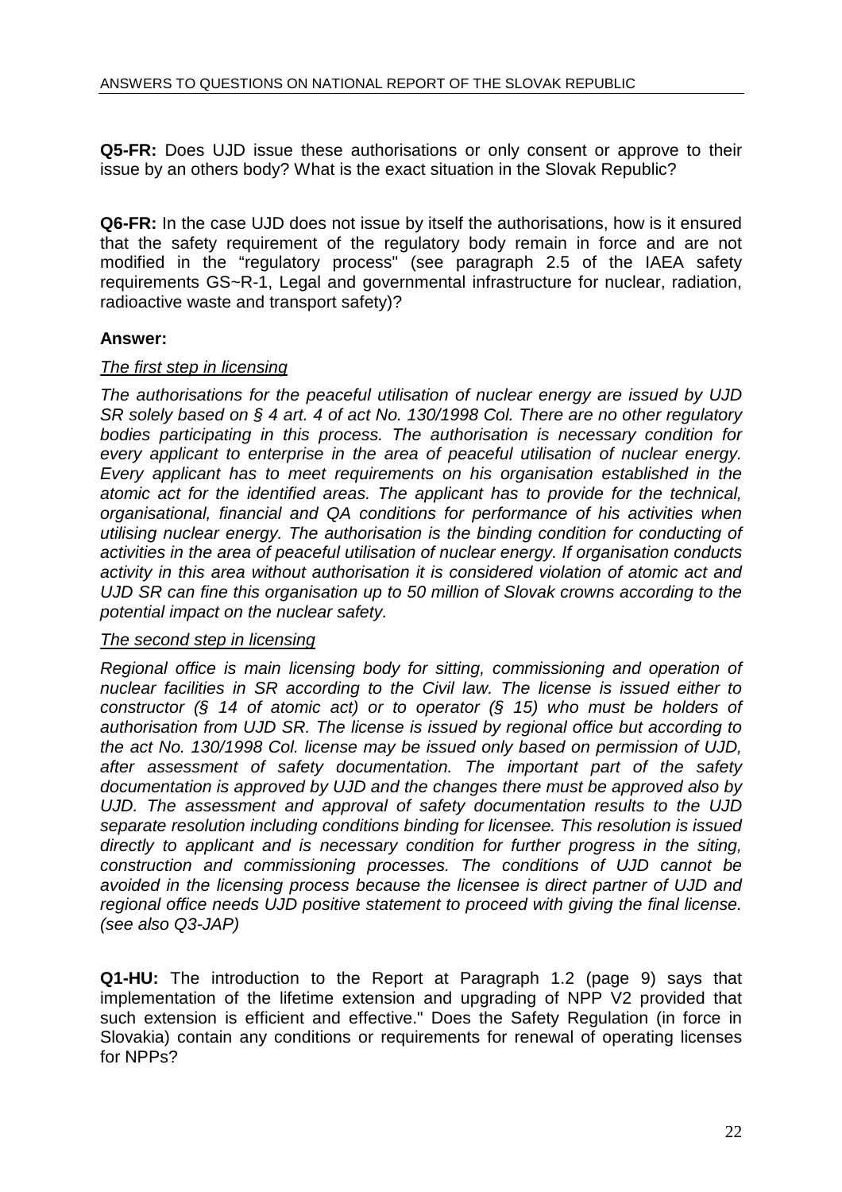**Q5-FR:** Does UJD issue these authorisations or only consent or approve to their issue by an others body? What is the exact situation in the Slovak Republic?

**Q6-FR:** In the case UJD does not issue by itself the authorisations, how is it ensured that the safety requirement of the regulatory body remain in force and are not modified in the "regulatory process" (see paragraph 2.5 of the IAEA safety requirements GS~R-1, Legal and governmental infrastructure for nuclear, radiation, radioactive waste and transport safety)?

**Answer:**

*The first step in licensing*

*The authorisations for the peaceful utilisation of nuclear energy are issued by UJD SR solely based on § 4 art. 4 of act No. 130/1998 Col. There are no other regulatory bodies participating in this process. The authorisation is necessary condition for every applicant to enterprise in the area of peaceful utilisation of nuclear energy. Every applicant has to meet requirements on his organisation established in the atomic act for the identified areas. The applicant has to provide for the technical, organisational, financial and QA conditions for performance of his activities when utilising nuclear energy. The authorisation is the binding condition for conducting of activities in the area of peaceful utilisation of nuclear energy. If organisation conducts activity in this area without authorisation it is considered violation of atomic act and UJD SR can fine this organisation up to 50 million of Slovak crowns according to the potential impact on the nuclear safety.*

*The second step in licensing*

*Regional office is main licensing body for sitting, commissioning and operation of nuclear facilities in SR according to the Civil law. The license is issued either to constructor (§ 14 of atomic act) or to operator (§ 15) who must be holders of authorisation from UJD SR. The license is issued by regional office but according to the act No. 130/1998 Col. license may be issued only based on permission of UJD, after assessment of safety documentation. The important part of the safety documentation is approved by UJD and the changes there must be approved also by UJD. The assessment and approval of safety documentation results to the UJD separate resolution including conditions binding for licensee. This resolution is issued directly to applicant and is necessary condition for further progress in the siting, construction and commissioning processes. The conditions of UJD cannot be avoided in the licensing process because the licensee is direct partner of UJD and regional office needs UJD positive statement to proceed with giving the final license. (see also Q3-JAP)*

**Q1-HU:** The introduction to the Report at Paragraph 1.2 (page 9) says that implementation of the lifetime extension and upgrading of NPP V2 provided that such extension is efficient and effective." Does the Safety Regulation (in force in Slovakia) contain any conditions or requirements for renewal of operating licenses for NPPs?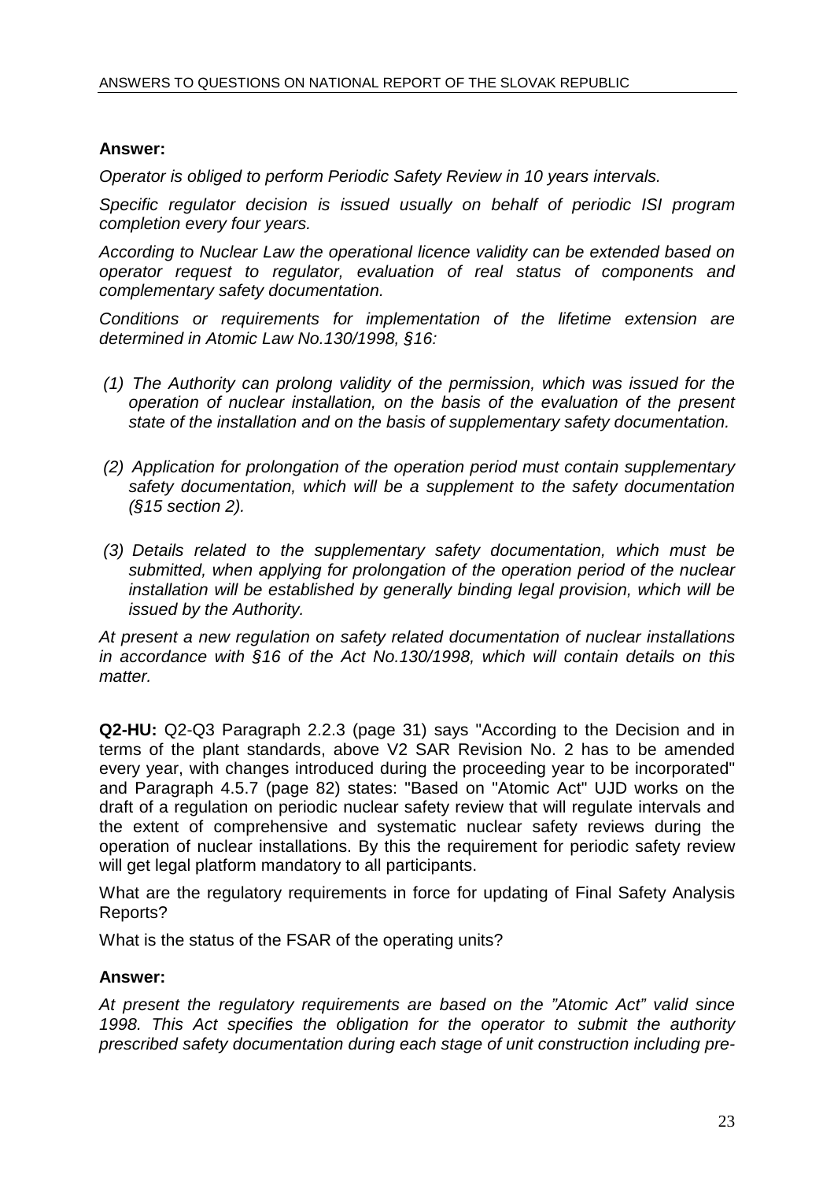**Answer:**

*Operator is obliged to perform Periodic Safety Review in 10 years intervals.*

*Specific regulator decision is issued usually on behalf of periodic ISI program completion every four years.*

*According to Nuclear Law the operational licence validity can be extended based on operator request to regulator, evaluation of real status of components and complementary safety documentation.*

*Conditions or requirements for implementation of the lifetime extension are determined in Atomic Law No.130/1998, §16:*

*(1) The Authority can prolong validity of the permission, which was issued for the operation of nuclear installation, on the basis of the evaluation of the present state of the installation and on the basis of supplementary safety documentation.*

*(2) Application for prolongation of the operation period must contain supplementary safety documentation, which will be a supplement to the safety documentation (§15 section 2).*

*(3) Details related to the supplementary safety documentation, which must be submitted, when applying for prolongation of the operation period of the nuclear installation will be established by generally binding legal provision, which will be issued by the Authority.*

*At present a new regulation on safety related documentation of nuclear installations in accordance with §16 of the Act No.130/1998, which will contain details on this matter.*

**Q2-HU:** Q2-Q3 Paragraph 2.2.3 (page 31) says "According to the Decision and in terms of the plant standards, above V2 SAR Revision No. 2 has to be amended every year, with changes introduced during the proceeding year to be incorporated" and Paragraph 4.5.7 (page 82) states: "Based on "Atomic Act" UJD works on the draft of a regulation on periodic nuclear safety review that will regulate intervals and the extent of comprehensive and systematic nuclear safety reviews during the operation of nuclear installations. By this the requirement for periodic safety review will get legal platform mandatory to all participants.

What are the regulatory requirements in force for updating of Final Safety Analysis Reports?

What is the status of the FSAR of the operating units?

**Answer:**

*At present the regulatory requirements are based on the "Atomic Act" valid since 1998. This Act specifies the obligation for the operator to submit the authority prescribed safety documentation during each stage of unit construction including pre-*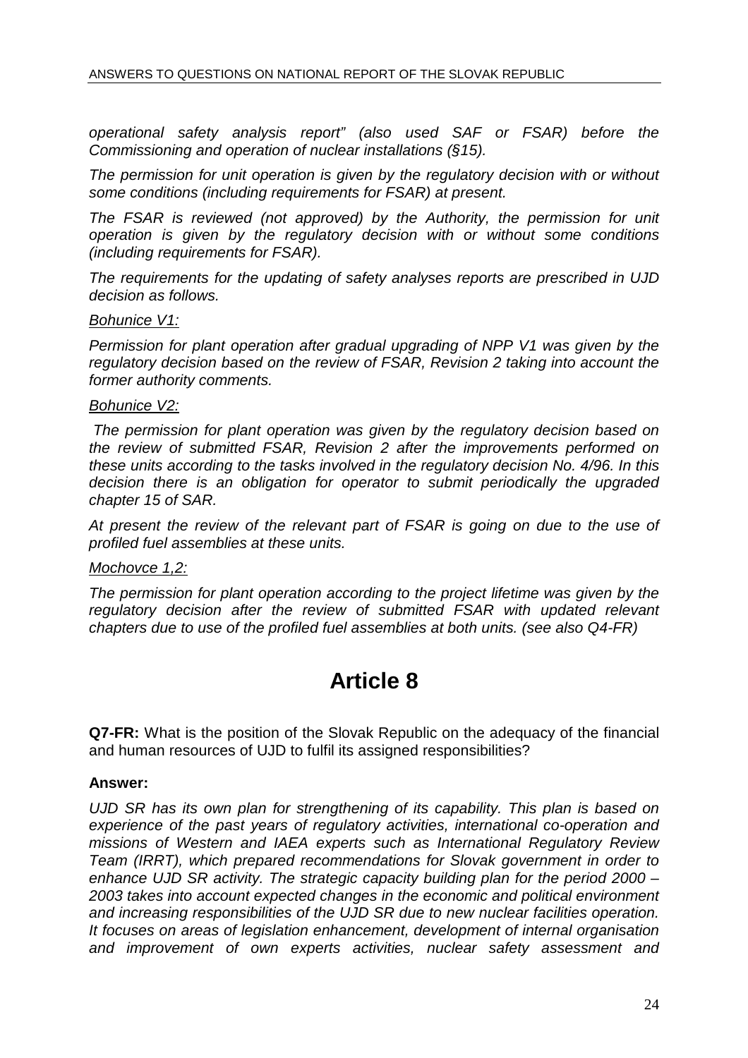*operational safety analysis report" (also used SAF or FSAR) before the Commissioning and operation of nuclear installations (§15).*

*The permission for unit operation is given by the regulatory decision with or without some conditions (including requirements for FSAR) at present.*

*The FSAR is reviewed (not approved) by the Authority, the permission for unit operation is given by the regulatory decision with or without some conditions (including requirements for FSAR).*

*The requirements for the updating of safety analyses reports are prescribed in UJD decision as follows.*

*Bohunice V1:*

*Permission for plant operation after gradual upgrading of NPP V1 was given by the regulatory decision based on the review of FSAR, Revision 2 taking into account the former authority comments.*

*Bohunice V2:*

*The permission for plant operation was given by the regulatory decision based on the review of submitted FSAR, Revision 2 after the improvements performed on these units according to the tasks involved in the regulatory decision No. 4/96. In this decision there is an obligation for operator to submit periodically the upgraded chapter 15 of SAR.*

*At present the review of the relevant part of FSAR is going on due to the use of profiled fuel assemblies at these units.*

*Mochovce 1,2:*

*The permission for plant operation according to the project lifetime was given by the regulatory decision after the review of submitted FSAR with updated relevant chapters due to use of the profiled fuel assemblies at both units. (see also Q4-FR)*

# Article 8

**Q7-FR:** What is the position of the Slovak Republic on the adequacy of the financial and human resources of UJD to fulfil its assigned responsibilities?

**Answer:**

*UJD SR has its own plan for strengthening of its capability. This plan is based on experience of the past years of regulatory activities, international co-operation and missions of Western and IAEA experts such as International Regulatory Review Team (IRRT), which prepared recommendations for Slovak government in order to enhance UJD SR activity. The strategic capacity building plan for the period 2000 – 2003 takes into account expected changes in the economic and political environment and increasing responsibilities of the UJD SR due to new nuclear facilities operation. It focuses on areas of legislation enhancement, development of internal organisation and improvement of own experts activities, nuclear safety assessment and*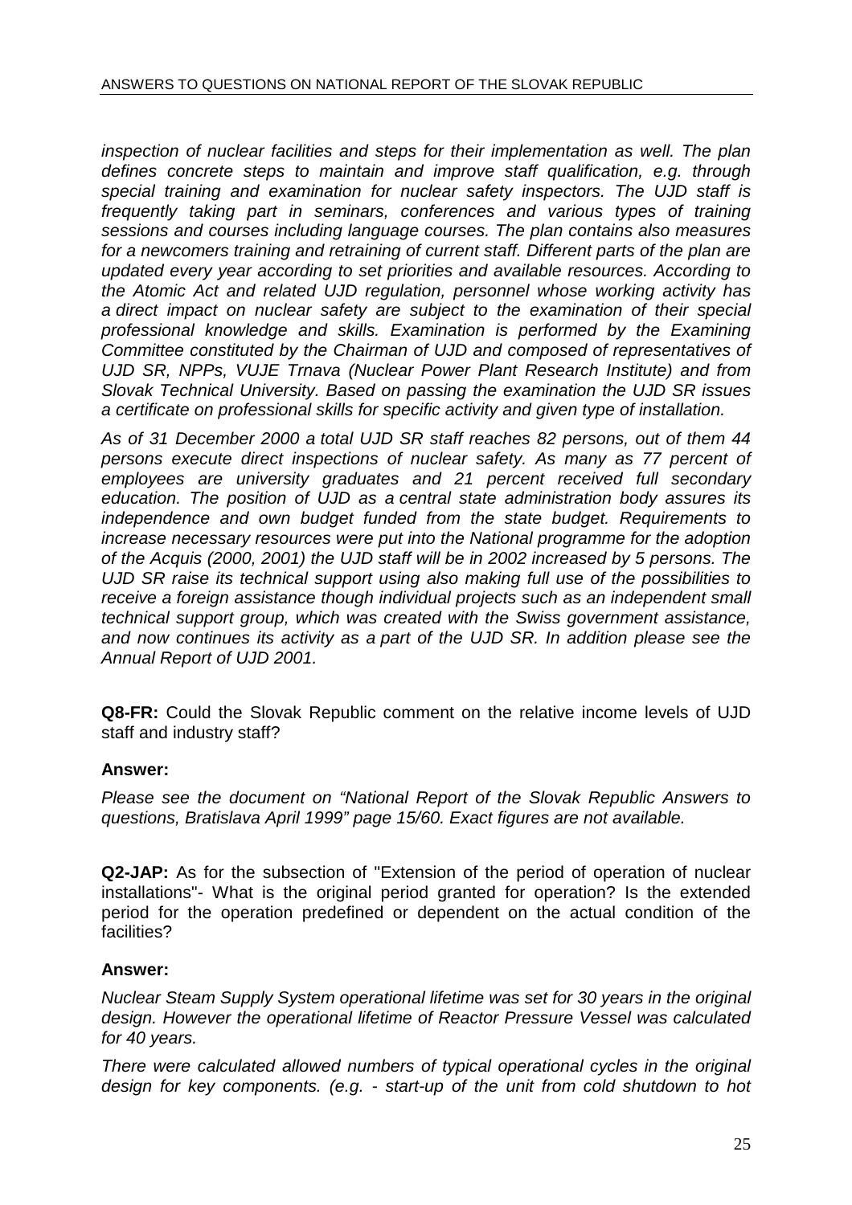*inspection of nuclear facilities and steps for their implementation as well. The plan defines concrete steps to maintain and improve staff qualification, e.g. through special training and examination for nuclear safety inspectors. The UJD staff is frequently taking part in seminars, conferences and various types of training sessions and courses including language courses. The plan contains also measures for a newcomers training and retraining of current staff. Different parts of the plan are updated every year according to set priorities and available resources. According to the Atomic Act and related UJD regulation, personnel whose working activity has a direct impact on nuclear safety are subject to the examination of their special professional knowledge and skills. Examination is performed by the Examining Committee constituted by the Chairman of UJD and composed of representatives of UJD SR, NPPs, VUJE Trnava (Nuclear Power Plant Research Institute) and from Slovak Technical University. Based on passing the examination the UJD SR issues a certificate on professional skills for specific activity and given type of installation.*

*As of 31 December 2000 a total UJD SR staff reaches 82 persons, out of them 44 persons execute direct inspections of nuclear safety. As many as 77 percent of employees are university graduates and 21 percent received full secondary education. The position of UJD as a central state administration body assures its independence and own budget funded from the state budget. Requirements to increase necessary resources were put into the National programme for the adoption of the Acquis (2000, 2001) the UJD staff will be in 2002 increased by 5 persons. The UJD SR raise its technical support using also making full use of the possibilities to receive a foreign assistance though individual projects such as an independent small technical support group, which was created with the Swiss government assistance, and now continues its activity as a part of the UJD SR. In addition please see the Annual Report of UJD 2001.*

**Q8-FR:** Could the Slovak Republic comment on the relative income levels of UJD staff and industry staff?

**Answer:**

*Please see the document on "National Report of the Slovak Republic Answers to questions, Bratislava April 1999" page 15/60. Exact figures are not available.*

**Q2-JAP:** As for the subsection of "Extension of the period of operation of nuclear installations"- What is the original period granted for operation? Is the extended period for the operation predefined or dependent on the actual condition of the facilities?

**Answer:**

*Nuclear Steam Supply System operational lifetime was set for 30 years in the original design. However the operational lifetime of Reactor Pressure Vessel was calculated for 40 years.*

*There were calculated allowed numbers of typical operational cycles in the original design for key components. (e.g. - start-up of the unit from cold shutdown to hot*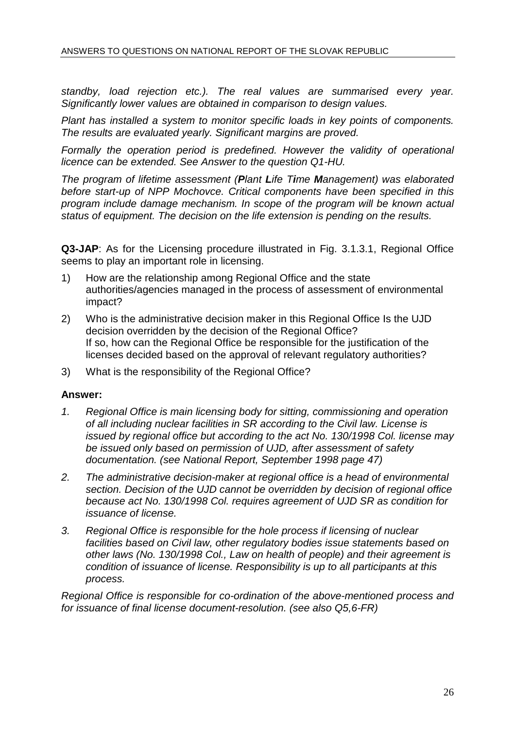*standby, load rejection etc.). The real values are summarised every year. Significantly lower values are obtained in comparison to design values.*

*Plant has installed a system to monitor specific loads in key points of components. The results are evaluated yearly. Significant margins are proved.*

*Formally the operation period is predefined. However the validity of operational licence can be extended. See Answer to the question Q1-HU.*

*The program of lifetime assessment (**P**lant **L**ife T**i**me **M**anagement) was elaborated before start-up of NPP Mochovce. Critical components have been specified in this program include damage mechanism. In scope of the program will be known actual status of equipment. The decision on the life extension is pending on the results.*

**Q3-JAP**: As for the Licensing procedure illustrated in Fig. 3.1.3.1, Regional Office seems to play an important role in licensing.

1) How are the relationship among Regional Office and the state authorities/agencies managed in the process of assessment of environmental impact?
2) Who is the administrative decision maker in this Regional Office Is the UJD decision overridden by the decision of the Regional Office?
   If so, how can the Regional Office be responsible for the justification of the licenses decided based on the approval of relevant regulatory authorities?
3) What is the responsibility of the Regional Office?

**Answer:**

1. *Regional Office is main licensing body for sitting, commissioning and operation of all including nuclear facilities in SR according to the Civil law. License is issued by regional office but according to the act No. 130/1998 Col. license may be issued only based on permission of UJD, after assessment of safety documentation. (see National Report, September 1998 page 47)*
2. *The administrative decision-maker at regional office is a head of environmental section. Decision of the UJD cannot be overridden by decision of regional office because act No. 130/1998 Col. requires agreement of UJD SR as condition for issuance of license.*
3. *Regional Office is responsible for the hole process if licensing of nuclear facilities based on Civil law, other regulatory bodies issue statements based on other laws (No. 130/1998 Col., Law on health of people) and their agreement is condition of issuance of license. Responsibility is up to all participants at this process.*

*Regional Office is responsible for co-ordination of the above-mentioned process and for issuance of final license document-resolution. (see also Q5,6-FR)*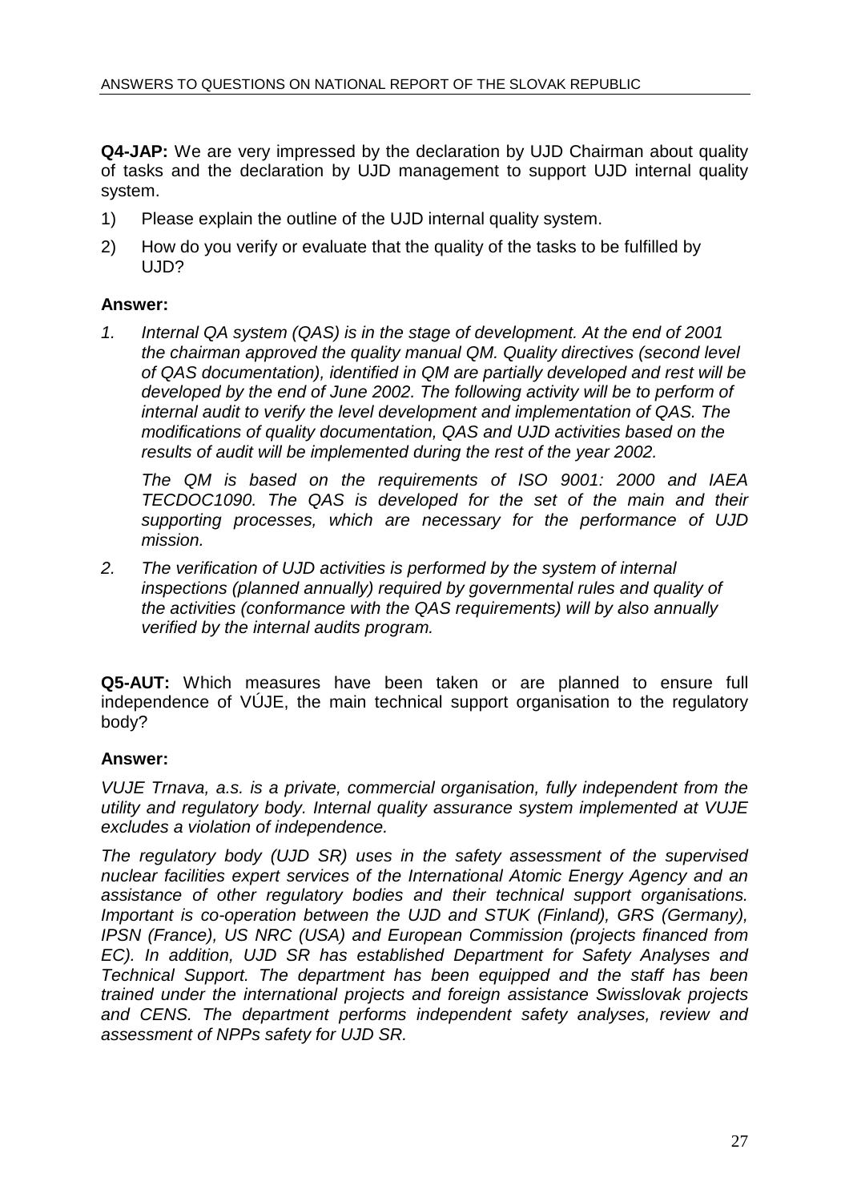**Q4-JAP:** We are very impressed by the declaration by UJD Chairman about quality of tasks and the declaration by UJD management to support UJD internal quality system.

1) Please explain the outline of the UJD internal quality system.
2) How do you verify or evaluate that the quality of the tasks to be fulfilled by UJD?

**Answer:**

1. *Internal QA system (QAS) is in the stage of development. At the end of 2001 the chairman approved the quality manual QM. Quality directives (second level of QAS documentation), identified in QM are partially developed and rest will be developed by the end of June 2002. The following activity will be to perform of internal audit to verify the level development and implementation of QAS. The modifications of quality documentation, QAS and UJD activities based on the results of audit will be implemented during the rest of the year 2002.*

   *The QM is based on the requirements of ISO 9001: 2000 and IAEA TECDOC1090. The QAS is developed for the set of the main and their supporting processes, which are necessary for the performance of UJD mission.*

2. *The verification of UJD activities is performed by the system of internal inspections (planned annually) required by governmental rules and quality of the activities (conformance with the QAS requirements) will by also annually verified by the internal audits program.*

**Q5-AUT:** Which measures have been taken or are planned to ensure full independence of VÚJE, the main technical support organisation to the regulatory body?

**Answer:**

*VUJE Trnava, a.s. is a private, commercial organisation, fully independent from the utility and regulatory body. Internal quality assurance system implemented at VUJE excludes a violation of independence.*

*The regulatory body (UJD SR) uses in the safety assessment of the supervised nuclear facilities expert services of the International Atomic Energy Agency and an assistance of other regulatory bodies and their technical support organisations. Important is co-operation between the UJD and STUK (Finland), GRS (Germany), IPSN (France), US NRC (USA) and European Commission (projects financed from EC). In addition, UJD SR has established Department for Safety Analyses and Technical Support. The department has been equipped and the staff has been trained under the international projects and foreign assistance Swisslovak projects and CENS. The department performs independent safety analyses, review and assessment of NPPs safety for UJD SR.*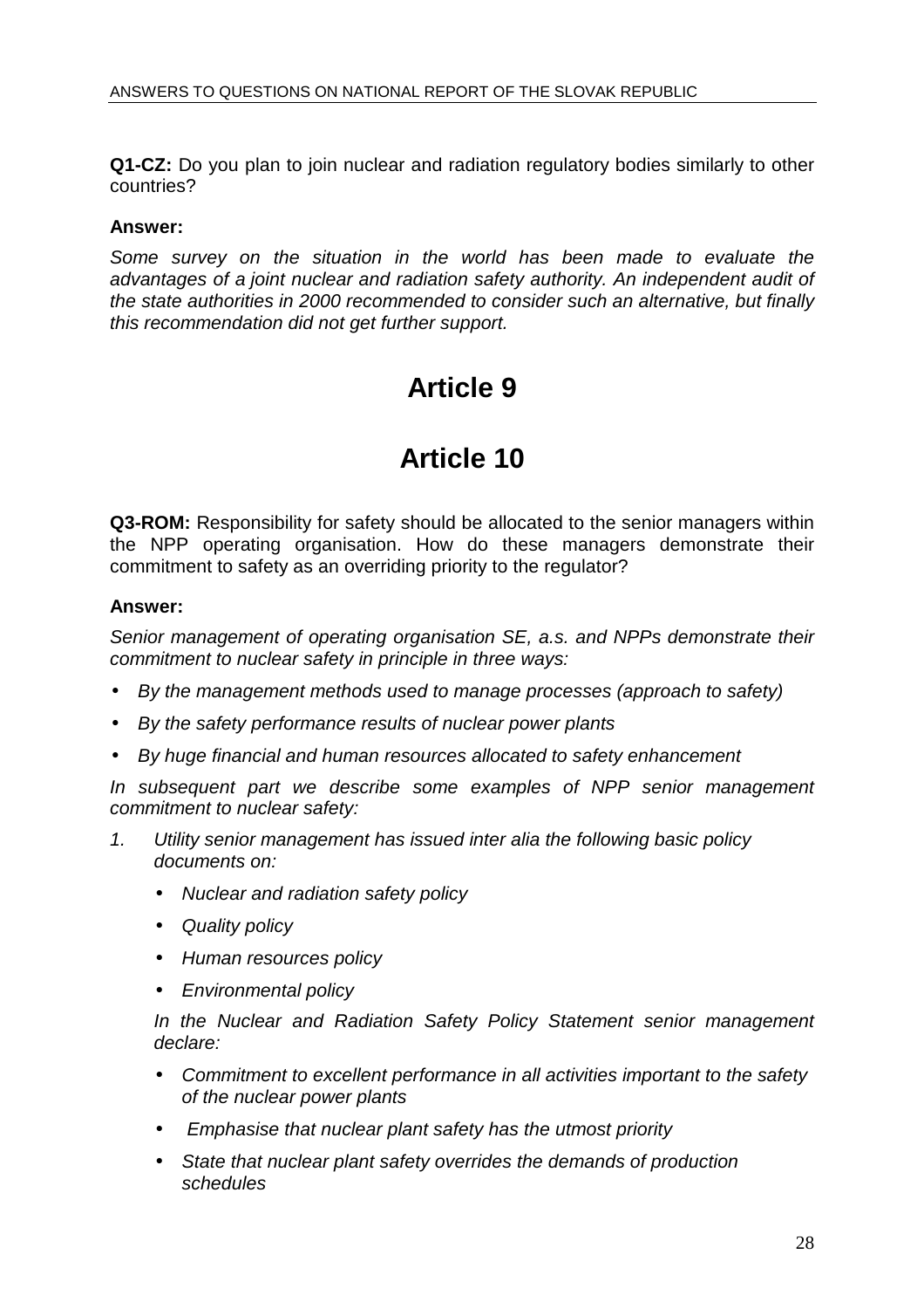**Q1-CZ:** Do you plan to join nuclear and radiation regulatory bodies similarly to other countries?

**Answer:**

*Some survey on the situation in the world has been made to evaluate the advantages of a joint nuclear and radiation safety authority. An independent audit of the state authorities in 2000 recommended to consider such an alternative, but finally this recommendation did not get further support.*

# Article 9

# Article 10

**Q3-ROM:** Responsibility for safety should be allocated to the senior managers within the NPP operating organisation. How do these managers demonstrate their commitment to safety as an overriding priority to the regulator?

**Answer:**

*Senior management of operating organisation SE, a.s. and NPPs demonstrate their commitment to nuclear safety in principle in three ways:*

- *By the management methods used to manage processes (approach to safety)*
- *By the safety performance results of nuclear power plants*
- *By huge financial and human resources allocated to safety enhancement*

*In subsequent part we describe some examples of NPP senior management commitment to nuclear safety:*

1. *Utility senior management has issued inter alia the following basic policy documents on:*
   - *Nuclear and radiation safety policy*
   - *Quality policy*
   - *Human resources policy*
   - *Environmental policy*

   *In the Nuclear and Radiation Safety Policy Statement senior management declare:*

   - *Commitment to excellent performance in all activities important to the safety of the nuclear power plants*
   - *Emphasise that nuclear plant safety has the utmost priority*
   - *State that nuclear plant safety overrides the demands of production schedules*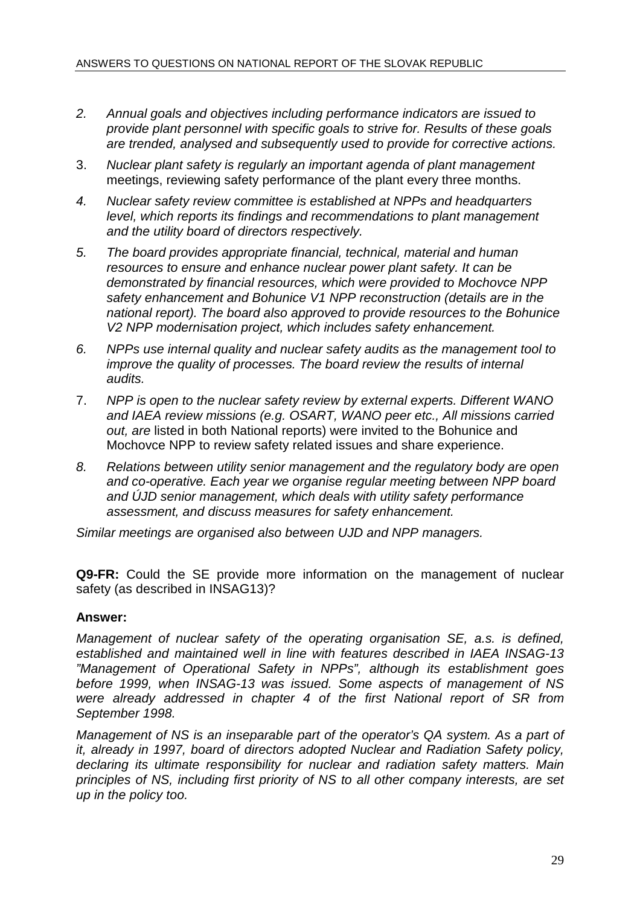2. *Annual goals and objectives including performance indicators are issued to provide plant personnel with specific goals to strive for. Results of these goals are trended, analysed and subsequently used to provide for corrective actions.*

3. *Nuclear plant safety is regularly an important agenda of plant management* meetings, reviewing safety performance of the plant every three months.

4. *Nuclear safety review committee is established at NPPs and headquarters level, which reports its findings and recommendations to plant management and the utility board of directors respectively.*

5. *The board provides appropriate financial, technical, material and human resources to ensure and enhance nuclear power plant safety. It can be demonstrated by financial resources, which were provided to Mochovce NPP safety enhancement and Bohunice V1 NPP reconstruction (details are in the national report). The board also approved to provide resources to the Bohunice V2 NPP modernisation project, which includes safety enhancement.*

6. *NPPs use internal quality and nuclear safety audits as the management tool to improve the quality of processes. The board review the results of internal audits.*

7. *NPP is open to the nuclear safety review by external experts. Different WANO and IAEA review missions (e.g. OSART, WANO peer etc., All missions carried out, are* listed in both National reports) were invited to the Bohunice and Mochovce NPP to review safety related issues and share experience.

8. *Relations between utility senior management and the regulatory body are open and co-operative. Each year we organise regular meeting between NPP board and ÚJD senior management, which deals with utility safety performance assessment, and discuss measures for safety enhancement.*

*Similar meetings are organised also between UJD and NPP managers.*

**Q9-FR:** Could the SE provide more information on the management of nuclear safety (as described in INSAG13)?

**Answer:**

*Management of nuclear safety of the operating organisation SE, a.s. is defined, established and maintained well in line with features described in IAEA INSAG-13 "Management of Operational Safety in NPPs", although its establishment goes before 1999, when INSAG-13 was issued. Some aspects of management of NS were already addressed in chapter 4 of the first National report of SR from September 1998.*

*Management of NS is an inseparable part of the operator's QA system. As a part of it, already in 1997, board of directors adopted Nuclear and Radiation Safety policy, declaring its ultimate responsibility for nuclear and radiation safety matters. Main principles of NS, including first priority of NS to all other company interests, are set up in the policy too.*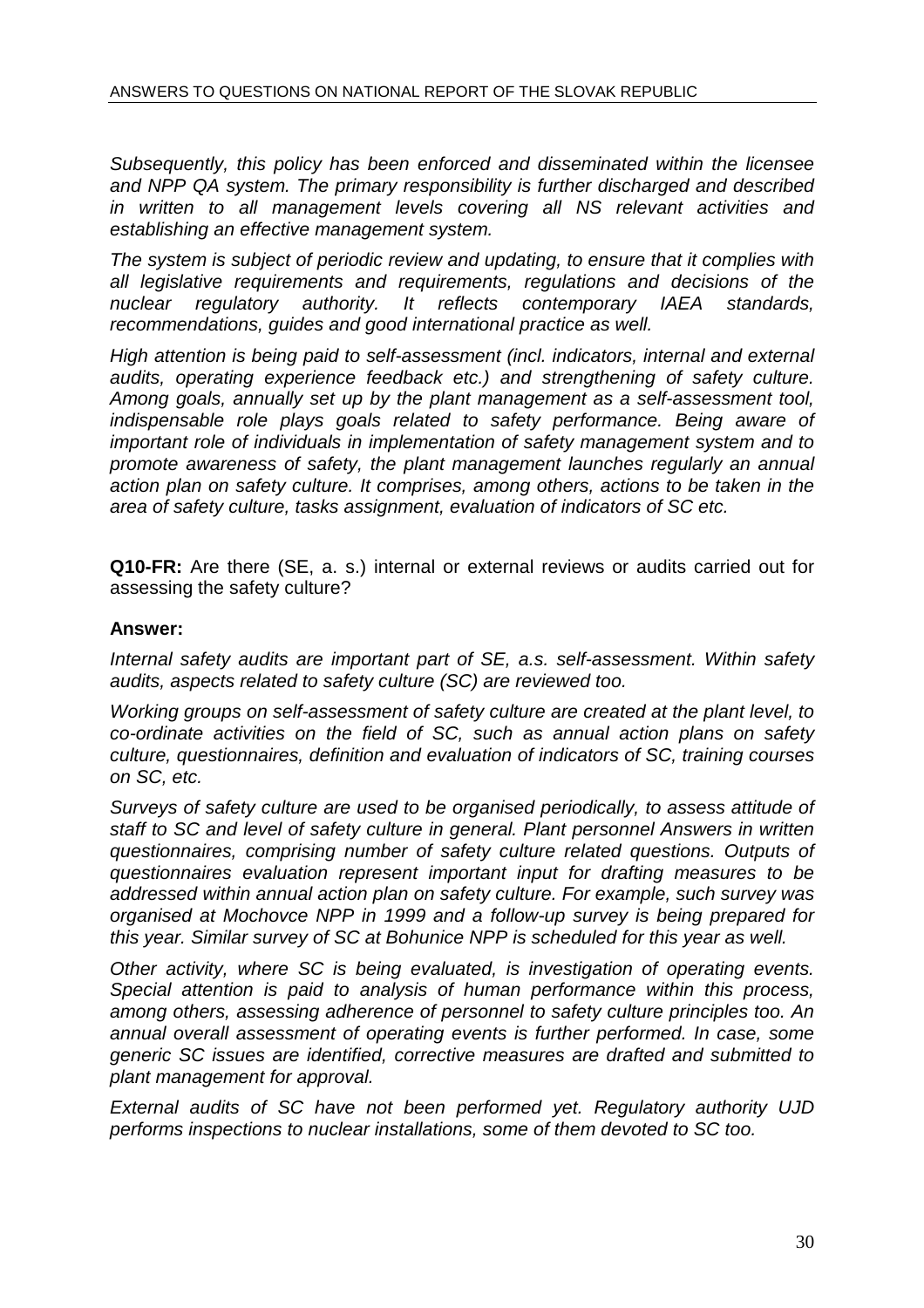*Subsequently, this policy has been enforced and disseminated within the licensee and NPP QA system. The primary responsibility is further discharged and described in written to all management levels covering all NS relevant activities and establishing an effective management system.*

*The system is subject of periodic review and updating, to ensure that it complies with all legislative requirements and requirements, regulations and decisions of the nuclear regulatory authority. It reflects contemporary IAEA standards, recommendations, guides and good international practice as well.*

*High attention is being paid to self-assessment (incl. indicators, internal and external audits, operating experience feedback etc.) and strengthening of safety culture. Among goals, annually set up by the plant management as a self-assessment tool, indispensable role plays goals related to safety performance. Being aware of important role of individuals in implementation of safety management system and to promote awareness of safety, the plant management launches regularly an annual action plan on safety culture. It comprises, among others, actions to be taken in the area of safety culture, tasks assignment, evaluation of indicators of SC etc.*

**Q10-FR:** Are there (SE, a. s.) internal or external reviews or audits carried out for assessing the safety culture?

**Answer:**

*Internal safety audits are important part of SE, a.s. self-assessment. Within safety audits, aspects related to safety culture (SC) are reviewed too.*

*Working groups on self-assessment of safety culture are created at the plant level, to co-ordinate activities on the field of SC, such as annual action plans on safety culture, questionnaires, definition and evaluation of indicators of SC, training courses on SC, etc.*

*Surveys of safety culture are used to be organised periodically, to assess attitude of staff to SC and level of safety culture in general. Plant personnel Answers in written questionnaires, comprising number of safety culture related questions. Outputs of questionnaires evaluation represent important input for drafting measures to be addressed within annual action plan on safety culture. For example, such survey was organised at Mochovce NPP in 1999 and a follow-up survey is being prepared for this year. Similar survey of SC at Bohunice NPP is scheduled for this year as well.*

*Other activity, where SC is being evaluated, is investigation of operating events. Special attention is paid to analysis of human performance within this process, among others, assessing adherence of personnel to safety culture principles too. An annual overall assessment of operating events is further performed. In case, some generic SC issues are identified, corrective measures are drafted and submitted to plant management for approval.*

*External audits of SC have not been performed yet. Regulatory authority UJD performs inspections to nuclear installations, some of them devoted to SC too.*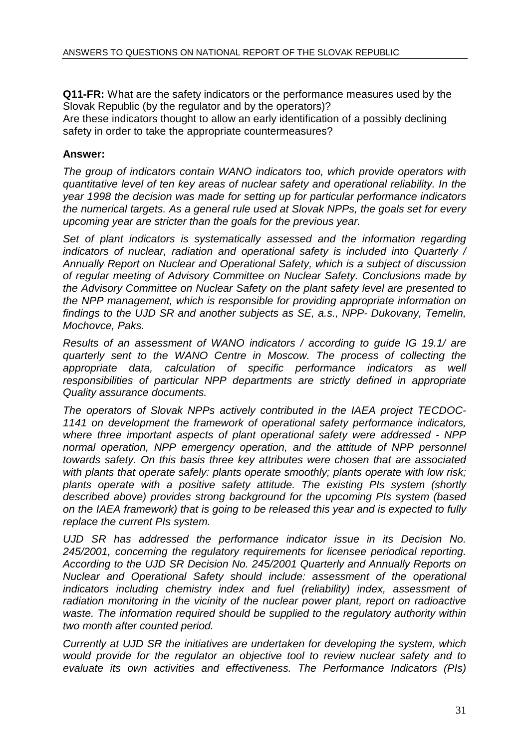**Q11-FR:** What are the safety indicators or the performance measures used by the Slovak Republic (by the regulator and by the operators)?
Are these indicators thought to allow an early identification of a possibly declining safety in order to take the appropriate countermeasures?

**Answer:**

*The group of indicators contain WANO indicators too, which provide operators with quantitative level of ten key areas of nuclear safety and operational reliability. In the year 1998 the decision was made for setting up for particular performance indicators the numerical targets. As a general rule used at Slovak NPPs, the goals set for every upcoming year are stricter than the goals for the previous year.*

*Set of plant indicators is systematically assessed and the information regarding indicators of nuclear, radiation and operational safety is included into Quarterly / Annually Report on Nuclear and Operational Safety, which is a subject of discussion of regular meeting of Advisory Committee on Nuclear Safety. Conclusions made by the Advisory Committee on Nuclear Safety on the plant safety level are presented to the NPP management, which is responsible for providing appropriate information on findings to the UJD SR and another subjects as SE, a.s., NPP- Dukovany, Temelin, Mochovce, Paks.*

*Results of an assessment of WANO indicators / according to guide IG 19.1/ are quarterly sent to the WANO Centre in Moscow. The process of collecting the appropriate data, calculation of specific performance indicators as well responsibilities of particular NPP departments are strictly defined in appropriate Quality assurance documents.*

*The operators of Slovak NPPs actively contributed in the IAEA project TECDOC-1141 on development the framework of operational safety performance indicators, where three important aspects of plant operational safety were addressed - NPP normal operation, NPP emergency operation, and the attitude of NPP personnel towards safety. On this basis three key attributes were chosen that are associated with plants that operate safely: plants operate smoothly; plants operate with low risk; plants operate with a positive safety attitude. The existing PIs system (shortly described above) provides strong background for the upcoming PIs system (based on the IAEA framework) that is going to be released this year and is expected to fully replace the current PIs system.*

*UJD SR has addressed the performance indicator issue in its Decision No. 245/2001, concerning the regulatory requirements for licensee periodical reporting. According to the UJD SR Decision No. 245/2001 Quarterly and Annually Reports on Nuclear and Operational Safety should include: assessment of the operational indicators including chemistry index and fuel (reliability) index, assessment of radiation monitoring in the vicinity of the nuclear power plant, report on radioactive waste. The information required should be supplied to the regulatory authority within two month after counted period.*

*Currently at UJD SR the initiatives are undertaken for developing the system, which would provide for the regulator an objective tool to review nuclear safety and to evaluate its own activities and effectiveness. The Performance Indicators (PIs)*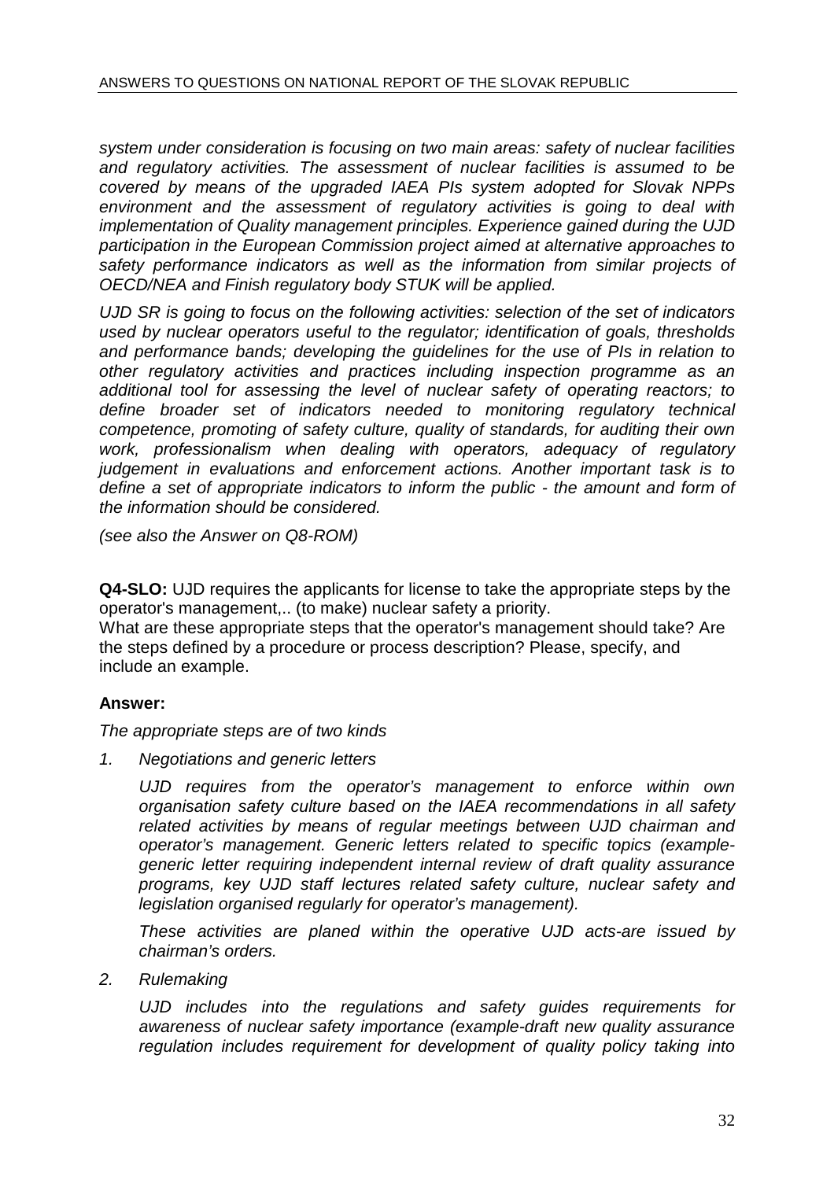*system under consideration is focusing on two main areas: safety of nuclear facilities and regulatory activities. The assessment of nuclear facilities is assumed to be covered by means of the upgraded IAEA PIs system adopted for Slovak NPPs environment and the assessment of regulatory activities is going to deal with implementation of Quality management principles. Experience gained during the UJD participation in the European Commission project aimed at alternative approaches to safety performance indicators as well as the information from similar projects of OECD/NEA and Finish regulatory body STUK will be applied.*

*UJD SR is going to focus on the following activities: selection of the set of indicators used by nuclear operators useful to the regulator; identification of goals, thresholds and performance bands; developing the guidelines for the use of PIs in relation to other regulatory activities and practices including inspection programme as an additional tool for assessing the level of nuclear safety of operating reactors; to define broader set of indicators needed to monitoring regulatory technical competence, promoting of safety culture, quality of standards, for auditing their own work, professionalism when dealing with operators, adequacy of regulatory judgement in evaluations and enforcement actions. Another important task is to define a set of appropriate indicators to inform the public - the amount and form of the information should be considered.*

*(see also the Answer on Q8-ROM)*

**Q4-SLO:** UJD requires the applicants for license to take the appropriate steps by the operator's management,.. (to make) nuclear safety a priority.
What are these appropriate steps that the operator's management should take? Are the steps defined by a procedure or process description? Please, specify, and include an example.

**Answer:**

*The appropriate steps are of two kinds*

1. *Negotiations and generic letters*

   *UJD requires from the operator's management to enforce within own organisation safety culture based on the IAEA recommendations in all safety related activities by means of regular meetings between UJD chairman and operator's management. Generic letters related to specific topics (example-generic letter requiring independent internal review of draft quality assurance programs, key UJD staff lectures related safety culture, nuclear safety and legislation organised regularly for operator's management).*

   *These activities are planed within the operative UJD acts-are issued by chairman's orders.*

2. *Rulemaking*

   *UJD includes into the regulations and safety guides requirements for awareness of nuclear safety importance (example-draft new quality assurance regulation includes requirement for development of quality policy taking into*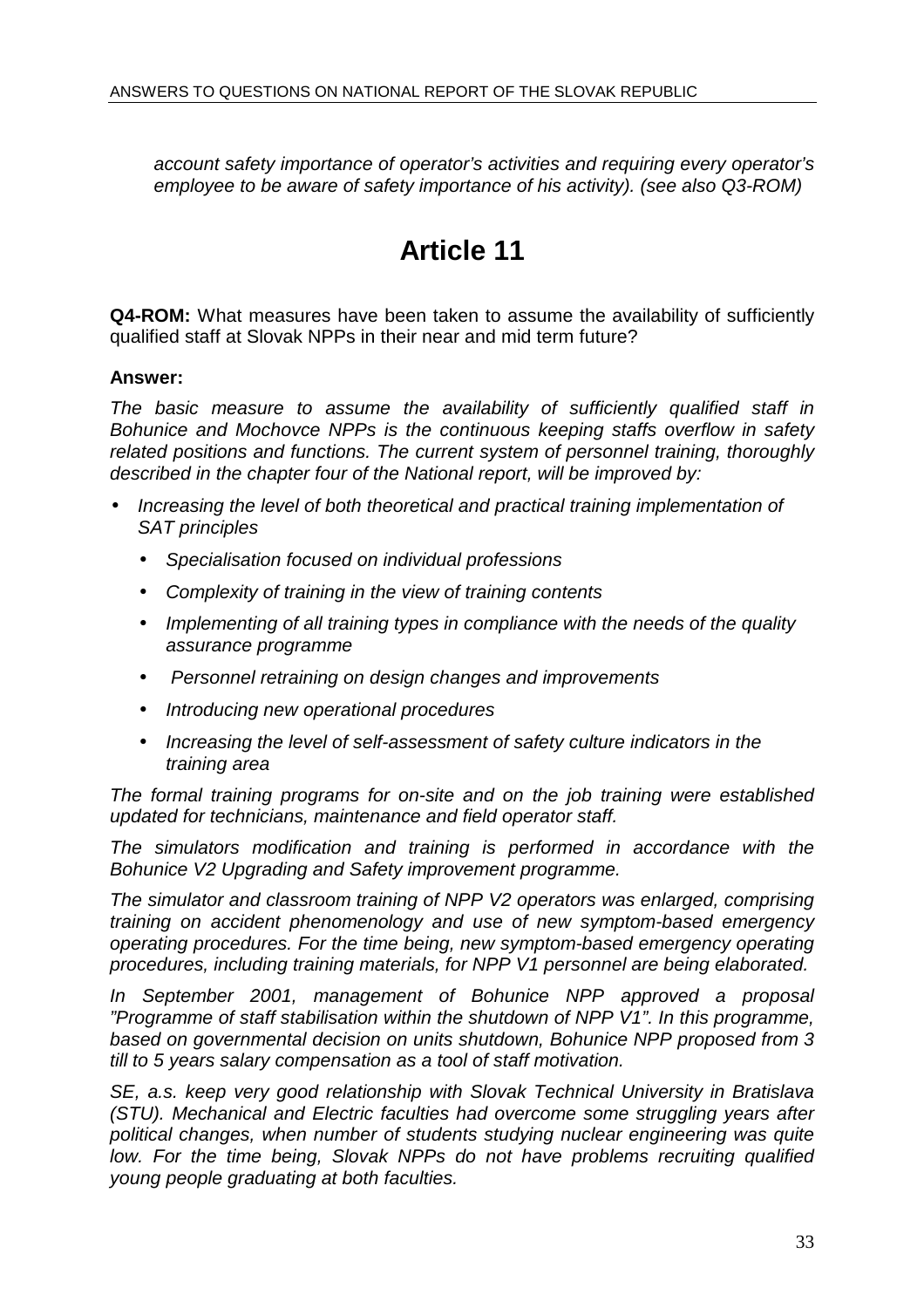*account safety importance of operator's activities and requiring every operator's employee to be aware of safety importance of his activity). (see also Q3-ROM)*

# Article 11

**Q4-ROM:** What measures have been taken to assume the availability of sufficiently qualified staff at Slovak NPPs in their near and mid term future?

**Answer:**

*The basic measure to assume the availability of sufficiently qualified staff in Bohunice and Mochovce NPPs is the continuous keeping staffs overflow in safety related positions and functions. The current system of personnel training, thoroughly described in the chapter four of the National report, will be improved by:*

- *Increasing the level of both theoretical and practical training implementation of SAT principles*
  - *Specialisation focused on individual professions*
  - *Complexity of training in the view of training contents*
  - *Implementing of all training types in compliance with the needs of the quality assurance programme*
  - *Personnel retraining on design changes and improvements*
  - *Introducing new operational procedures*
  - *Increasing the level of self-assessment of safety culture indicators in the training area*

*The formal training programs for on-site and on the job training were established updated for technicians, maintenance and field operator staff.*

*The simulators modification and training is performed in accordance with the Bohunice V2 Upgrading and Safety improvement programme.*

*The simulator and classroom training of NPP V2 operators was enlarged, comprising training on accident phenomenology and use of new symptom-based emergency operating procedures. For the time being, new symptom-based emergency operating procedures, including training materials, for NPP V1 personnel are being elaborated.*

*In September 2001, management of Bohunice NPP approved a proposal "Programme of staff stabilisation within the shutdown of NPP V1". In this programme, based on governmental decision on units shutdown, Bohunice NPP proposed from 3 till to 5 years salary compensation as a tool of staff motivation.*

*SE, a.s. keep very good relationship with Slovak Technical University in Bratislava (STU). Mechanical and Electric faculties had overcome some struggling years after political changes, when number of students studying nuclear engineering was quite low. For the time being, Slovak NPPs do not have problems recruiting qualified young people graduating at both faculties.*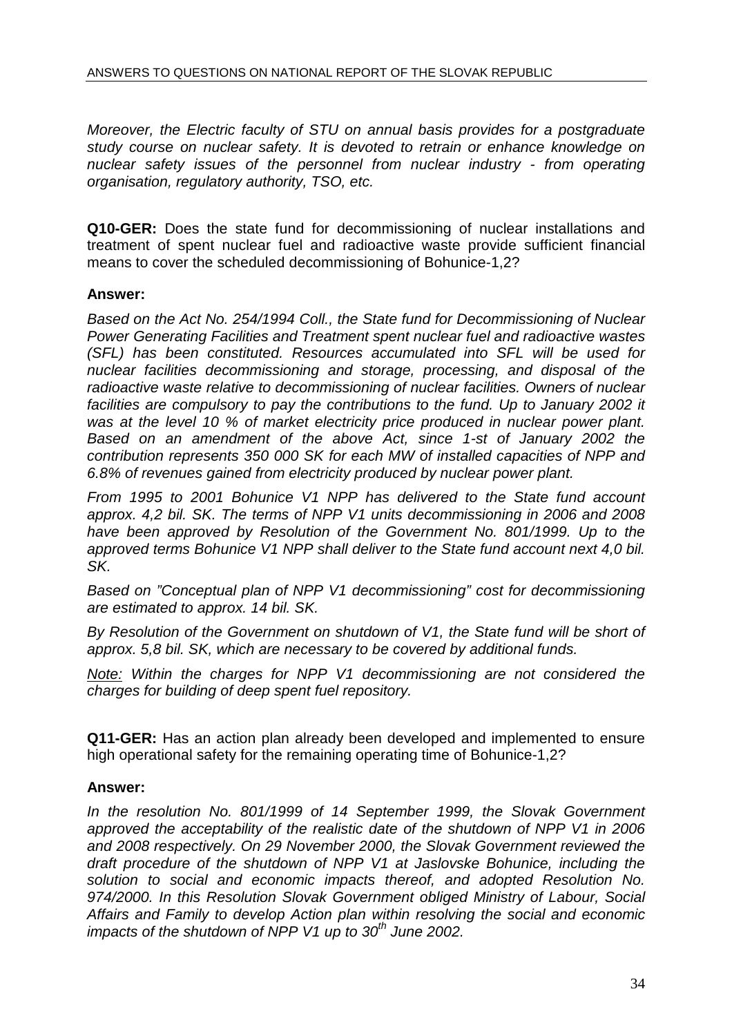*Moreover, the Electric faculty of STU on annual basis provides for a postgraduate study course on nuclear safety. It is devoted to retrain or enhance knowledge on nuclear safety issues of the personnel from nuclear industry - from operating organisation, regulatory authority, TSO, etc.*

**Q10-GER:** Does the state fund for decommissioning of nuclear installations and treatment of spent nuclear fuel and radioactive waste provide sufficient financial means to cover the scheduled decommissioning of Bohunice-1,2?

**Answer:**

*Based on the Act No. 254/1994 Coll., the State fund for Decommissioning of Nuclear Power Generating Facilities and Treatment spent nuclear fuel and radioactive wastes (SFL) has been constituted. Resources accumulated into SFL will be used for nuclear facilities decommissioning and storage, processing, and disposal of the radioactive waste relative to decommissioning of nuclear facilities. Owners of nuclear facilities are compulsory to pay the contributions to the fund. Up to January 2002 it was at the level 10 % of market electricity price produced in nuclear power plant. Based on an amendment of the above Act, since 1-st of January 2002 the contribution represents 350 000 SK for each MW of installed capacities of NPP and 6.8% of revenues gained from electricity produced by nuclear power plant.*

*From 1995 to 2001 Bohunice V1 NPP has delivered to the State fund account approx. 4,2 bil. SK. The terms of NPP V1 units decommissioning in 2006 and 2008 have been approved by Resolution of the Government No. 801/1999. Up to the approved terms Bohunice V1 NPP shall deliver to the State fund account next 4,0 bil. SK.*

*Based on "Conceptual plan of NPP V1 decommissioning" cost for decommissioning are estimated to approx. 14 bil. SK.*

*By Resolution of the Government on shutdown of V1, the State fund will be short of approx. 5,8 bil. SK, which are necessary to be covered by additional funds.*

*<u>Note:</u> Within the charges for NPP V1 decommissioning are not considered the charges for building of deep spent fuel repository.*

**Q11-GER:** Has an action plan already been developed and implemented to ensure high operational safety for the remaining operating time of Bohunice-1,2?

**Answer:**

*In the resolution No. 801/1999 of 14 September 1999, the Slovak Government approved the acceptability of the realistic date of the shutdown of NPP V1 in 2006 and 2008 respectively. On 29 November 2000, the Slovak Government reviewed the draft procedure of the shutdown of NPP V1 at Jaslovske Bohunice, including the solution to social and economic impacts thereof, and adopted Resolution No. 974/2000. In this Resolution Slovak Government obliged Ministry of Labour, Social Affairs and Family to develop Action plan within resolving the social and economic impacts of the shutdown of NPP V1 up to 30$^{th}$ June 2002.*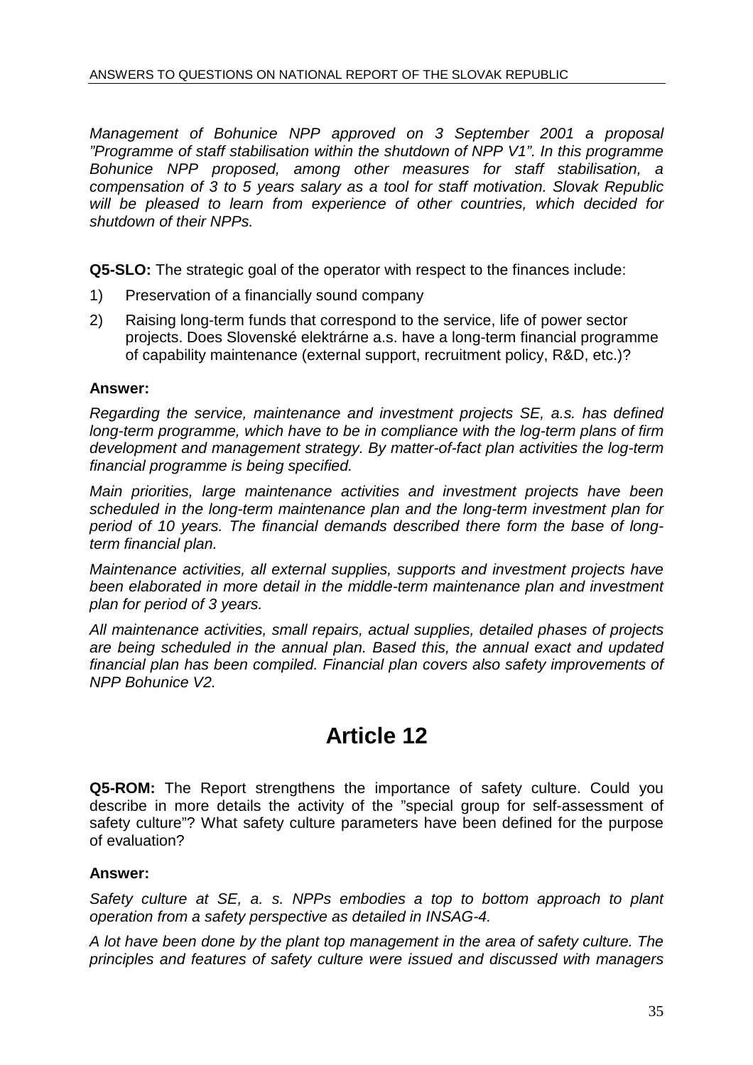*Management of Bohunice NPP approved on 3 September 2001 a proposal "Programme of staff stabilisation within the shutdown of NPP V1". In this programme Bohunice NPP proposed, among other measures for staff stabilisation, a compensation of 3 to 5 years salary as a tool for staff motivation. Slovak Republic will be pleased to learn from experience of other countries, which decided for shutdown of their NPPs.*

**Q5-SLO:** The strategic goal of the operator with respect to the finances include:

1) Preservation of a financially sound company
2) Raising long-term funds that correspond to the service, life of power sector projects. Does Slovenské elektrárne a.s. have a long-term financial programme of capability maintenance (external support, recruitment policy, R&D, etc.)?

**Answer:**

*Regarding the service, maintenance and investment projects SE, a.s. has defined long-term programme, which have to be in compliance with the log-term plans of firm development and management strategy. By matter-of-fact plan activities the log-term financial programme is being specified.*

*Main priorities, large maintenance activities and investment projects have been scheduled in the long-term maintenance plan and the long-term investment plan for period of 10 years. The financial demands described there form the base of long-term financial plan.*

*Maintenance activities, all external supplies, supports and investment projects have been elaborated in more detail in the middle-term maintenance plan and investment plan for period of 3 years.*

*All maintenance activities, small repairs, actual supplies, detailed phases of projects are being scheduled in the annual plan. Based this, the annual exact and updated financial plan has been compiled. Financial plan covers also safety improvements of NPP Bohunice V2.*

# Article 12

**Q5-ROM:** The Report strengthens the importance of safety culture. Could you describe in more details the activity of the "special group for self-assessment of safety culture"? What safety culture parameters have been defined for the purpose of evaluation?

**Answer:**

*Safety culture at SE, a. s. NPPs embodies a top to bottom approach to plant operation from a safety perspective as detailed in INSAG-4.*

*A lot have been done by the plant top management in the area of safety culture. The principles and features of safety culture were issued and discussed with managers*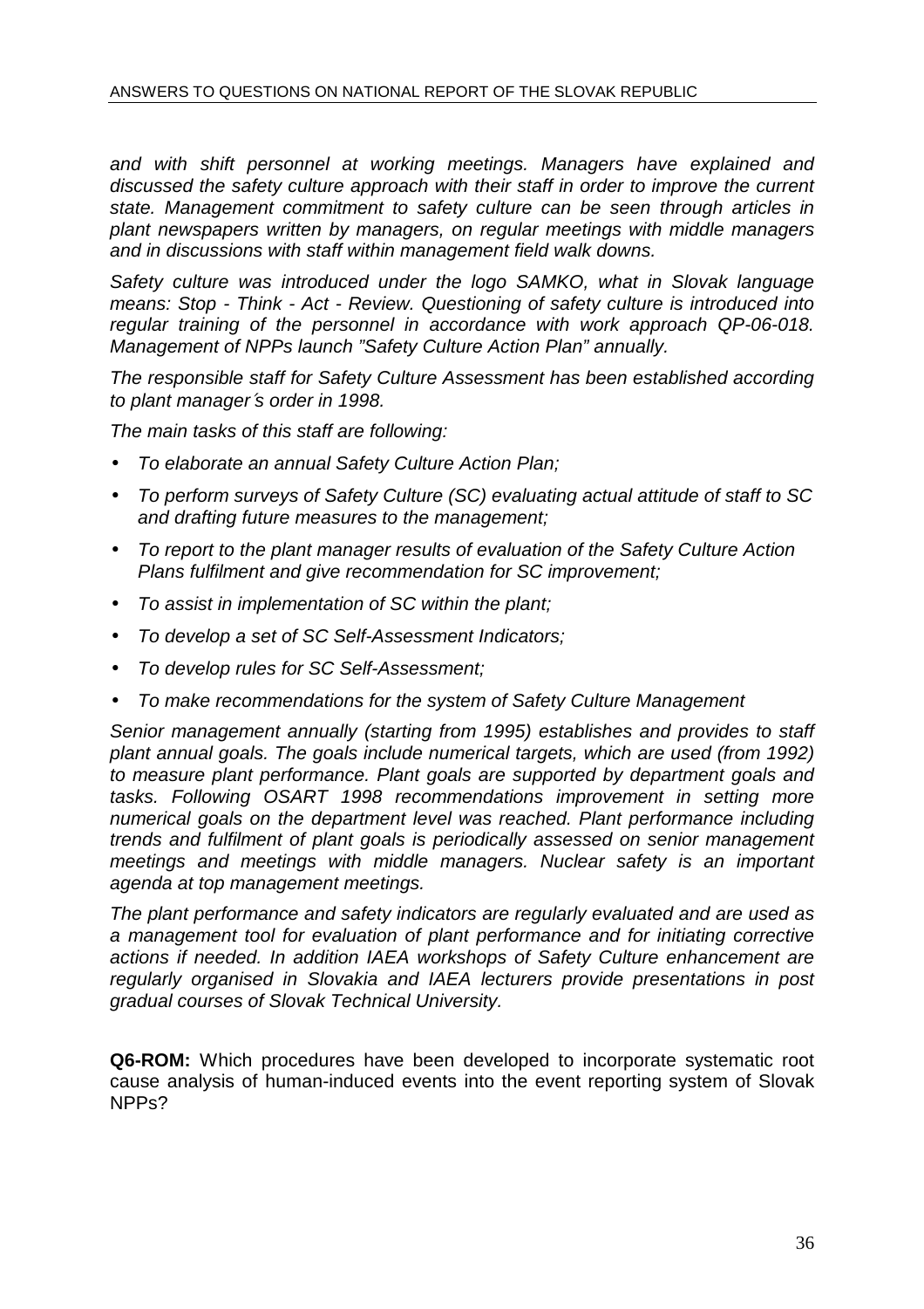*and with shift personnel at working meetings. Managers have explained and discussed the safety culture approach with their staff in order to improve the current state. Management commitment to safety culture can be seen through articles in plant newspapers written by managers, on regular meetings with middle managers and in discussions with staff within management field walk downs.*

*Safety culture was introduced under the logo SAMKO, what in Slovak language means: Stop - Think - Act - Review. Questioning of safety culture is introduced into regular training of the personnel in accordance with work approach QP-06-018. Management of NPPs launch "Safety Culture Action Plan" annually.*

*The responsible staff for Safety Culture Assessment has been established according to plant manager´s order in 1998.*

*The main tasks of this staff are following:*

- *To elaborate an annual Safety Culture Action Plan;*
- *To perform surveys of Safety Culture (SC) evaluating actual attitude of staff to SC and drafting future measures to the management;*
- *To report to the plant manager results of evaluation of the Safety Culture Action Plans fulfilment and give recommendation for SC improvement;*
- *To assist in implementation of SC within the plant;*
- *To develop a set of SC Self-Assessment Indicators;*
- *To develop rules for SC Self-Assessment;*
- *To make recommendations for the system of Safety Culture Management*

*Senior management annually (starting from 1995) establishes and provides to staff plant annual goals. The goals include numerical targets, which are used (from 1992) to measure plant performance. Plant goals are supported by department goals and tasks. Following OSART 1998 recommendations improvement in setting more numerical goals on the department level was reached. Plant performance including trends and fulfilment of plant goals is periodically assessed on senior management meetings and meetings with middle managers. Nuclear safety is an important agenda at top management meetings.*

*The plant performance and safety indicators are regularly evaluated and are used as a management tool for evaluation of plant performance and for initiating corrective actions if needed. In addition IAEA workshops of Safety Culture enhancement are regularly organised in Slovakia and IAEA lecturers provide presentations in post gradual courses of Slovak Technical University.*

**Q6-ROM:** Which procedures have been developed to incorporate systematic root cause analysis of human-induced events into the event reporting system of Slovak NPPs?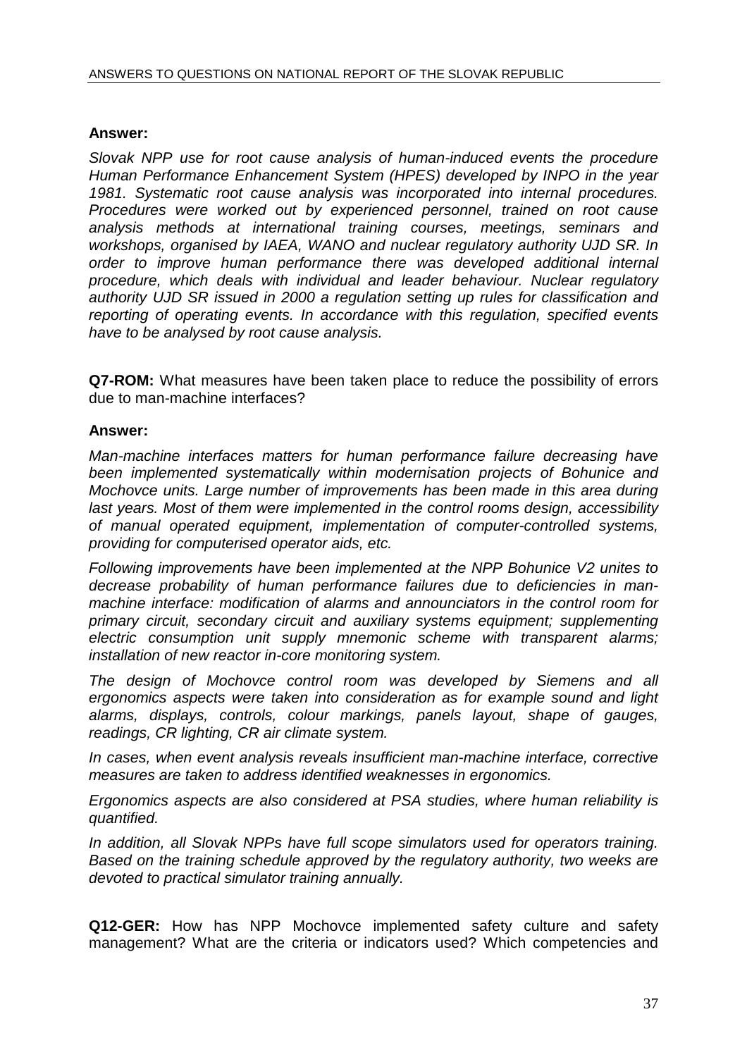**Answer:**

*Slovak NPP use for root cause analysis of human-induced events the procedure Human Performance Enhancement System (HPES) developed by INPO in the year 1981. Systematic root cause analysis was incorporated into internal procedures. Procedures were worked out by experienced personnel, trained on root cause analysis methods at international training courses, meetings, seminars and workshops, organised by IAEA, WANO and nuclear regulatory authority UJD SR. In order to improve human performance there was developed additional internal procedure, which deals with individual and leader behaviour. Nuclear regulatory authority UJD SR issued in 2000 a regulation setting up rules for classification and reporting of operating events. In accordance with this regulation, specified events have to be analysed by root cause analysis.*

**Q7-ROM:** What measures have been taken place to reduce the possibility of errors due to man-machine interfaces?

**Answer:**

*Man-machine interfaces matters for human performance failure decreasing have been implemented systematically within modernisation projects of Bohunice and Mochovce units. Large number of improvements has been made in this area during last years. Most of them were implemented in the control rooms design, accessibility of manual operated equipment, implementation of computer-controlled systems, providing for computerised operator aids, etc.*

*Following improvements have been implemented at the NPP Bohunice V2 unites to decrease probability of human performance failures due to deficiencies in man-machine interface: modification of alarms and announciators in the control room for primary circuit, secondary circuit and auxiliary systems equipment; supplementing electric consumption unit supply mnemonic scheme with transparent alarms; installation of new reactor in-core monitoring system.*

*The design of Mochovce control room was developed by Siemens and all ergonomics aspects were taken into consideration as for example sound and light alarms, displays, controls, colour markings, panels layout, shape of gauges, readings, CR lighting, CR air climate system.*

*In cases, when event analysis reveals insufficient man-machine interface, corrective measures are taken to address identified weaknesses in ergonomics.*

*Ergonomics aspects are also considered at PSA studies, where human reliability is quantified.*

*In addition, all Slovak NPPs have full scope simulators used for operators training. Based on the training schedule approved by the regulatory authority, two weeks are devoted to practical simulator training annually.*

**Q12-GER:** How has NPP Mochovce implemented safety culture and safety management? What are the criteria or indicators used? Which competencies and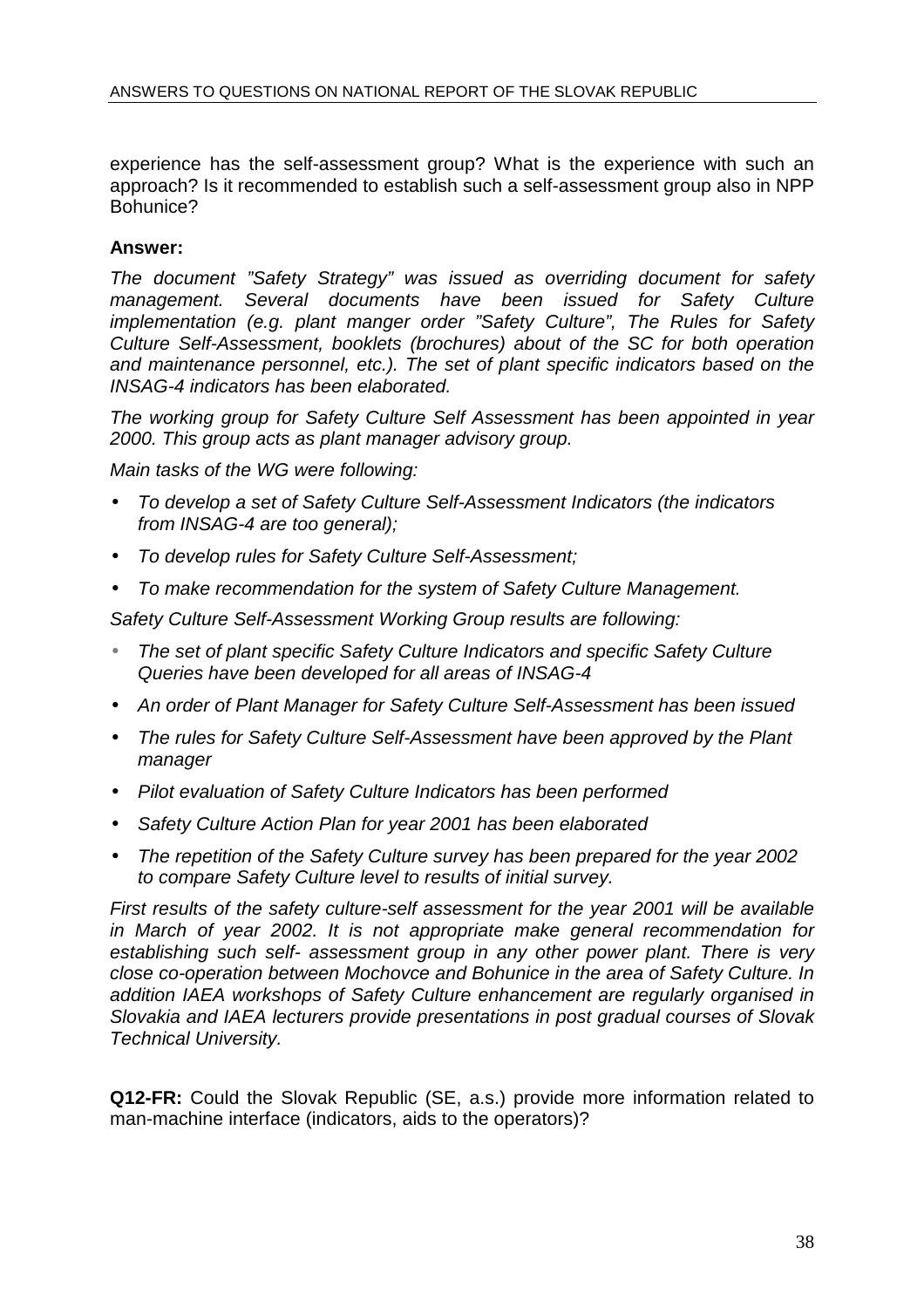experience has the self-assessment group? What is the experience with such an approach? Is it recommended to establish such a self-assessment group also in NPP Bohunice?

**Answer:**

*The document "Safety Strategy" was issued as overriding document for safety management. Several documents have been issued for Safety Culture implementation (e.g. plant manger order "Safety Culture", The Rules for Safety Culture Self-Assessment, booklets (brochures) about of the SC for both operation and maintenance personnel, etc.). The set of plant specific indicators based on the INSAG-4 indicators has been elaborated.*

*The working group for Safety Culture Self Assessment has been appointed in year 2000. This group acts as plant manager advisory group.*

*Main tasks of the WG were following:*

- *To develop a set of Safety Culture Self-Assessment Indicators (the indicators from INSAG-4 are too general);*
- *To develop rules for Safety Culture Self-Assessment;*
- *To make recommendation for the system of Safety Culture Management.*

*Safety Culture Self-Assessment Working Group results are following:*

- *The set of plant specific Safety Culture Indicators and specific Safety Culture Queries have been developed for all areas of INSAG-4*
- *An order of Plant Manager for Safety Culture Self-Assessment has been issued*
- *The rules for Safety Culture Self-Assessment have been approved by the Plant manager*
- *Pilot evaluation of Safety Culture Indicators has been performed*
- *Safety Culture Action Plan for year 2001 has been elaborated*
- *The repetition of the Safety Culture survey has been prepared for the year 2002 to compare Safety Culture level to results of initial survey.*

*First results of the safety culture-self assessment for the year 2001 will be available in March of year 2002. It is not appropriate make general recommendation for establishing such self- assessment group in any other power plant. There is very close co-operation between Mochovce and Bohunice in the area of Safety Culture. In addition IAEA workshops of Safety Culture enhancement are regularly organised in Slovakia and IAEA lecturers provide presentations in post gradual courses of Slovak Technical University.*

**Q12-FR:** Could the Slovak Republic (SE, a.s.) provide more information related to man-machine interface (indicators, aids to the operators)?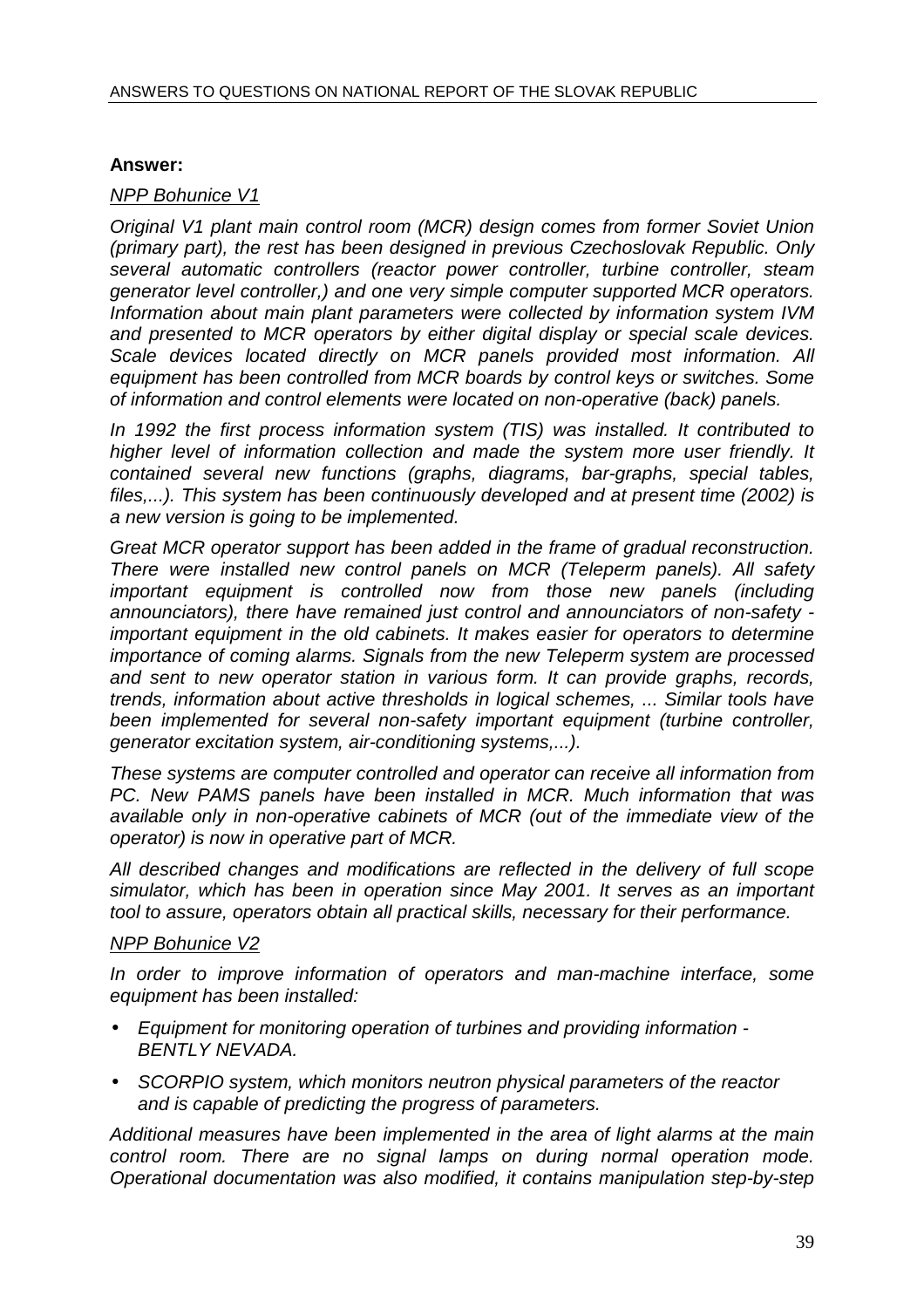**Answer:**

*NPP Bohunice V1*

*Original V1 plant main control room (MCR) design comes from former Soviet Union (primary part), the rest has been designed in previous Czechoslovak Republic. Only several automatic controllers (reactor power controller, turbine controller, steam generator level controller,) and one very simple computer supported MCR operators. Information about main plant parameters were collected by information system IVM and presented to MCR operators by either digital display or special scale devices. Scale devices located directly on MCR panels provided most information. All equipment has been controlled from MCR boards by control keys or switches. Some of information and control elements were located on non-operative (back) panels.*

*In 1992 the first process information system (TIS) was installed. It contributed to higher level of information collection and made the system more user friendly. It contained several new functions (graphs, diagrams, bar-graphs, special tables, files,...). This system has been continuously developed and at present time (2002) is a new version is going to be implemented.*

*Great MCR operator support has been added in the frame of gradual reconstruction. There were installed new control panels on MCR (Teleperm panels). All safety important equipment is controlled now from those new panels (including announciators), there have remained just control and announciators of non-safety - important equipment in the old cabinets. It makes easier for operators to determine importance of coming alarms. Signals from the new Teleperm system are processed and sent to new operator station in various form. It can provide graphs, records, trends, information about active thresholds in logical schemes, ... Similar tools have been implemented for several non-safety important equipment (turbine controller, generator excitation system, air-conditioning systems,...).*

*These systems are computer controlled and operator can receive all information from PC. New PAMS panels have been installed in MCR. Much information that was available only in non-operative cabinets of MCR (out of the immediate view of the operator) is now in operative part of MCR.*

*All described changes and modifications are reflected in the delivery of full scope simulator, which has been in operation since May 2001. It serves as an important tool to assure, operators obtain all practical skills, necessary for their performance.*

*NPP Bohunice V2*

*In order to improve information of operators and man-machine interface, some equipment has been installed:*

- *Equipment for monitoring operation of turbines and providing information - BENTLY NEVADA.*
- *SCORPIO system, which monitors neutron physical parameters of the reactor and is capable of predicting the progress of parameters.*

*Additional measures have been implemented in the area of light alarms at the main control room. There are no signal lamps on during normal operation mode. Operational documentation was also modified, it contains manipulation step-by-step*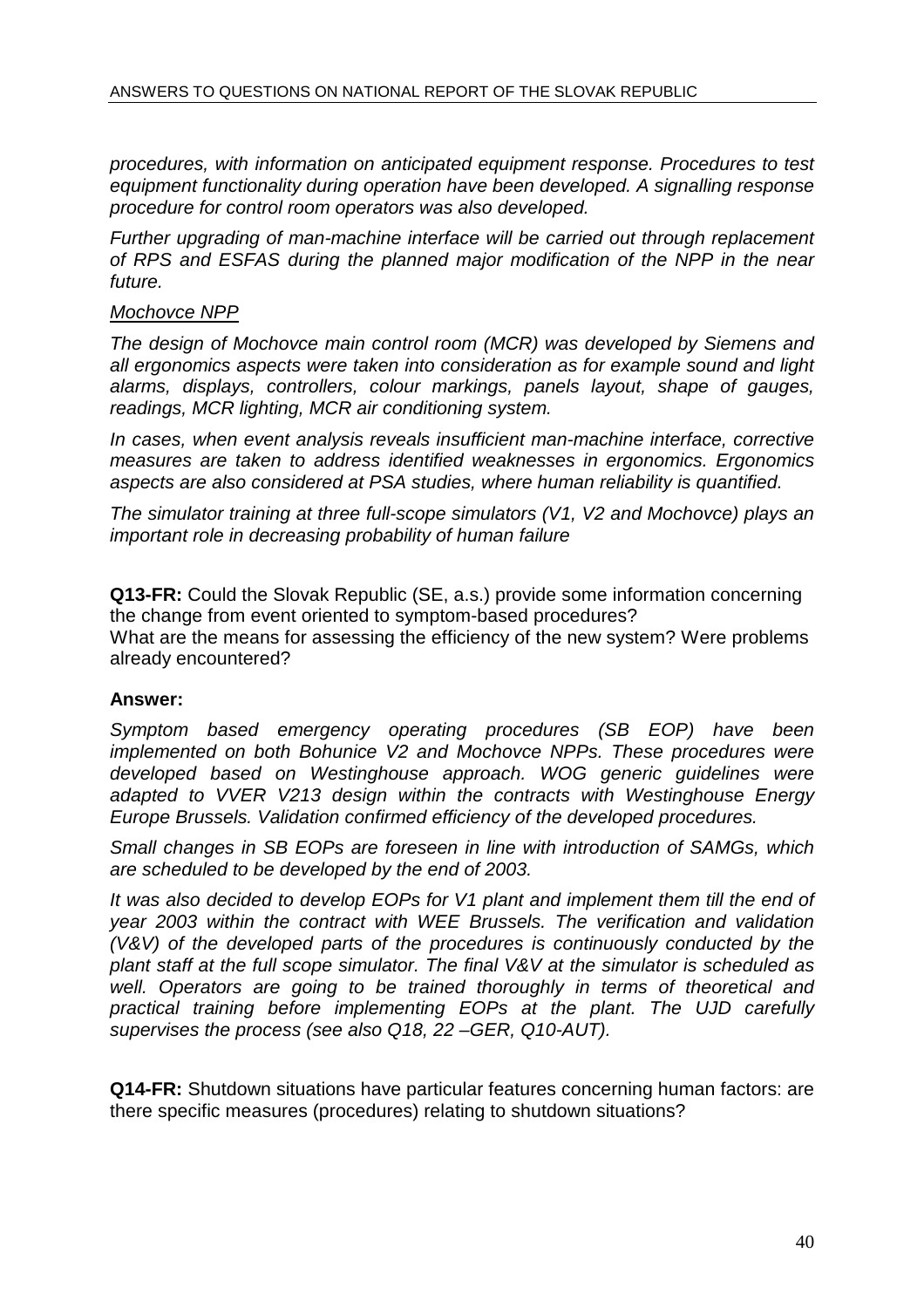*procedures, with information on anticipated equipment response. Procedures to test equipment functionality during operation have been developed. A signalling response procedure for control room operators was also developed.*

*Further upgrading of man-machine interface will be carried out through replacement of RPS and ESFAS during the planned major modification of the NPP in the near future.*

*Mochovce NPP*

*The design of Mochovce main control room (MCR) was developed by Siemens and all ergonomics aspects were taken into consideration as for example sound and light alarms, displays, controllers, colour markings, panels layout, shape of gauges, readings, MCR lighting, MCR air conditioning system.*

*In cases, when event analysis reveals insufficient man-machine interface, corrective measures are taken to address identified weaknesses in ergonomics. Ergonomics aspects are also considered at PSA studies, where human reliability is quantified.*

*The simulator training at three full-scope simulators (V1, V2 and Mochovce) plays an important role in decreasing probability of human failure*

**Q13-FR:** Could the Slovak Republic (SE, a.s.) provide some information concerning the change from event oriented to symptom-based procedures?
What are the means for assessing the efficiency of the new system? Were problems already encountered?

**Answer:**

*Symptom based emergency operating procedures (SB EOP) have been implemented on both Bohunice V2 and Mochovce NPPs. These procedures were developed based on Westinghouse approach. WOG generic guidelines were adapted to VVER V213 design within the contracts with Westinghouse Energy Europe Brussels. Validation confirmed efficiency of the developed procedures.*

*Small changes in SB EOPs are foreseen in line with introduction of SAMGs, which are scheduled to be developed by the end of 2003.*

*It was also decided to develop EOPs for V1 plant and implement them till the end of year 2003 within the contract with WEE Brussels. The verification and validation (V&V) of the developed parts of the procedures is continuously conducted by the plant staff at the full scope simulator. The final V&V at the simulator is scheduled as well. Operators are going to be trained thoroughly in terms of theoretical and practical training before implementing EOPs at the plant. The UJD carefully supervises the process (see also Q18, 22 –GER, Q10-AUT).*

**Q14-FR:** Shutdown situations have particular features concerning human factors: are there specific measures (procedures) relating to shutdown situations?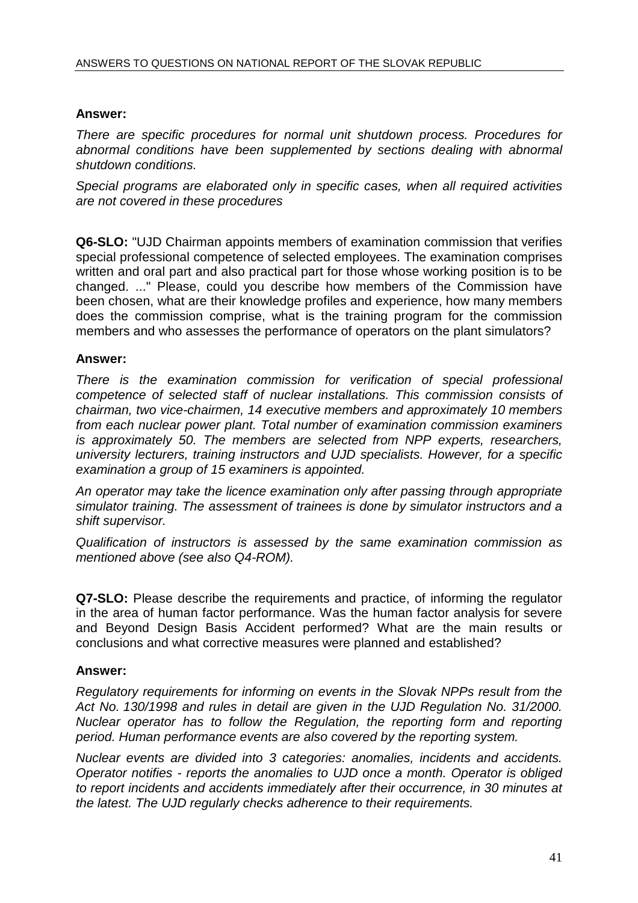**Answer:**

*There are specific procedures for normal unit shutdown process. Procedures for abnormal conditions have been supplemented by sections dealing with abnormal shutdown conditions.*

*Special programs are elaborated only in specific cases, when all required activities are not covered in these procedures*

**Q6-SLO:** "UJD Chairman appoints members of examination commission that verifies special professional competence of selected employees. The examination comprises written and oral part and also practical part for those whose working position is to be changed. ..." Please, could you describe how members of the Commission have been chosen, what are their knowledge profiles and experience, how many members does the commission comprise, what is the training program for the commission members and who assesses the performance of operators on the plant simulators?

**Answer:**

*There is the examination commission for verification of special professional competence of selected staff of nuclear installations. This commission consists of chairman, two vice-chairmen, 14 executive members and approximately 10 members from each nuclear power plant. Total number of examination commission examiners is approximately 50. The members are selected from NPP experts, researchers, university lecturers, training instructors and UJD specialists. However, for a specific examination a group of 15 examiners is appointed.*

*An operator may take the licence examination only after passing through appropriate simulator training. The assessment of trainees is done by simulator instructors and a shift supervisor.*

*Qualification of instructors is assessed by the same examination commission as mentioned above (see also Q4-ROM).*

**Q7-SLO:** Please describe the requirements and practice, of informing the regulator in the area of human factor performance. Was the human factor analysis for severe and Beyond Design Basis Accident performed? What are the main results or conclusions and what corrective measures were planned and established?

**Answer:**

*Regulatory requirements for informing on events in the Slovak NPPs result from the Act No. 130/1998 and rules in detail are given in the UJD Regulation No. 31/2000. Nuclear operator has to follow the Regulation, the reporting form and reporting period. Human performance events are also covered by the reporting system.*

*Nuclear events are divided into 3 categories: anomalies, incidents and accidents. Operator notifies - reports the anomalies to UJD once a month. Operator is obliged to report incidents and accidents immediately after their occurrence, in 30 minutes at the latest. The UJD regularly checks adherence to their requirements.*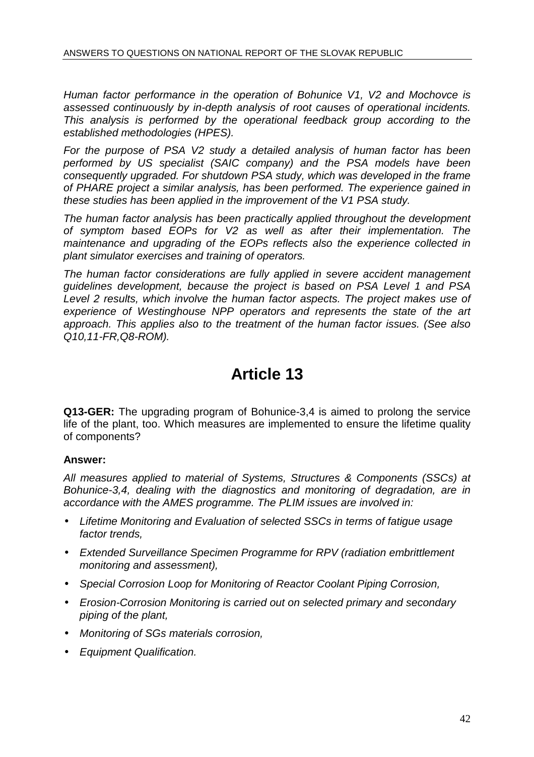*Human factor performance in the operation of Bohunice V1, V2 and Mochovce is assessed continuously by in-depth analysis of root causes of operational incidents. This analysis is performed by the operational feedback group according to the established methodologies (HPES).*

*For the purpose of PSA V2 study a detailed analysis of human factor has been performed by US specialist (SAIC company) and the PSA models have been consequently upgraded. For shutdown PSA study, which was developed in the frame of PHARE project a similar analysis, has been performed. The experience gained in these studies has been applied in the improvement of the V1 PSA study.*

*The human factor analysis has been practically applied throughout the development of symptom based EOPs for V2 as well as after their implementation. The maintenance and upgrading of the EOPs reflects also the experience collected in plant simulator exercises and training of operators.*

*The human factor considerations are fully applied in severe accident management guidelines development, because the project is based on PSA Level 1 and PSA Level 2 results, which involve the human factor aspects. The project makes use of experience of Westinghouse NPP operators and represents the state of the art approach. This applies also to the treatment of the human factor issues. (See also Q10,11-FR,Q8-ROM).*

# Article 13

**Q13-GER:** The upgrading program of Bohunice-3,4 is aimed to prolong the service life of the plant, too. Which measures are implemented to ensure the lifetime quality of components?

**Answer:**

*All measures applied to material of Systems, Structures & Components (SSCs) at Bohunice-3,4, dealing with the diagnostics and monitoring of degradation, are in accordance with the AMES programme. The PLIM issues are involved in:*

- *Lifetime Monitoring and Evaluation of selected SSCs in terms of fatigue usage factor trends,*
- *Extended Surveillance Specimen Programme for RPV (radiation embrittlement monitoring and assessment),*
- *Special Corrosion Loop for Monitoring of Reactor Coolant Piping Corrosion,*
- *Erosion-Corrosion Monitoring is carried out on selected primary and secondary piping of the plant,*
- *Monitoring of SGs materials corrosion,*
- *Equipment Qualification.*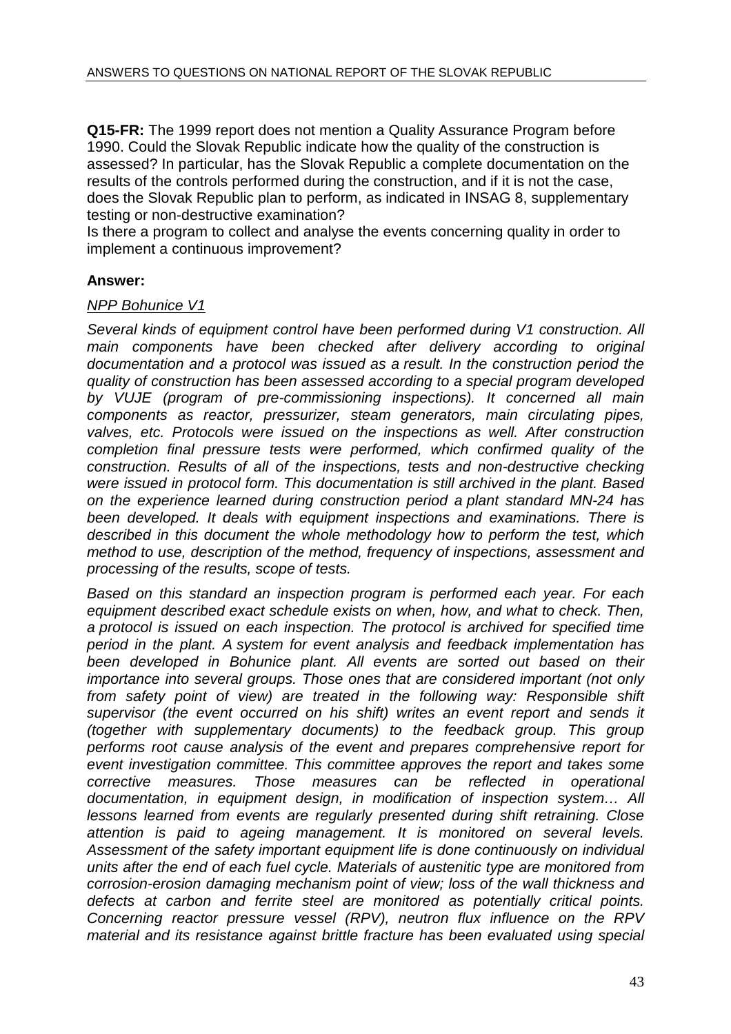**Q15-FR:** The 1999 report does not mention a Quality Assurance Program before 1990. Could the Slovak Republic indicate how the quality of the construction is assessed? In particular, has the Slovak Republic a complete documentation on the results of the controls performed during the construction, and if it is not the case, does the Slovak Republic plan to perform, as indicated in INSAG 8, supplementary testing or non-destructive examination?

Is there a program to collect and analyse the events concerning quality in order to implement a continuous improvement?

**Answer:**

*NPP Bohunice V1*

*Several kinds of equipment control have been performed during V1 construction. All main components have been checked after delivery according to original documentation and a protocol was issued as a result. In the construction period the quality of construction has been assessed according to a special program developed by VUJE (program of pre-commissioning inspections). It concerned all main components as reactor, pressurizer, steam generators, main circulating pipes, valves, etc. Protocols were issued on the inspections as well. After construction completion final pressure tests were performed, which confirmed quality of the construction. Results of all of the inspections, tests and non-destructive checking were issued in protocol form. This documentation is still archived in the plant. Based on the experience learned during construction period a plant standard MN-24 has been developed. It deals with equipment inspections and examinations. There is described in this document the whole methodology how to perform the test, which method to use, description of the method, frequency of inspections, assessment and processing of the results, scope of tests.*

*Based on this standard an inspection program is performed each year. For each equipment described exact schedule exists on when, how, and what to check. Then, a protocol is issued on each inspection. The protocol is archived for specified time period in the plant. A system for event analysis and feedback implementation has been developed in Bohunice plant. All events are sorted out based on their importance into several groups. Those ones that are considered important (not only from safety point of view) are treated in the following way: Responsible shift supervisor (the event occurred on his shift) writes an event report and sends it (together with supplementary documents) to the feedback group. This group performs root cause analysis of the event and prepares comprehensive report for event investigation committee. This committee approves the report and takes some corrective measures. Those measures can be reflected in operational documentation, in equipment design, in modification of inspection system… All lessons learned from events are regularly presented during shift retraining. Close attention is paid to ageing management. It is monitored on several levels. Assessment of the safety important equipment life is done continuously on individual units after the end of each fuel cycle. Materials of austenitic type are monitored from corrosion-erosion damaging mechanism point of view; loss of the wall thickness and defects at carbon and ferrite steel are monitored as potentially critical points. Concerning reactor pressure vessel (RPV), neutron flux influence on the RPV material and its resistance against brittle fracture has been evaluated using special*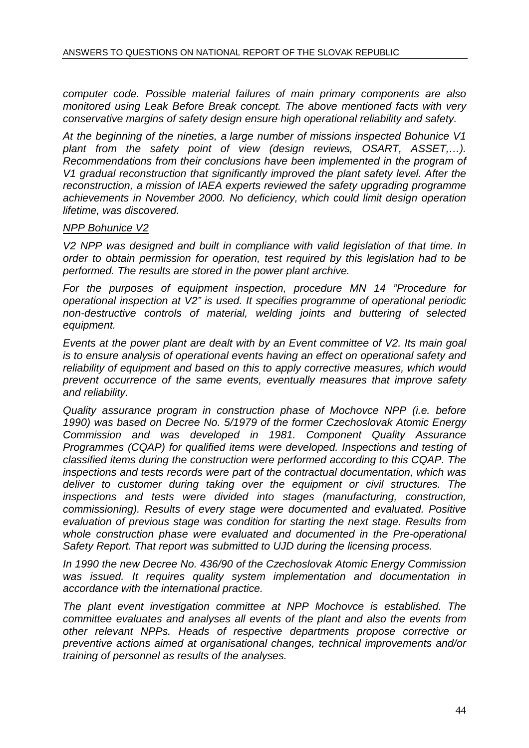*computer code. Possible material failures of main primary components are also monitored using Leak Before Break concept. The above mentioned facts with very conservative margins of safety design ensure high operational reliability and safety.*

*At the beginning of the nineties, a large number of missions inspected Bohunice V1 plant from the safety point of view (design reviews, OSART, ASSET,…). Recommendations from their conclusions have been implemented in the program of V1 gradual reconstruction that significantly improved the plant safety level. After the reconstruction, a mission of IAEA experts reviewed the safety upgrading programme achievements in November 2000. No deficiency, which could limit design operation lifetime, was discovered.*

*NPP Bohunice V2*

*V2 NPP was designed and built in compliance with valid legislation of that time. In order to obtain permission for operation, test required by this legislation had to be performed. The results are stored in the power plant archive.*

*For the purposes of equipment inspection, procedure MN 14 "Procedure for operational inspection at V2" is used. It specifies programme of operational periodic non-destructive controls of material, welding joints and buttering of selected equipment.*

*Events at the power plant are dealt with by an Event committee of V2. Its main goal is to ensure analysis of operational events having an effect on operational safety and reliability of equipment and based on this to apply corrective measures, which would prevent occurrence of the same events, eventually measures that improve safety and reliability.*

*Quality assurance program in construction phase of Mochovce NPP (i.e. before 1990) was based on Decree No. 5/1979 of the former Czechoslovak Atomic Energy Commission and was developed in 1981. Component Quality Assurance Programmes (CQAP) for qualified items were developed. Inspections and testing of classified items during the construction were performed according to this CQAP. The inspections and tests records were part of the contractual documentation, which was deliver to customer during taking over the equipment or civil structures. The inspections and tests were divided into stages (manufacturing, construction, commissioning). Results of every stage were documented and evaluated. Positive evaluation of previous stage was condition for starting the next stage. Results from whole construction phase were evaluated and documented in the Pre-operational Safety Report. That report was submitted to UJD during the licensing process.*

*In 1990 the new Decree No. 436/90 of the Czechoslovak Atomic Energy Commission was issued. It requires quality system implementation and documentation in accordance with the international practice.*

*The plant event investigation committee at NPP Mochovce is established. The committee evaluates and analyses all events of the plant and also the events from other relevant NPPs. Heads of respective departments propose corrective or preventive actions aimed at organisational changes, technical improvements and/or training of personnel as results of the analyses.*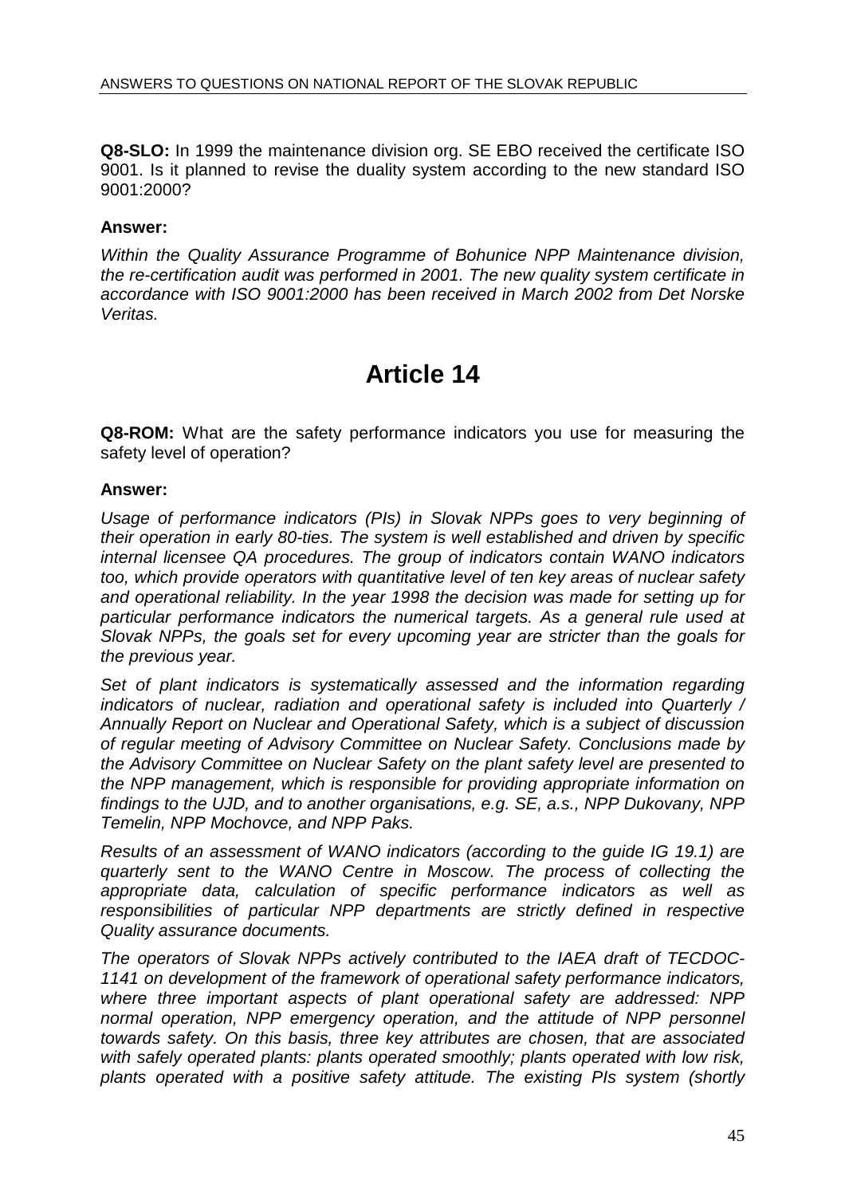**Q8-SLO:** In 1999 the maintenance division org. SE EBO received the certificate ISO 9001. Is it planned to revise the duality system according to the new standard ISO 9001:2000?

**Answer:**

*Within the Quality Assurance Programme of Bohunice NPP Maintenance division, the re-certification audit was performed in 2001. The new quality system certificate in accordance with ISO 9001:2000 has been received in March 2002 from Det Norske Veritas.*

# Article 14

**Q8-ROM:** What are the safety performance indicators you use for measuring the safety level of operation?

**Answer:**

*Usage of performance indicators (PIs) in Slovak NPPs goes to very beginning of their operation in early 80-ties. The system is well established and driven by specific internal licensee QA procedures. The group of indicators contain WANO indicators too, which provide operators with quantitative level of ten key areas of nuclear safety and operational reliability. In the year 1998 the decision was made for setting up for particular performance indicators the numerical targets. As a general rule used at Slovak NPPs, the goals set for every upcoming year are stricter than the goals for the previous year.*

*Set of plant indicators is systematically assessed and the information regarding indicators of nuclear, radiation and operational safety is included into Quarterly / Annually Report on Nuclear and Operational Safety, which is a subject of discussion of regular meeting of Advisory Committee on Nuclear Safety. Conclusions made by the Advisory Committee on Nuclear Safety on the plant safety level are presented to the NPP management, which is responsible for providing appropriate information on findings to the UJD, and to another organisations, e.g. SE, a.s., NPP Dukovany, NPP Temelin, NPP Mochovce, and NPP Paks.*

*Results of an assessment of WANO indicators (according to the guide IG 19.1) are quarterly sent to the WANO Centre in Moscow. The process of collecting the appropriate data, calculation of specific performance indicators as well as responsibilities of particular NPP departments are strictly defined in respective Quality assurance documents.*

*The operators of Slovak NPPs actively contributed to the IAEA draft of TECDOC-1141 on development of the framework of operational safety performance indicators, where three important aspects of plant operational safety are addressed: NPP normal operation, NPP emergency operation, and the attitude of NPP personnel towards safety. On this basis, three key attributes are chosen, that are associated with safely operated plants: plants operated smoothly; plants operated with low risk, plants operated with a positive safety attitude. The existing PIs system (shortly*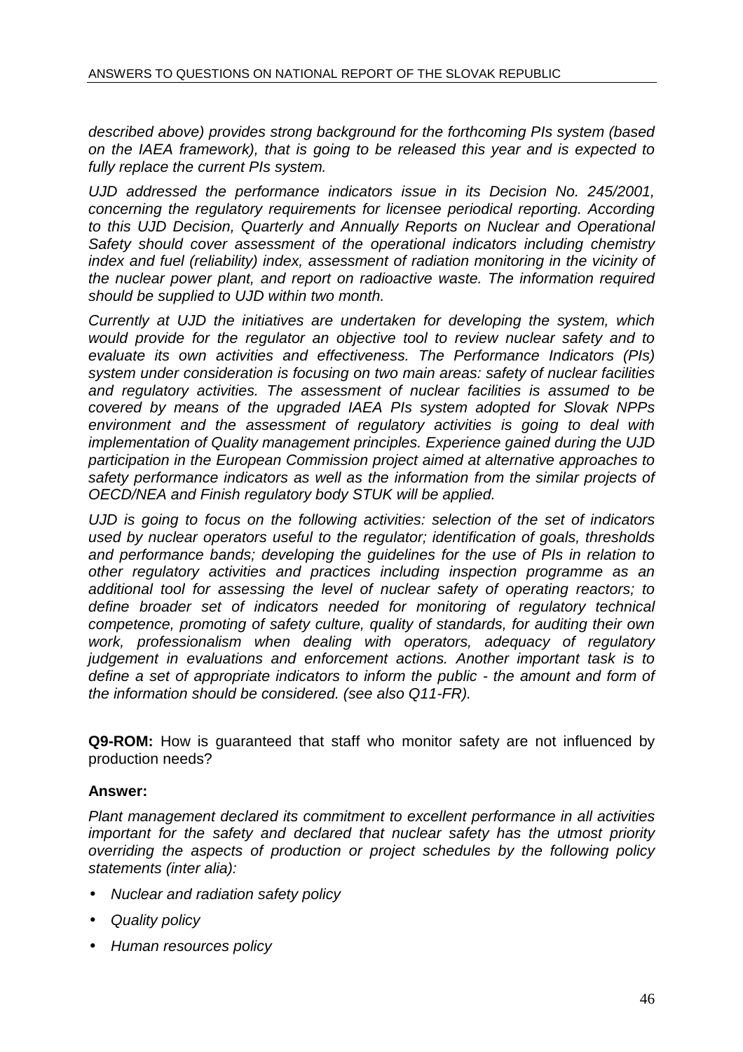*described above) provides strong background for the forthcoming PIs system (based on the IAEA framework), that is going to be released this year and is expected to fully replace the current PIs system.*

*UJD addressed the performance indicators issue in its Decision No. 245/2001, concerning the regulatory requirements for licensee periodical reporting. According to this UJD Decision, Quarterly and Annually Reports on Nuclear and Operational Safety should cover assessment of the operational indicators including chemistry index and fuel (reliability) index, assessment of radiation monitoring in the vicinity of the nuclear power plant, and report on radioactive waste. The information required should be supplied to UJD within two month.*

*Currently at UJD the initiatives are undertaken for developing the system, which would provide for the regulator an objective tool to review nuclear safety and to evaluate its own activities and effectiveness. The Performance Indicators (PIs) system under consideration is focusing on two main areas: safety of nuclear facilities and regulatory activities. The assessment of nuclear facilities is assumed to be covered by means of the upgraded IAEA PIs system adopted for Slovak NPPs environment and the assessment of regulatory activities is going to deal with implementation of Quality management principles. Experience gained during the UJD participation in the European Commission project aimed at alternative approaches to safety performance indicators as well as the information from the similar projects of OECD/NEA and Finish regulatory body STUK will be applied.*

*UJD is going to focus on the following activities: selection of the set of indicators used by nuclear operators useful to the regulator; identification of goals, thresholds and performance bands; developing the guidelines for the use of PIs in relation to other regulatory activities and practices including inspection programme as an additional tool for assessing the level of nuclear safety of operating reactors; to define broader set of indicators needed for monitoring of regulatory technical competence, promoting of safety culture, quality of standards, for auditing their own work, professionalism when dealing with operators, adequacy of regulatory judgement in evaluations and enforcement actions. Another important task is to define a set of appropriate indicators to inform the public - the amount and form of the information should be considered. (see also Q11-FR).*

**Q9-ROM:** How is guaranteed that staff who monitor safety are not influenced by production needs?

**Answer:**

*Plant management declared its commitment to excellent performance in all activities important for the safety and declared that nuclear safety has the utmost priority overriding the aspects of production or project schedules by the following policy statements (inter alia):*

- *Nuclear and radiation safety policy*
- *Quality policy*
- *Human resources policy*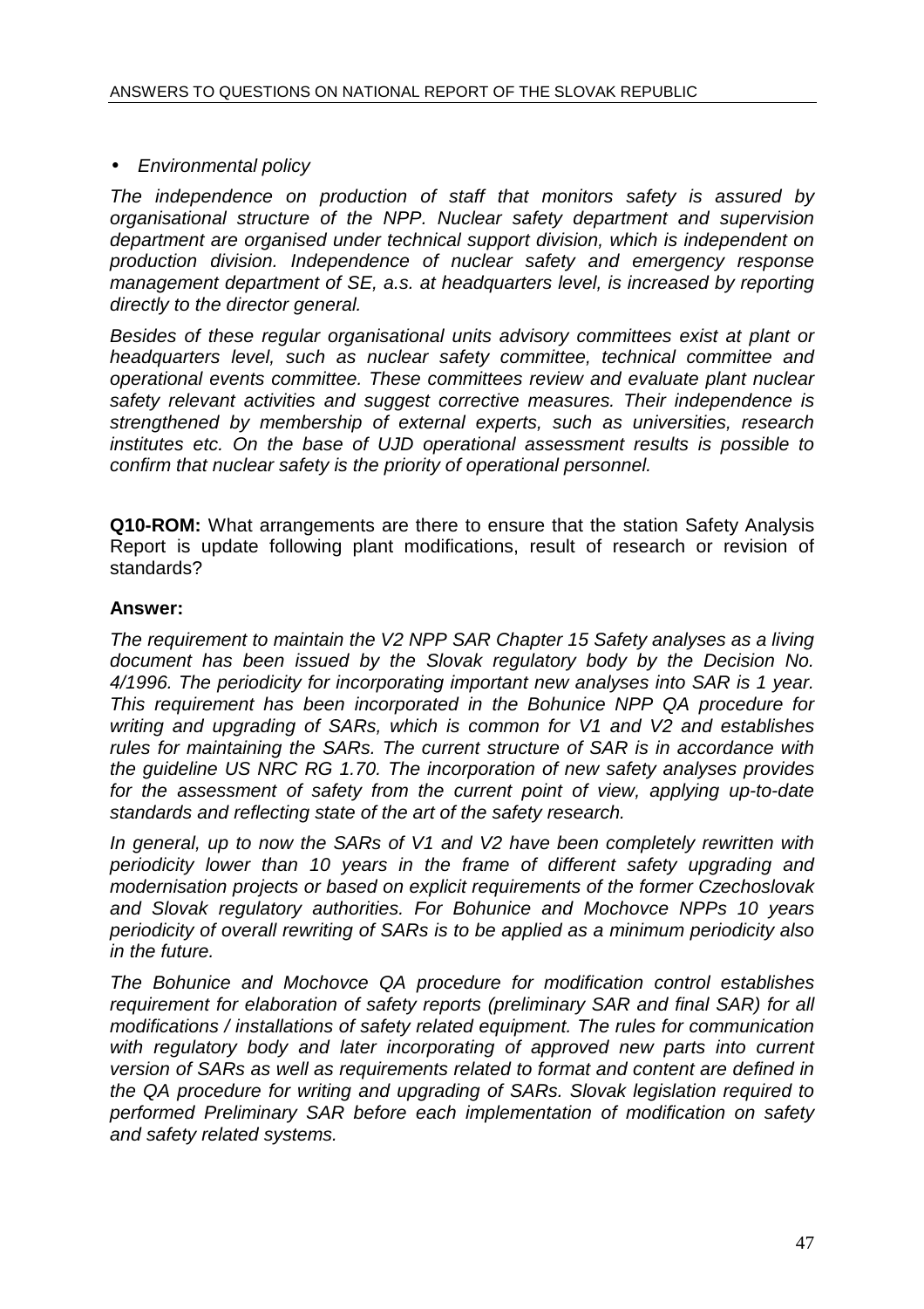- *Environmental policy*

*The independence on production of staff that monitors safety is assured by organisational structure of the NPP. Nuclear safety department and supervision department are organised under technical support division, which is independent on production division. Independence of nuclear safety and emergency response management department of SE, a.s. at headquarters level, is increased by reporting directly to the director general.*

*Besides of these regular organisational units advisory committees exist at plant or headquarters level, such as nuclear safety committee, technical committee and operational events committee. These committees review and evaluate plant nuclear safety relevant activities and suggest corrective measures. Their independence is strengthened by membership of external experts, such as universities, research institutes etc. On the base of UJD operational assessment results is possible to confirm that nuclear safety is the priority of operational personnel.*

**Q10-ROM:** What arrangements are there to ensure that the station Safety Analysis Report is update following plant modifications, result of research or revision of standards?

**Answer:**

*The requirement to maintain the V2 NPP SAR Chapter 15 Safety analyses as a living document has been issued by the Slovak regulatory body by the Decision No. 4/1996. The periodicity for incorporating important new analyses into SAR is 1 year. This requirement has been incorporated in the Bohunice NPP QA procedure for writing and upgrading of SARs, which is common for V1 and V2 and establishes rules for maintaining the SARs. The current structure of SAR is in accordance with the guideline US NRC RG 1.70. The incorporation of new safety analyses provides for the assessment of safety from the current point of view, applying up-to-date standards and reflecting state of the art of the safety research.*

*In general, up to now the SARs of V1 and V2 have been completely rewritten with periodicity lower than 10 years in the frame of different safety upgrading and modernisation projects or based on explicit requirements of the former Czechoslovak and Slovak regulatory authorities. For Bohunice and Mochovce NPPs 10 years periodicity of overall rewriting of SARs is to be applied as a minimum periodicity also in the future.*

*The Bohunice and Mochovce QA procedure for modification control establishes requirement for elaboration of safety reports (preliminary SAR and final SAR) for all modifications / installations of safety related equipment. The rules for communication with regulatory body and later incorporating of approved new parts into current version of SARs as well as requirements related to format and content are defined in the QA procedure for writing and upgrading of SARs. Slovak legislation required to performed Preliminary SAR before each implementation of modification on safety and safety related systems.*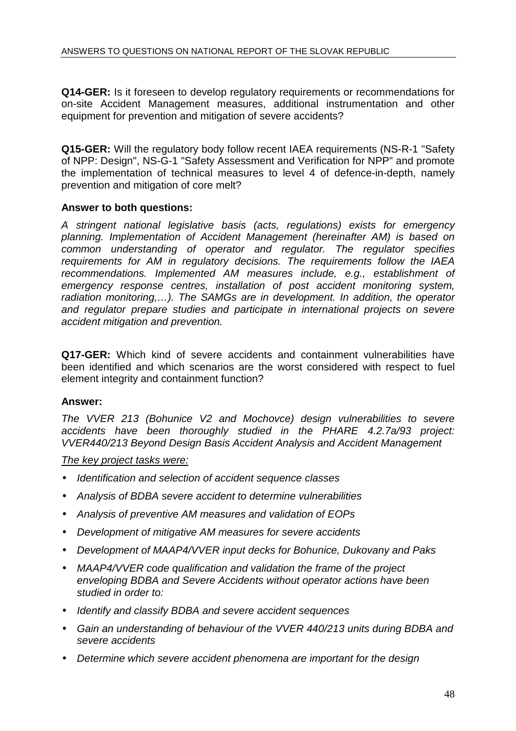**Q14-GER:** Is it foreseen to develop regulatory requirements or recommendations for on-site Accident Management measures, additional instrumentation and other equipment for prevention and mitigation of severe accidents?

**Q15-GER:** Will the regulatory body follow recent IAEA requirements (NS-R-1 "Safety of NPP: Design", NS-G-1 "Safety Assessment and Verification for NPP" and promote the implementation of technical measures to level 4 of defence-in-depth, namely prevention and mitigation of core melt?

**Answer to both questions:**

*A stringent national legislative basis (acts, regulations) exists for emergency planning. Implementation of Accident Management (hereinafter AM) is based on common understanding of operator and regulator. The regulator specifies requirements for AM in regulatory decisions. The requirements follow the IAEA recommendations. Implemented AM measures include, e.g., establishment of emergency response centres, installation of post accident monitoring system, radiation monitoring,…). The SAMGs are in development. In addition, the operator and regulator prepare studies and participate in international projects on severe accident mitigation and prevention.*

**Q17-GER:** Which kind of severe accidents and containment vulnerabilities have been identified and which scenarios are the worst considered with respect to fuel element integrity and containment function?

**Answer:**

*The VVER 213 (Bohunice V2 and Mochovce) design vulnerabilities to severe accidents have been thoroughly studied in the PHARE 4.2.7a/93 project: VVER440/213 Beyond Design Basis Accident Analysis and Accident Management*

<u>*The key project tasks were:*</u>

- *Identification and selection of accident sequence classes*
- *Analysis of BDBA severe accident to determine vulnerabilities*
- *Analysis of preventive AM measures and validation of EOPs*
- *Development of mitigative AM measures for severe accidents*
- *Development of MAAP4/VVER input decks for Bohunice, Dukovany and Paks*
- *MAAP4/VVER code qualification and validation the frame of the project enveloping BDBA and Severe Accidents without operator actions have been studied in order to:*
- *Identify and classify BDBA and severe accident sequences*
- *Gain an understanding of behaviour of the VVER 440/213 units during BDBA and severe accidents*
- *Determine which severe accident phenomena are important for the design*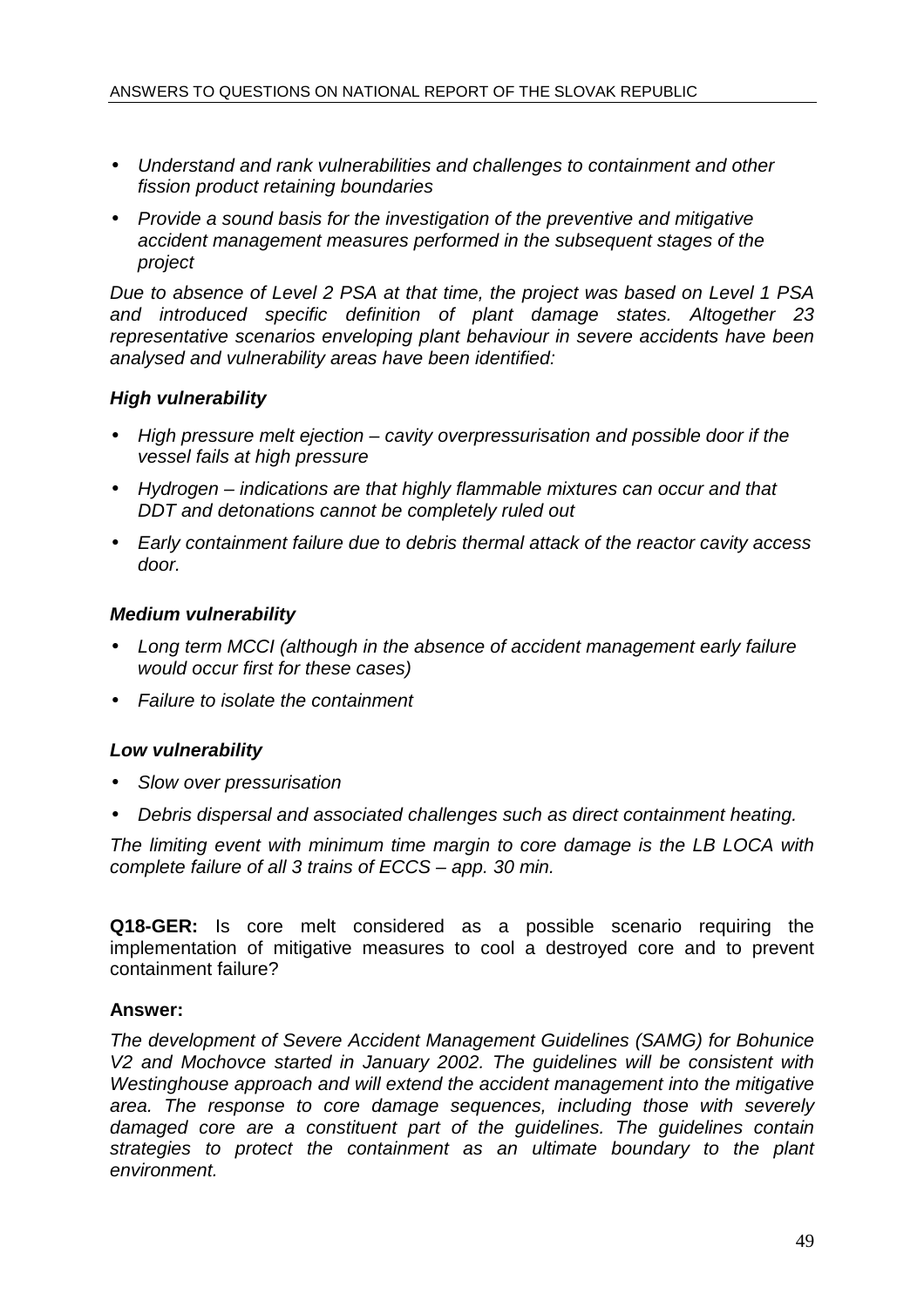- *Understand and rank vulnerabilities and challenges to containment and other fission product retaining boundaries*
- *Provide a sound basis for the investigation of the preventive and mitigative accident management measures performed in the subsequent stages of the project*

*Due to absence of Level 2 PSA at that time, the project was based on Level 1 PSA and introduced specific definition of plant damage states. Altogether 23 representative scenarios enveloping plant behaviour in severe accidents have been analysed and vulnerability areas have been identified:*

***High vulnerability***

- *High pressure melt ejection – cavity overpressurisation and possible door if the vessel fails at high pressure*
- *Hydrogen – indications are that highly flammable mixtures can occur and that DDT and detonations cannot be completely ruled out*
- *Early containment failure due to debris thermal attack of the reactor cavity access door.*

***Medium vulnerability***

- *Long term MCCI (although in the absence of accident management early failure would occur first for these cases)*
- *Failure to isolate the containment*

***Low vulnerability***

- *Slow over pressurisation*
- *Debris dispersal and associated challenges such as direct containment heating.*

*The limiting event with minimum time margin to core damage is the LB LOCA with complete failure of all 3 trains of ECCS – app. 30 min.*

**Q18-GER:** Is core melt considered as a possible scenario requiring the implementation of mitigative measures to cool a destroyed core and to prevent containment failure?

**Answer:**

*The development of Severe Accident Management Guidelines (SAMG) for Bohunice V2 and Mochovce started in January 2002. The guidelines will be consistent with Westinghouse approach and will extend the accident management into the mitigative area. The response to core damage sequences, including those with severely damaged core are a constituent part of the guidelines. The guidelines contain strategies to protect the containment as an ultimate boundary to the plant environment.*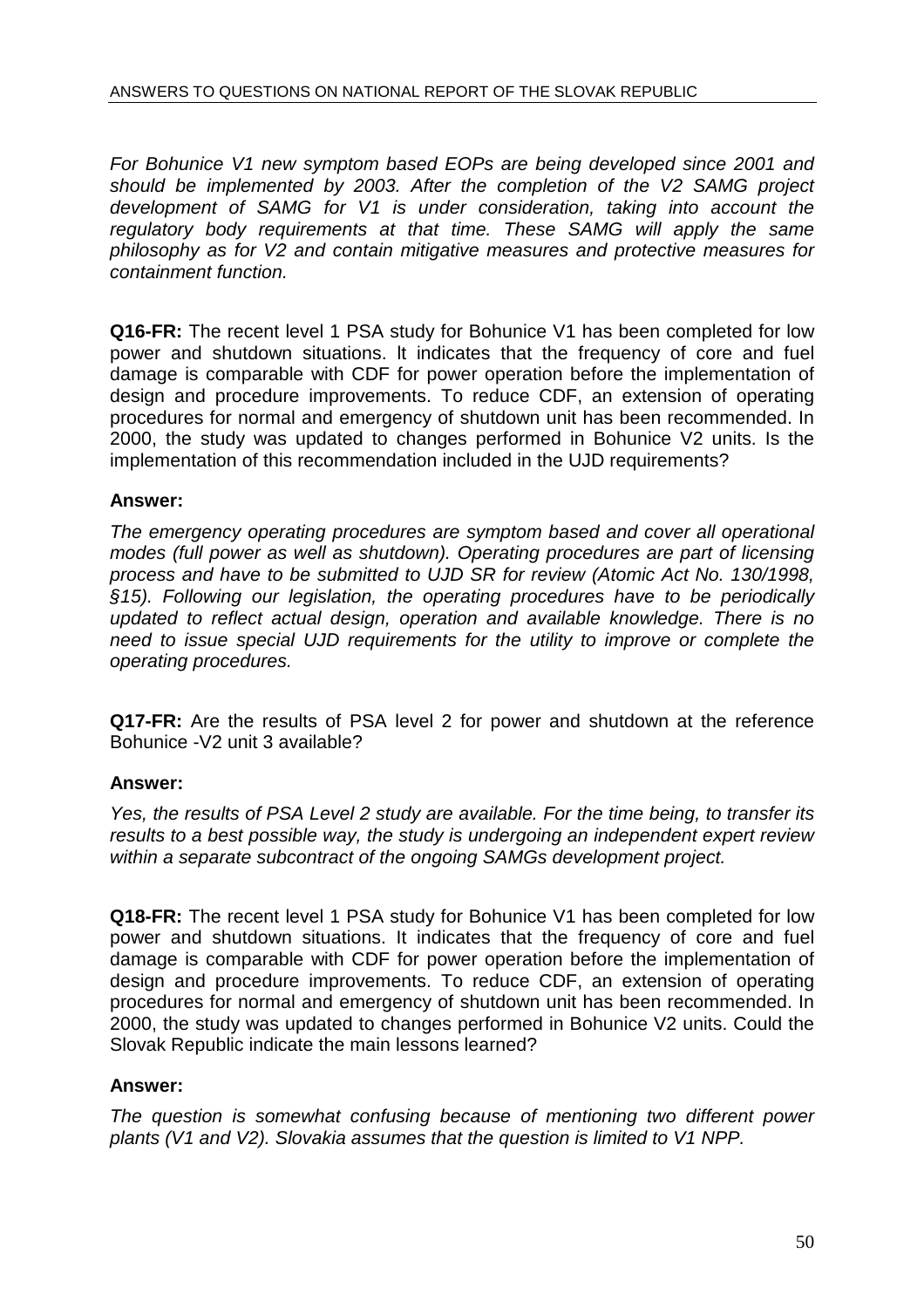*For Bohunice V1 new symptom based EOPs are being developed since 2001 and should be implemented by 2003. After the completion of the V2 SAMG project development of SAMG for V1 is under consideration, taking into account the regulatory body requirements at that time. These SAMG will apply the same philosophy as for V2 and contain mitigative measures and protective measures for containment function.*

**Q16-FR:** The recent level 1 PSA study for Bohunice V1 has been completed for low power and shutdown situations. lt indicates that the frequency of core and fuel damage is comparable with CDF for power operation before the implementation of design and procedure improvements. To reduce CDF, an extension of operating procedures for normal and emergency of shutdown unit has been recommended. In 2000, the study was updated to changes performed in Bohunice V2 units. Is the implementation of this recommendation included in the UJD requirements?

**Answer:**

*The emergency operating procedures are symptom based and cover all operational modes (full power as well as shutdown). Operating procedures are part of licensing process and have to be submitted to UJD SR for review (Atomic Act No. 130/1998, §15). Following our legislation, the operating procedures have to be periodically updated to reflect actual design, operation and available knowledge. There is no need to issue special UJD requirements for the utility to improve or complete the operating procedures.*

**Q17-FR:** Are the results of PSA level 2 for power and shutdown at the reference Bohunice -V2 unit 3 available?

**Answer:**

*Yes, the results of PSA Level 2 study are available. For the time being, to transfer its results to a best possible way, the study is undergoing an independent expert review within a separate subcontract of the ongoing SAMGs development project.*

**Q18-FR:** The recent level 1 PSA study for Bohunice V1 has been completed for low power and shutdown situations. It indicates that the frequency of core and fuel damage is comparable with CDF for power operation before the implementation of design and procedure improvements. To reduce CDF, an extension of operating procedures for normal and emergency of shutdown unit has been recommended. In 2000, the study was updated to changes performed in Bohunice V2 units. Could the Slovak Republic indicate the main lessons learned?

**Answer:**

*The question is somewhat confusing because of mentioning two different power plants (V1 and V2). Slovakia assumes that the question is limited to V1 NPP.*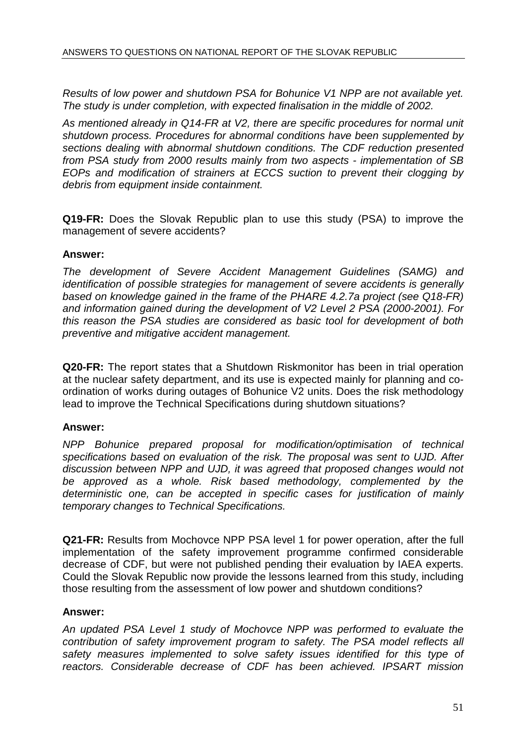*Results of low power and shutdown PSA for Bohunice V1 NPP are not available yet. The study is under completion, with expected finalisation in the middle of 2002.*

*As mentioned already in Q14-FR at V2, there are specific procedures for normal unit shutdown process. Procedures for abnormal conditions have been supplemented by sections dealing with abnormal shutdown conditions. The CDF reduction presented from PSA study from 2000 results mainly from two aspects - implementation of SB EOPs and modification of strainers at ECCS suction to prevent their clogging by debris from equipment inside containment.*

**Q19-FR:** Does the Slovak Republic plan to use this study (PSA) to improve the management of severe accidents?

**Answer:**

*The development of Severe Accident Management Guidelines (SAMG) and identification of possible strategies for management of severe accidents is generally based on knowledge gained in the frame of the PHARE 4.2.7a project (see Q18-FR) and information gained during the development of V2 Level 2 PSA (2000-2001). For this reason the PSA studies are considered as basic tool for development of both preventive and mitigative accident management.*

**Q20-FR:** The report states that a Shutdown Riskmonitor has been in trial operation at the nuclear safety department, and its use is expected mainly for planning and co-ordination of works during outages of Bohunice V2 units. Does the risk methodology lead to improve the Technical Specifications during shutdown situations?

**Answer:**

*NPP Bohunice prepared proposal for modification/optimisation of technical specifications based on evaluation of the risk. The proposal was sent to UJD. After discussion between NPP and UJD, it was agreed that proposed changes would not be approved as a whole. Risk based methodology, complemented by the deterministic one, can be accepted in specific cases for justification of mainly temporary changes to Technical Specifications.*

**Q21-FR:** Results from Mochovce NPP PSA level 1 for power operation, after the full implementation of the safety improvement programme confirmed considerable decrease of CDF, but were not published pending their evaluation by IAEA experts. Could the Slovak Republic now provide the lessons learned from this study, including those resulting from the assessment of low power and shutdown conditions?

**Answer:**

*An updated PSA Level 1 study of Mochovce NPP was performed to evaluate the contribution of safety improvement program to safety. The PSA model reflects all safety measures implemented to solve safety issues identified for this type of reactors. Considerable decrease of CDF has been achieved. IPSART mission*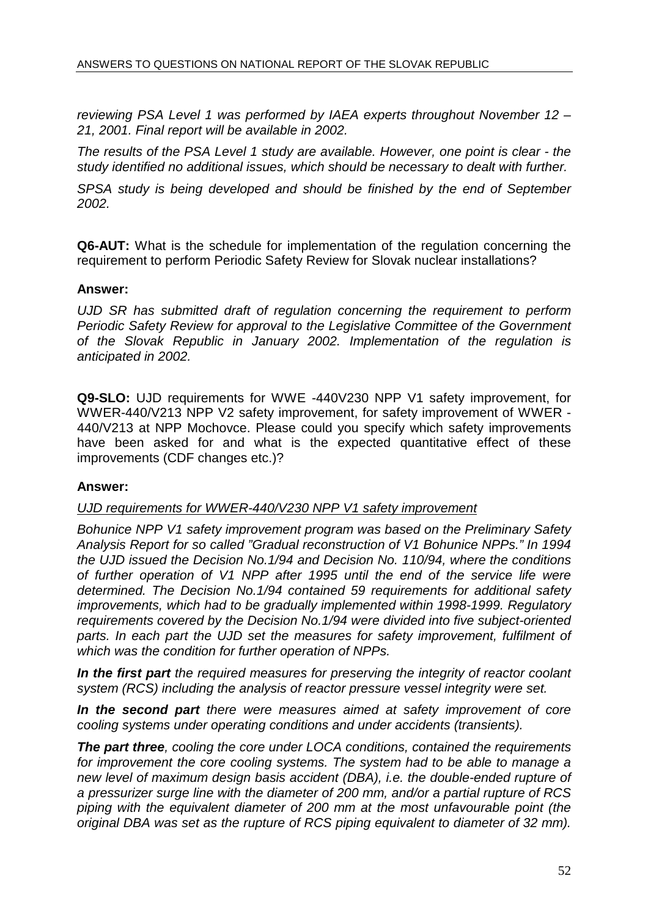*reviewing PSA Level 1 was performed by IAEA experts throughout November 12 – 21, 2001. Final report will be available in 2002.*

*The results of the PSA Level 1 study are available. However, one point is clear - the study identified no additional issues, which should be necessary to dealt with further.*

*SPSA study is being developed and should be finished by the end of September 2002.*

**Q6-AUT:** What is the schedule for implementation of the regulation concerning the requirement to perform Periodic Safety Review for Slovak nuclear installations?

**Answer:**

*UJD SR has submitted draft of regulation concerning the requirement to perform Periodic Safety Review for approval to the Legislative Committee of the Government of the Slovak Republic in January 2002. Implementation of the regulation is anticipated in 2002.*

**Q9-SLO:** UJD requirements for WWE -440V230 NPP V1 safety improvement, for WWER-440/V213 NPP V2 safety improvement, for safety improvement of WWER - 440/V213 at NPP Mochovce. Please could you specify which safety improvements have been asked for and what is the expected quantitative effect of these improvements (CDF changes etc.)?

**Answer:**

*<u>UJD requirements for WWER-440/V230 NPP V1 safety improvement</u>*

*Bohunice NPP V1 safety improvement program was based on the Preliminary Safety Analysis Report for so called "Gradual reconstruction of V1 Bohunice NPPs." In 1994 the UJD issued the Decision No.1/94 and Decision No. 110/94, where the conditions of further operation of V1 NPP after 1995 until the end of the service life were determined. The Decision No.1/94 contained 59 requirements for additional safety improvements, which had to be gradually implemented within 1998-1999. Regulatory requirements covered by the Decision No.1/94 were divided into five subject-oriented parts. In each part the UJD set the measures for safety improvement, fulfilment of which was the condition for further operation of NPPs.*

***In the first part*** *the required measures for preserving the integrity of reactor coolant system (RCS) including the analysis of reactor pressure vessel integrity were set.*

***In the second part*** *there were measures aimed at safety improvement of core cooling systems under operating conditions and under accidents (transients).*

***The part three****, cooling the core under LOCA conditions, contained the requirements for improvement the core cooling systems. The system had to be able to manage a new level of maximum design basis accident (DBA), i.e. the double-ended rupture of a pressurizer surge line with the diameter of 200 mm, and/or a partial rupture of RCS piping with the equivalent diameter of 200 mm at the most unfavourable point (the original DBA was set as the rupture of RCS piping equivalent to diameter of 32 mm).*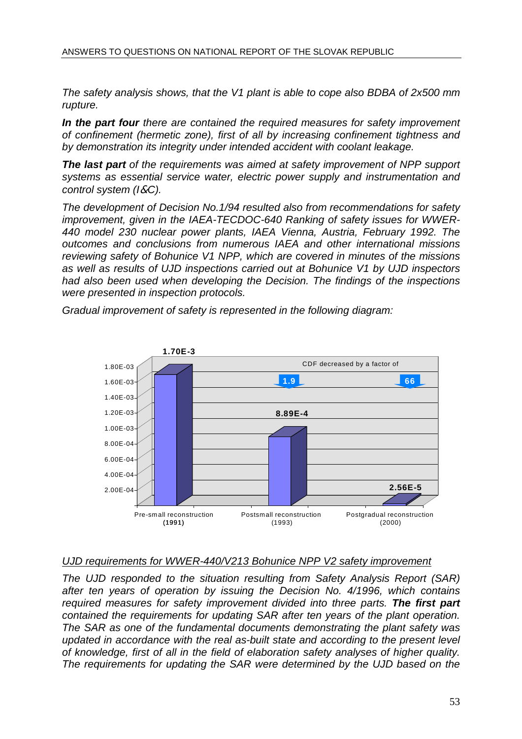*The safety analysis shows, that the V1 plant is able to cope also BDBA of 2x500 mm rupture.*

***In the part four*** *there are contained the required measures for safety improvement of confinement (hermetic zone), first of all by increasing confinement tightness and by demonstration its integrity under intended accident with coolant leakage.*

***The last part*** *of the requirements was aimed at safety improvement of NPP support systems as essential service water, electric power supply and instrumentation and control system (I&C).*

*The development of Decision No.1/94 resulted also from recommendations for safety improvement, given in the IAEA-TECDOC-640 Ranking of safety issues for WWER-440 model 230 nuclear power plants, IAEA Vienna, Austria, February 1992. The outcomes and conclusions from numerous IAEA and other international missions reviewing safety of Bohunice V1 NPP, which are covered in minutes of the missions as well as results of UJD inspections carried out at Bohunice V1 by UJD inspectors had also been used when developing the Decision. The findings of the inspections were presented in inspection protocols.*

*Gradual improvement of safety is represented in the following diagram:*

| | Pre-small reconstruction (1991) | Postsmall reconstruction (1993) | Postgradual reconstruction (2000) |
|---|---|---|---|
| CDF | 1.70E-3 | 8.89E-4 | 2.56E-5 |
| CDF decreased by a factor of | | 1.9 | 66 |

*<u>UJD requirements for WWER-440/V213 Bohunice NPP V2 safety improvement</u>*

*The UJD responded to the situation resulting from Safety Analysis Report (SAR) after ten years of operation by issuing the Decision No. 4/1996, which contains required measures for safety improvement divided into three parts.* ***The first part*** *contained the requirements for updating SAR after ten years of the plant operation. The SAR as one of the fundamental documents demonstrating the plant safety was updated in accordance with the real as-built state and according to the present level of knowledge, first of all in the field of elaboration safety analyses of higher quality. The requirements for updating the SAR were determined by the UJD based on the*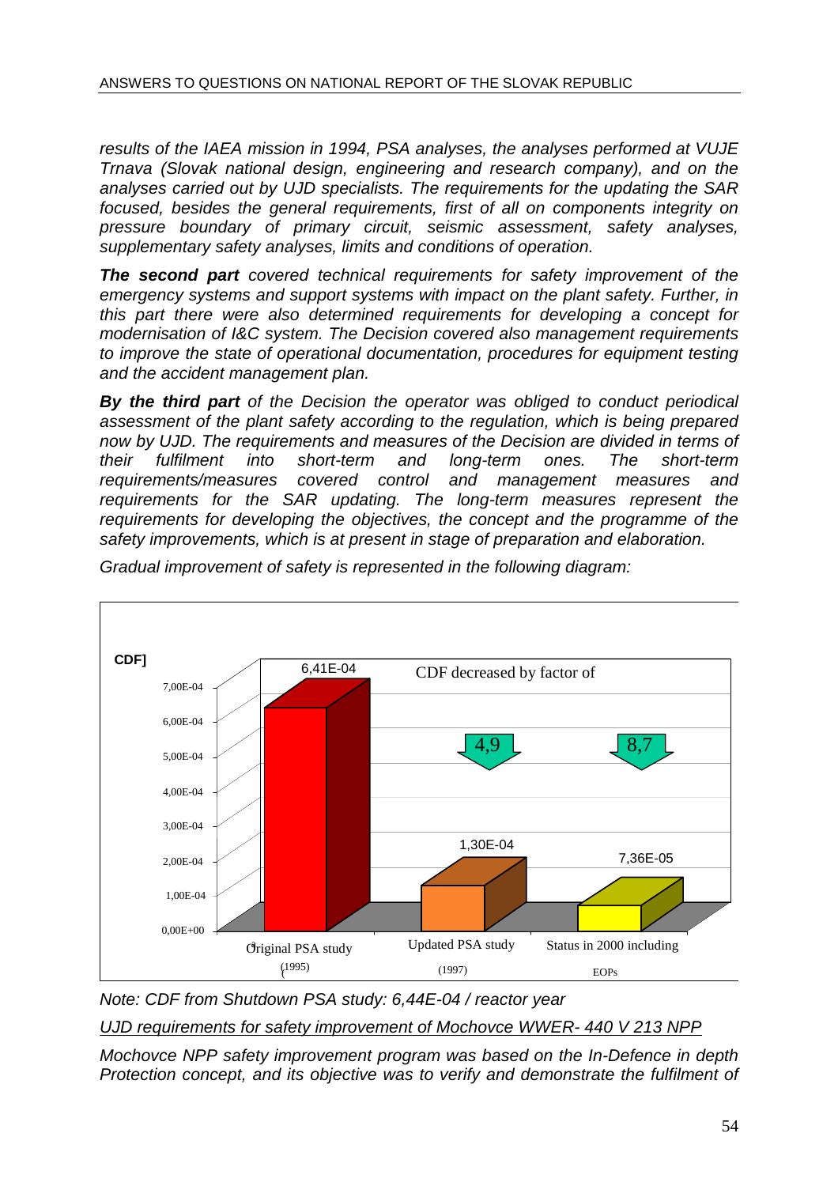*results of the IAEA mission in 1994, PSA analyses, the analyses performed at VUJE Trnava (Slovak national design, engineering and research company), and on the analyses carried out by UJD specialists. The requirements for the updating the SAR focused, besides the general requirements, first of all on components integrity on pressure boundary of primary circuit, seismic assessment, safety analyses, supplementary safety analyses, limits and conditions of operation.*

***The second part** covered technical requirements for safety improvement of the emergency systems and support systems with impact on the plant safety. Further, in this part there were also determined requirements for developing a concept for modernisation of I&C system. The Decision covered also management requirements to improve the state of operational documentation, procedures for equipment testing and the accident management plan.*

***By the third part** of the Decision the operator was obliged to conduct periodical assessment of the plant safety according to the regulation, which is being prepared now by UJD. The requirements and measures of the Decision are divided in terms of their fulfilment into short-term and long-term ones. The short-term requirements/measures covered control and management measures and requirements for the SAR updating. The long-term measures represent the requirements for developing the objectives, the concept and the programme of the safety improvements, which is at present in stage of preparation and elaboration.*

*Gradual improvement of safety is represented in the following diagram:*

| | Original PSA study (1995) | Updated PSA study (1997) | Status in 2000 including EOPs |
|---|---|---|---|
| CDF | 6,41E-04 | 1,30E-04 | 7,36E-05 |
| CDF decreased by factor of | | 4,9 | 8,7 |

*Note: CDF from Shutdown PSA study: 6,44E-04 / reactor year*

*<u>UJD requirements for safety improvement of Mochovce WWER- 440 V 213 NPP</u>*

*Mochovce NPP safety improvement program was based on the In-Defence in depth Protection concept, and its objective was to verify and demonstrate the fulfilment of*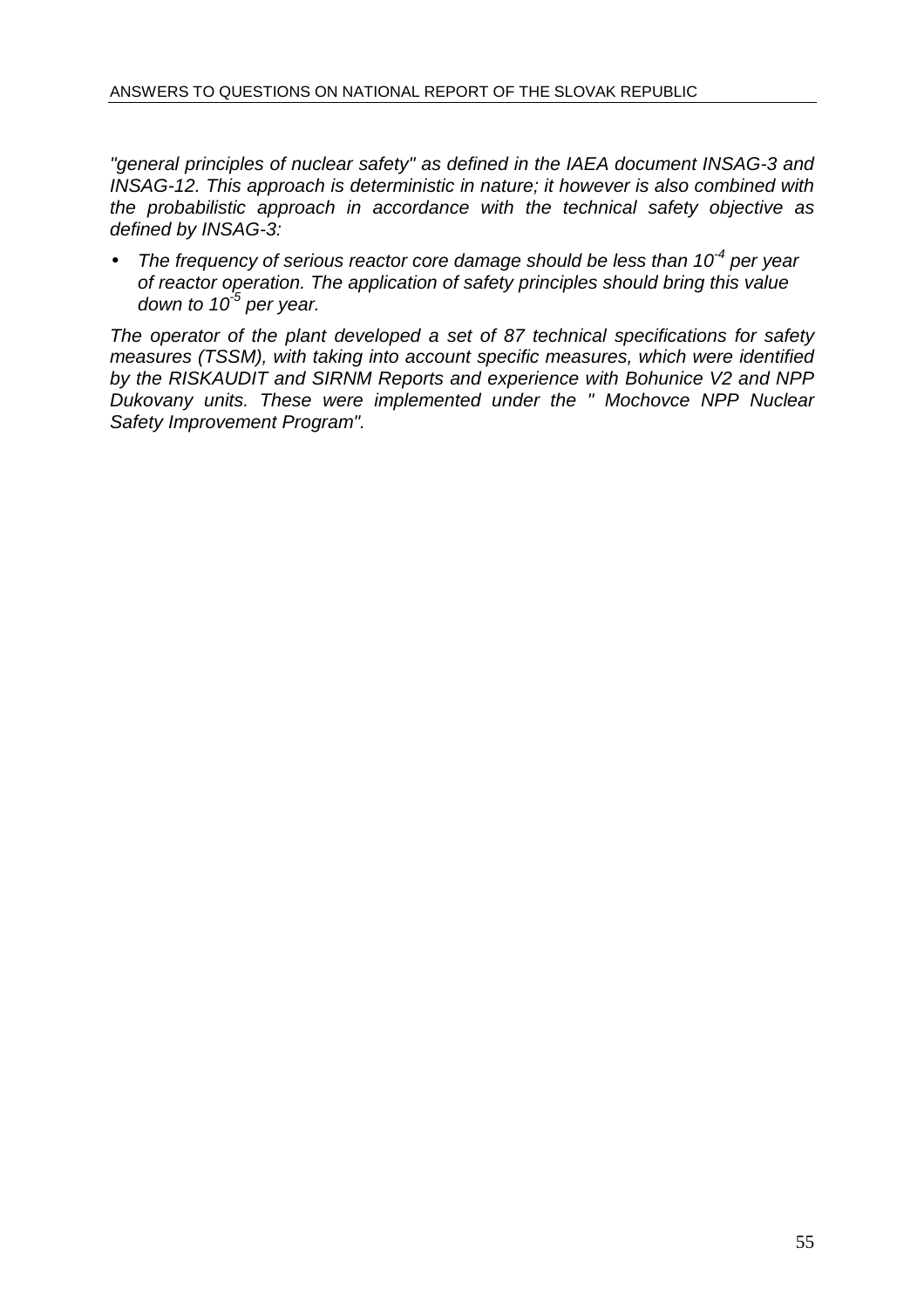*"general principles of nuclear safety" as defined in the IAEA document INSAG-3 and INSAG-12. This approach is deterministic in nature; it however is also combined with the probabilistic approach in accordance with the technical safety objective as defined by INSAG-3:*

- *The frequency of serious reactor core damage should be less than $10^{-4}$ per year of reactor operation. The application of safety principles should bring this value down to $10^{-5}$ per year.*

*The operator of the plant developed a set of 87 technical specifications for safety measures (TSSM), with taking into account specific measures, which were identified by the RISKAUDIT and SIRNM Reports and experience with Bohunice V2 and NPP Dukovany units. These were implemented under the " Mochovce NPP Nuclear Safety Improvement Program".*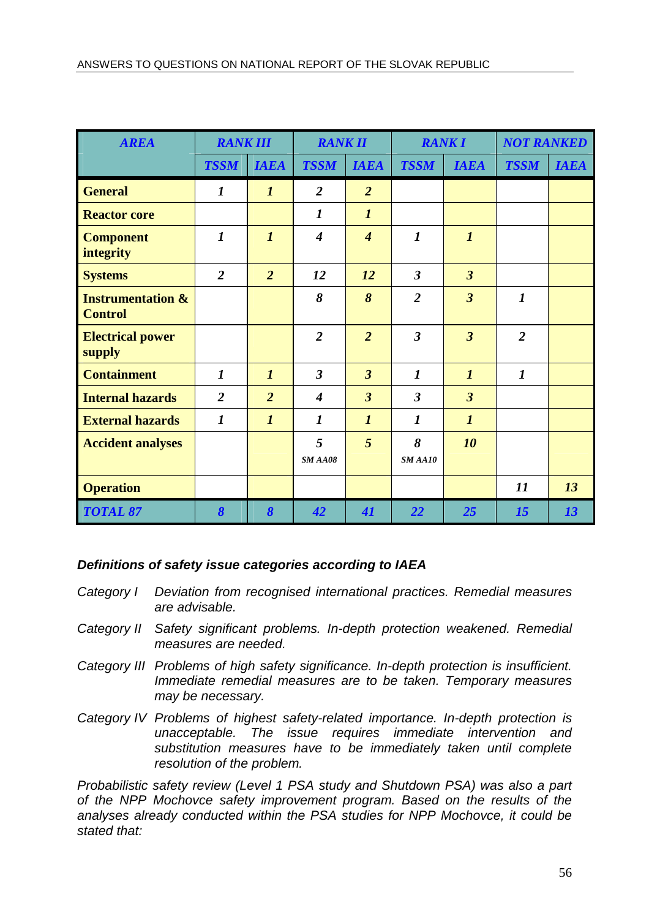| AREA | RANK III | | RANK II | | RANK I | | NOT RANKED | |
|---|---|---|---|---|---|---|---|---|
| | TSSM | IAEA | TSSM | IAEA | TSSM | IAEA | TSSM | IAEA |
| **General** | *1* | *1* | *2* | *2* | | | | |
| **Reactor core** | | | *1* | *1* | | | | |
| **Component integrity** | *1* | *1* | *4* | *4* | *1* | *1* | | |
| **Systems** | *2* | *2* | *12* | *12* | *3* | *3* | | |
| **Instrumentation & Control** | | | *8* | *8* | *2* | *3* | *1* | |
| **Electrical power supply** | | | *2* | *2* | *3* | *3* | *2* | |
| **Containment** | *1* | *1* | *3* | *3* | *1* | *1* | *1* | |
| **Internal hazards** | *2* | *2* | *4* | *3* | *3* | *3* | | |
| **External hazards** | *1* | *1* | *1* | *1* | *1* | *1* | | |
| **Accident analyses** | | | *5* SM AA08 | *5* | *8* SM AA10 | *10* | | |
| **Operation** | | | | | | | *11* | *13* |
| **TOTAL 87** | *8* | *8* | *42* | *41* | *22* | *25* | *15* | *13* |

### *Definitions of safety issue categories according to IAEA*

*Category I* — *Deviation from recognised international practices. Remedial measures are advisable.*

*Category II* — *Safety significant problems. In-depth protection weakened. Remedial measures are needed.*

*Category III* — *Problems of high safety significance. In-depth protection is insufficient. Immediate remedial measures are to be taken. Temporary measures may be necessary.*

*Category IV* — *Problems of highest safety-related importance. In-depth protection is unacceptable. The issue requires immediate intervention and substitution measures have to be immediately taken until complete resolution of the problem.*

*Probabilistic safety review (Level 1 PSA study and Shutdown PSA) was also a part of the NPP Mochovce safety improvement program. Based on the results of the analyses already conducted within the PSA studies for NPP Mochovce, it could be stated that:*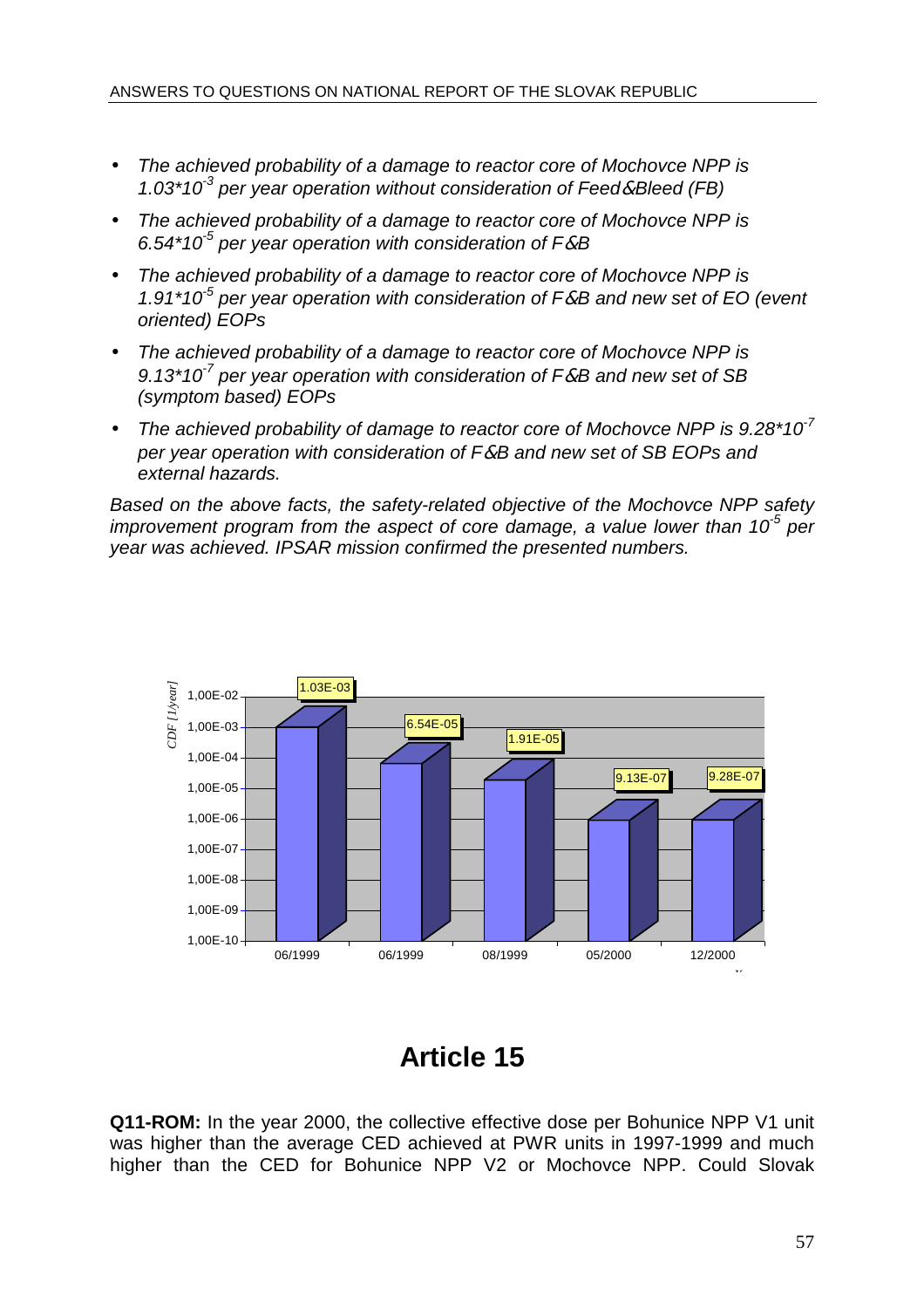- *The achieved probability of a damage to reactor core of Mochovce NPP is $1.03*10^{-3}$ per year operation without consideration of Feed&Bleed (FB)*
- *The achieved probability of a damage to reactor core of Mochovce NPP is $6.54*10^{-5}$ per year operation with consideration of F&B*
- *The achieved probability of a damage to reactor core of Mochovce NPP is $1.91*10^{-5}$ per year operation with consideration of F&B and new set of EO (event oriented) EOPs*
- *The achieved probability of a damage to reactor core of Mochovce NPP is $9.13*10^{-7}$ per year operation with consideration of F&B and new set of SB (symptom based) EOPs*
- *The achieved probability of damage to reactor core of Mochovce NPP is $9.28*10^{-7}$ per year operation with consideration of F&B and new set of SB EOPs and external hazards.*

*Based on the above facts, the safety-related objective of the Mochovce NPP safety improvement program from the aspect of core damage, a value lower than $10^{-5}$ per year was achieved. IPSAR mission confirmed the presented numbers.*

| Date | CDF [1/year] |
|---|---|
| 06/1999 | 1.03E-03 |
| 06/1999 | 6.54E-05 |
| 08/1999 | 1.91E-05 |
| 05/2000 | 9.13E-07 |
| 12/2000 | 9.28E-07 |

# Article 15

**Q11-ROM:** In the year 2000, the collective effective dose per Bohunice NPP V1 unit was higher than the average CED achieved at PWR units in 1997-1999 and much higher than the CED for Bohunice NPP V2 or Mochovce NPP. Could Slovak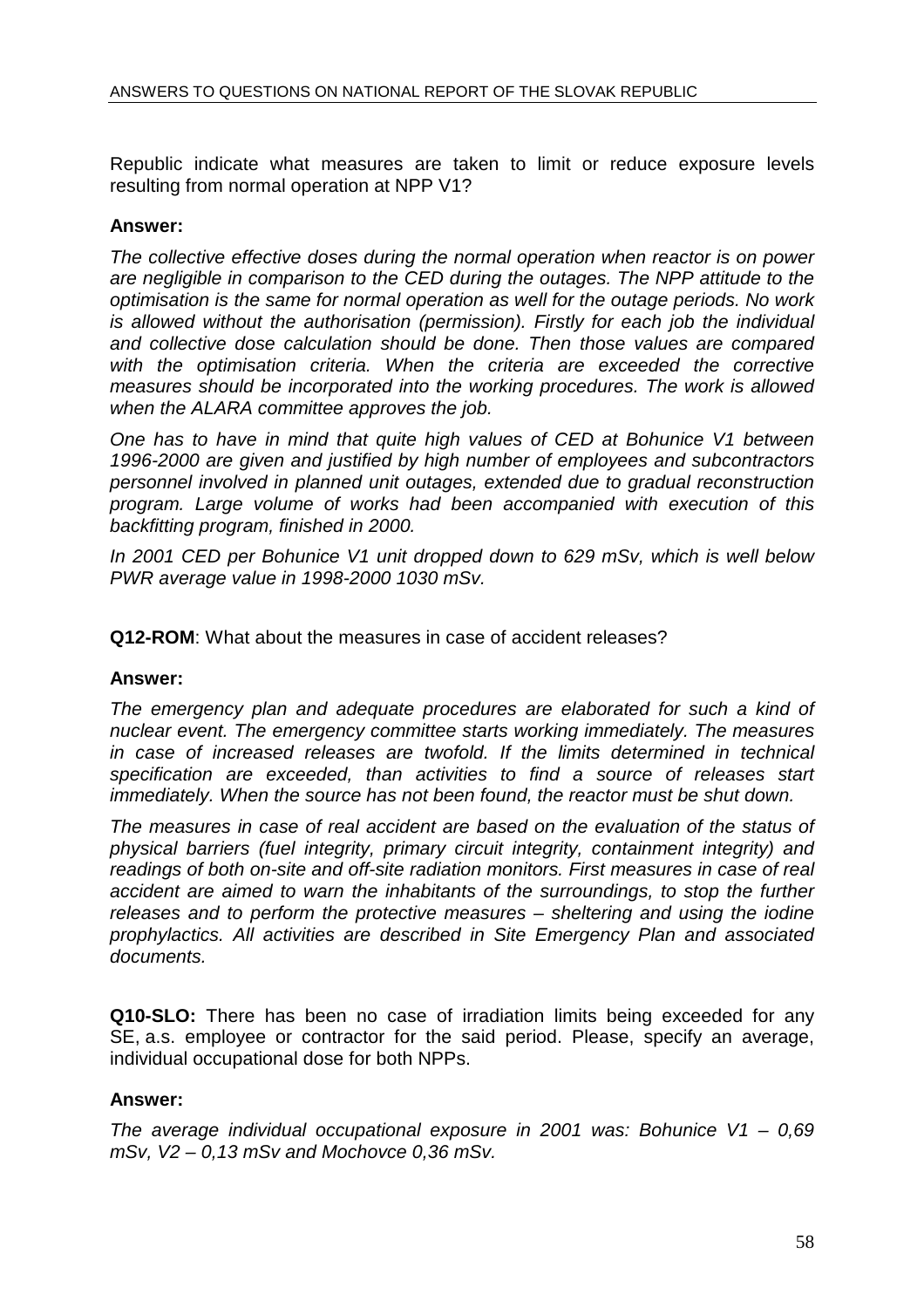Republic indicate what measures are taken to limit or reduce exposure levels resulting from normal operation at NPP V1?

**Answer:**

*The collective effective doses during the normal operation when reactor is on power are negligible in comparison to the CED during the outages. The NPP attitude to the optimisation is the same for normal operation as well for the outage periods. No work is allowed without the authorisation (permission). Firstly for each job the individual and collective dose calculation should be done. Then those values are compared with the optimisation criteria. When the criteria are exceeded the corrective measures should be incorporated into the working procedures. The work is allowed when the ALARA committee approves the job.*

*One has to have in mind that quite high values of CED at Bohunice V1 between 1996-2000 are given and justified by high number of employees and subcontractors personnel involved in planned unit outages, extended due to gradual reconstruction program. Large volume of works had been accompanied with execution of this backfitting program, finished in 2000.*

*In 2001 CED per Bohunice V1 unit dropped down to 629 mSv, which is well below PWR average value in 1998-2000 1030 mSv.*

**Q12-ROM**: What about the measures in case of accident releases?

**Answer:**

*The emergency plan and adequate procedures are elaborated for such a kind of nuclear event. The emergency committee starts working immediately. The measures in case of increased releases are twofold. If the limits determined in technical specification are exceeded, than activities to find a source of releases start immediately. When the source has not been found, the reactor must be shut down.*

*The measures in case of real accident are based on the evaluation of the status of physical barriers (fuel integrity, primary circuit integrity, containment integrity) and readings of both on-site and off-site radiation monitors. First measures in case of real accident are aimed to warn the inhabitants of the surroundings, to stop the further releases and to perform the protective measures – sheltering and using the iodine prophylactics. All activities are described in Site Emergency Plan and associated documents.*

**Q10-SLO:** There has been no case of irradiation limits being exceeded for any SE, a.s. employee or contractor for the said period. Please, specify an average, individual occupational dose for both NPPs.

**Answer:**

*The average individual occupational exposure in 2001 was: Bohunice V1 – 0,69 mSv, V2 – 0,13 mSv and Mochovce 0,36 mSv.*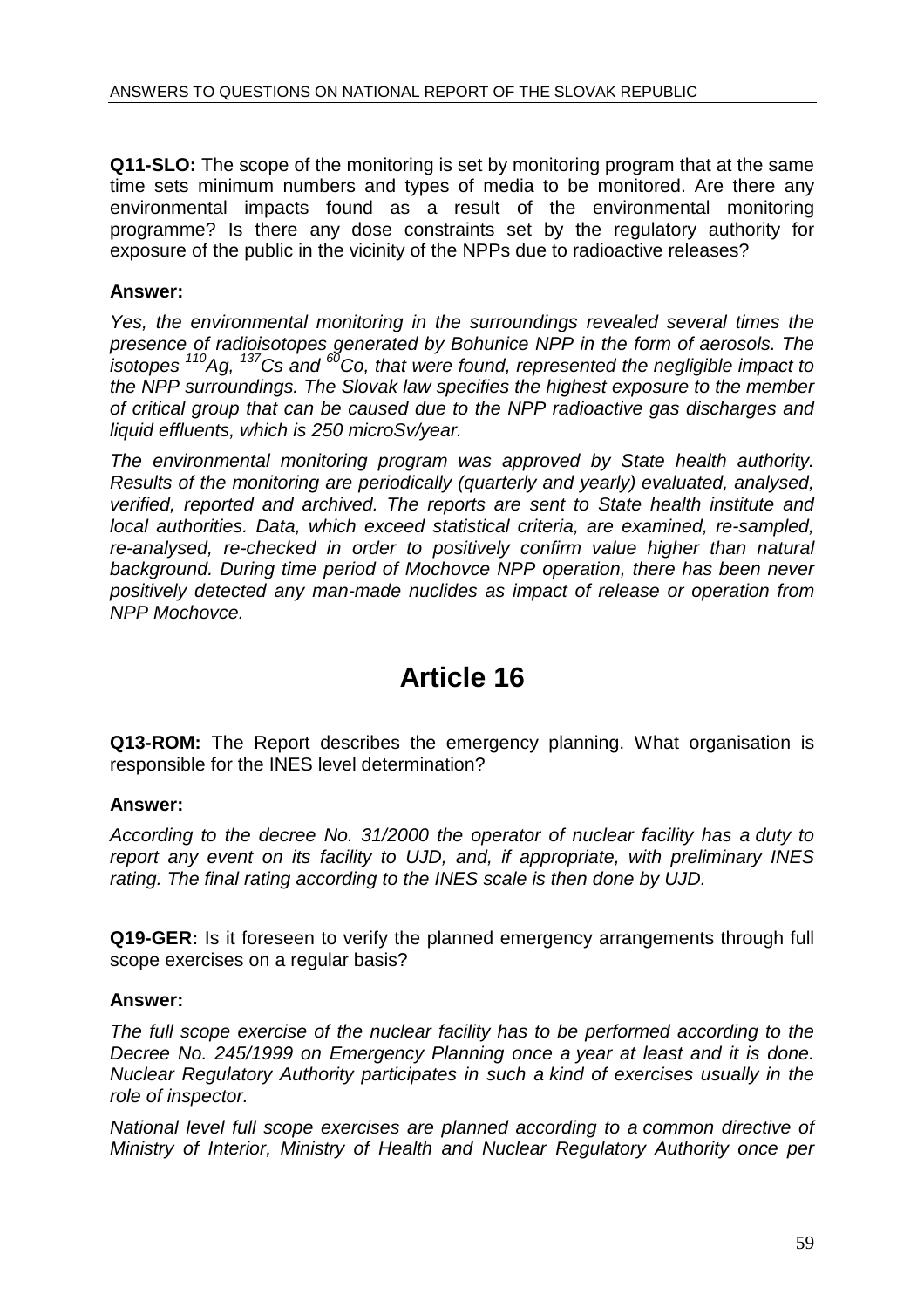**Q11-SLO:** The scope of the monitoring is set by monitoring program that at the same time sets minimum numbers and types of media to be monitored. Are there any environmental impacts found as a result of the environmental monitoring programme? Is there any dose constraints set by the regulatory authority for exposure of the public in the vicinity of the NPPs due to radioactive releases?

**Answer:**

*Yes, the environmental monitoring in the surroundings revealed several times the presence of radioisotopes generated by Bohunice NPP in the form of aerosols. The isotopes $^{110}Ag$, $^{137}Cs$ and $^{60}Co$, that were found, represented the negligible impact to the NPP surroundings. The Slovak law specifies the highest exposure to the member of critical group that can be caused due to the NPP radioactive gas discharges and liquid effluents, which is 250 microSv/year.*

*The environmental monitoring program was approved by State health authority. Results of the monitoring are periodically (quarterly and yearly) evaluated, analysed, verified, reported and archived. The reports are sent to State health institute and local authorities. Data, which exceed statistical criteria, are examined, re-sampled, re-analysed, re-checked in order to positively confirm value higher than natural background. During time period of Mochovce NPP operation, there has been never positively detected any man-made nuclides as impact of release or operation from NPP Mochovce.*

# Article 16

**Q13-ROM:** The Report describes the emergency planning. What organisation is responsible for the INES level determination?

**Answer:**

*According to the decree No. 31/2000 the operator of nuclear facility has a duty to report any event on its facility to UJD, and, if appropriate, with preliminary INES rating. The final rating according to the INES scale is then done by UJD.*

**Q19-GER:** Is it foreseen to verify the planned emergency arrangements through full scope exercises on a regular basis?

**Answer:**

*The full scope exercise of the nuclear facility has to be performed according to the Decree No. 245/1999 on Emergency Planning once a year at least and it is done. Nuclear Regulatory Authority participates in such a kind of exercises usually in the role of inspector.*

*National level full scope exercises are planned according to a common directive of Ministry of Interior, Ministry of Health and Nuclear Regulatory Authority once per*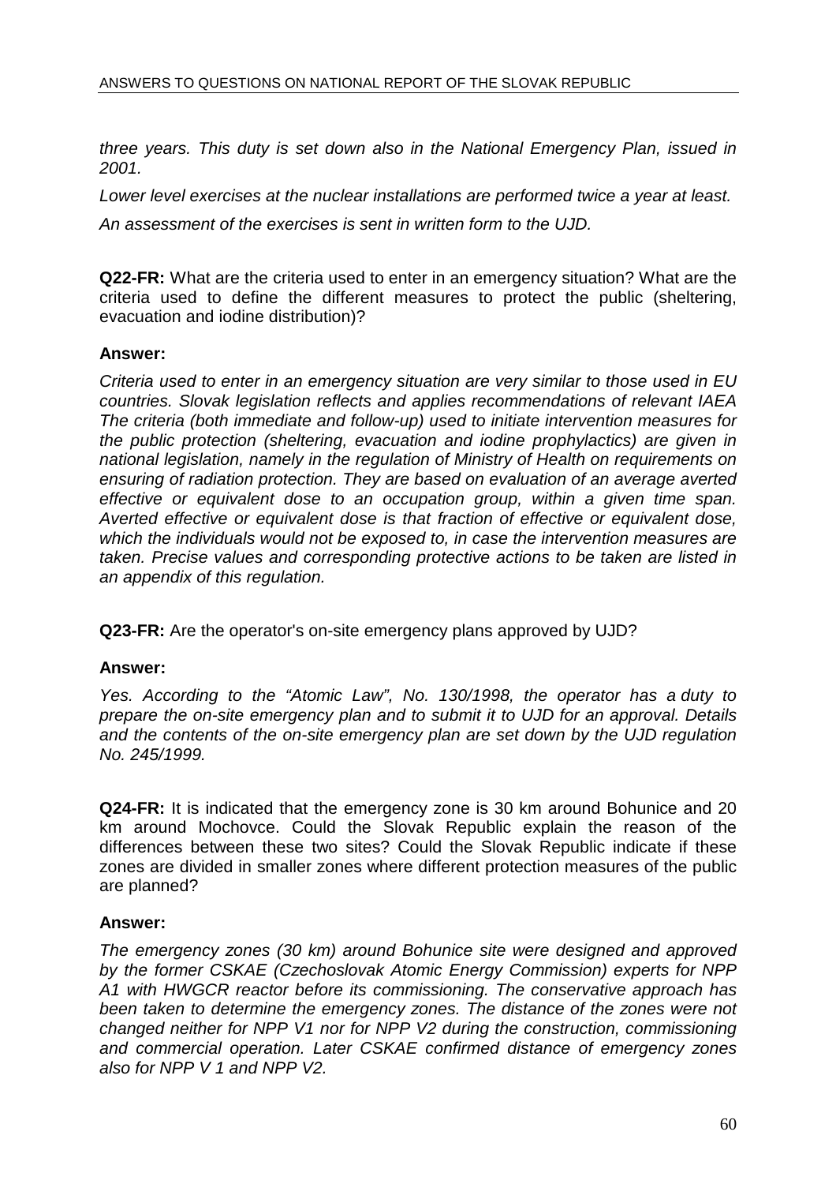*three years. This duty is set down also in the National Emergency Plan, issued in 2001.*

*Lower level exercises at the nuclear installations are performed twice a year at least.*

*An assessment of the exercises is sent in written form to the UJD.*

**Q22-FR:** What are the criteria used to enter in an emergency situation? What are the criteria used to define the different measures to protect the public (sheltering, evacuation and iodine distribution)?

**Answer:**

*Criteria used to enter in an emergency situation are very similar to those used in EU countries. Slovak legislation reflects and applies recommendations of relevant IAEA The criteria (both immediate and follow-up) used to initiate intervention measures for the public protection (sheltering, evacuation and iodine prophylactics) are given in national legislation, namely in the regulation of Ministry of Health on requirements on ensuring of radiation protection. They are based on evaluation of an average averted effective or equivalent dose to an occupation group, within a given time span. Averted effective or equivalent dose is that fraction of effective or equivalent dose, which the individuals would not be exposed to, in case the intervention measures are taken. Precise values and corresponding protective actions to be taken are listed in an appendix of this regulation.*

**Q23-FR:** Are the operator's on-site emergency plans approved by UJD?

**Answer:**

*Yes. According to the "Atomic Law", No. 130/1998, the operator has a duty to prepare the on-site emergency plan and to submit it to UJD for an approval. Details and the contents of the on-site emergency plan are set down by the UJD regulation No. 245/1999.*

**Q24-FR:** It is indicated that the emergency zone is 30 km around Bohunice and 20 km around Mochovce. Could the Slovak Republic explain the reason of the differences between these two sites? Could the Slovak Republic indicate if these zones are divided in smaller zones where different protection measures of the public are planned?

**Answer:**

*The emergency zones (30 km) around Bohunice site were designed and approved by the former CSKAE (Czechoslovak Atomic Energy Commission) experts for NPP A1 with HWGCR reactor before its commissioning. The conservative approach has been taken to determine the emergency zones. The distance of the zones were not changed neither for NPP V1 nor for NPP V2 during the construction, commissioning and commercial operation. Later CSKAE confirmed distance of emergency zones also for NPP V 1 and NPP V2.*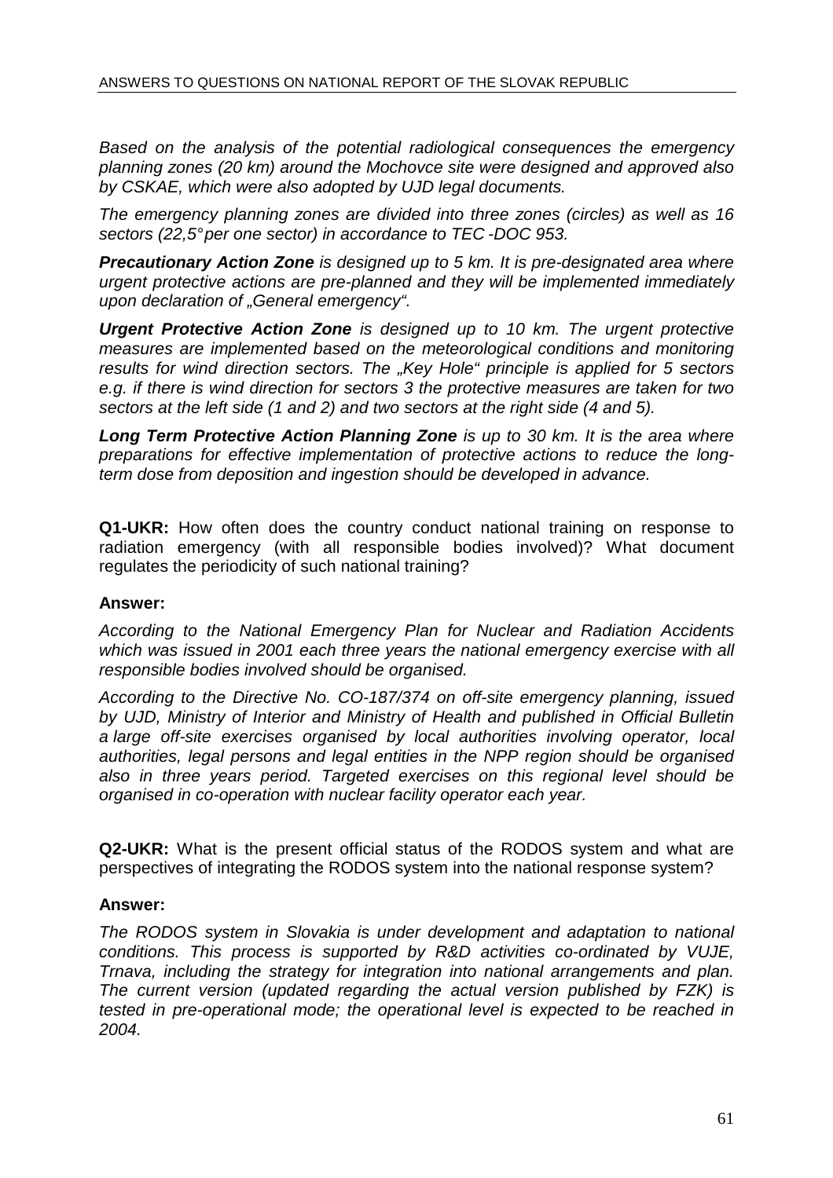*Based on the analysis of the potential radiological consequences the emergency planning zones (20 km) around the Mochovce site were designed and approved also by CSKAE, which were also adopted by UJD legal documents.*

*The emergency planning zones are divided into three zones (circles) as well as 16 sectors (22,5° per one sector) in accordance to TEC -DOC 953.*

***Precautionary Action Zone** is designed up to 5 km. It is pre-designated area where urgent protective actions are pre-planned and they will be implemented immediately upon declaration of „General emergency".*

***Urgent Protective Action Zone** is designed up to 10 km. The urgent protective measures are implemented based on the meteorological conditions and monitoring results for wind direction sectors. The „Key Hole" principle is applied for 5 sectors e.g. if there is wind direction for sectors 3 the protective measures are taken for two sectors at the left side (1 and 2) and two sectors at the right side (4 and 5).*

***Long Term Protective Action Planning Zone** is up to 30 km. It is the area where preparations for effective implementation of protective actions to reduce the long-term dose from deposition and ingestion should be developed in advance.*

**Q1-UKR:** How often does the country conduct national training on response to radiation emergency (with all responsible bodies involved)? What document regulates the periodicity of such national training?

**Answer:**

*According to the National Emergency Plan for Nuclear and Radiation Accidents which was issued in 2001 each three years the national emergency exercise with all responsible bodies involved should be organised.*

*According to the Directive No. CO-187/374 on off-site emergency planning, issued by UJD, Ministry of Interior and Ministry of Health and published in Official Bulletin a large off-site exercises organised by local authorities involving operator, local authorities, legal persons and legal entities in the NPP region should be organised also in three years period. Targeted exercises on this regional level should be organised in co-operation with nuclear facility operator each year.*

**Q2-UKR:** What is the present official status of the RODOS system and what are perspectives of integrating the RODOS system into the national response system?

**Answer:**

*The RODOS system in Slovakia is under development and adaptation to national conditions. This process is supported by R&D activities co-ordinated by VUJE, Trnava, including the strategy for integration into national arrangements and plan. The current version (updated regarding the actual version published by FZK) is tested in pre-operational mode; the operational level is expected to be reached in 2004.*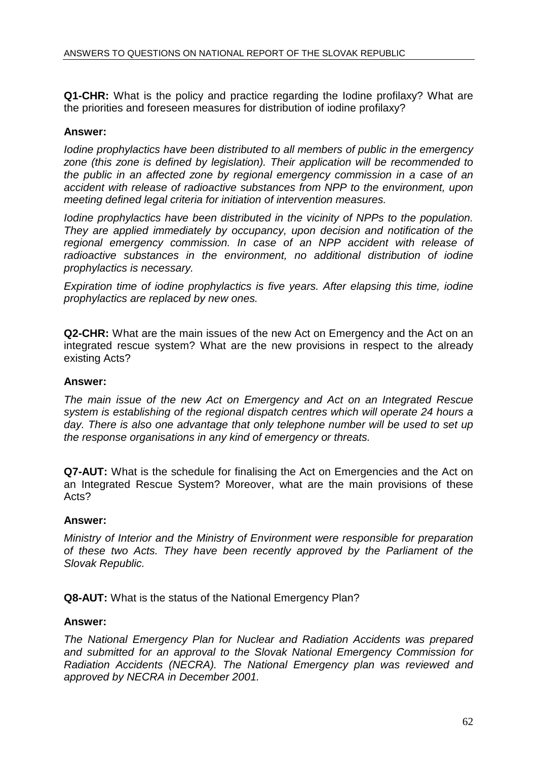**Q1-CHR:** What is the policy and practice regarding the Iodine profilaxy? What are the priorities and foreseen measures for distribution of iodine profilaxy?

**Answer:**

*Iodine prophylactics have been distributed to all members of public in the emergency zone (this zone is defined by legislation). Their application will be recommended to the public in an affected zone by regional emergency commission in a case of an accident with release of radioactive substances from NPP to the environment, upon meeting defined legal criteria for initiation of intervention measures.*

*Iodine prophylactics have been distributed in the vicinity of NPPs to the population. They are applied immediately by occupancy, upon decision and notification of the regional emergency commission. In case of an NPP accident with release of radioactive substances in the environment, no additional distribution of iodine prophylactics is necessary.*

*Expiration time of iodine prophylactics is five years. After elapsing this time, iodine prophylactics are replaced by new ones.*

**Q2-CHR:** What are the main issues of the new Act on Emergency and the Act on an integrated rescue system? What are the new provisions in respect to the already existing Acts?

**Answer:**

*The main issue of the new Act on Emergency and Act on an Integrated Rescue system is establishing of the regional dispatch centres which will operate 24 hours a day. There is also one advantage that only telephone number will be used to set up the response organisations in any kind of emergency or threats.*

**Q7-AUT:** What is the schedule for finalising the Act on Emergencies and the Act on an Integrated Rescue System? Moreover, what are the main provisions of these Acts?

**Answer:**

*Ministry of Interior and the Ministry of Environment were responsible for preparation of these two Acts. They have been recently approved by the Parliament of the Slovak Republic.*

**Q8-AUT:** What is the status of the National Emergency Plan?

**Answer:**

*The National Emergency Plan for Nuclear and Radiation Accidents was prepared and submitted for an approval to the Slovak National Emergency Commission for Radiation Accidents (NECRA). The National Emergency plan was reviewed and approved by NECRA in December 2001.*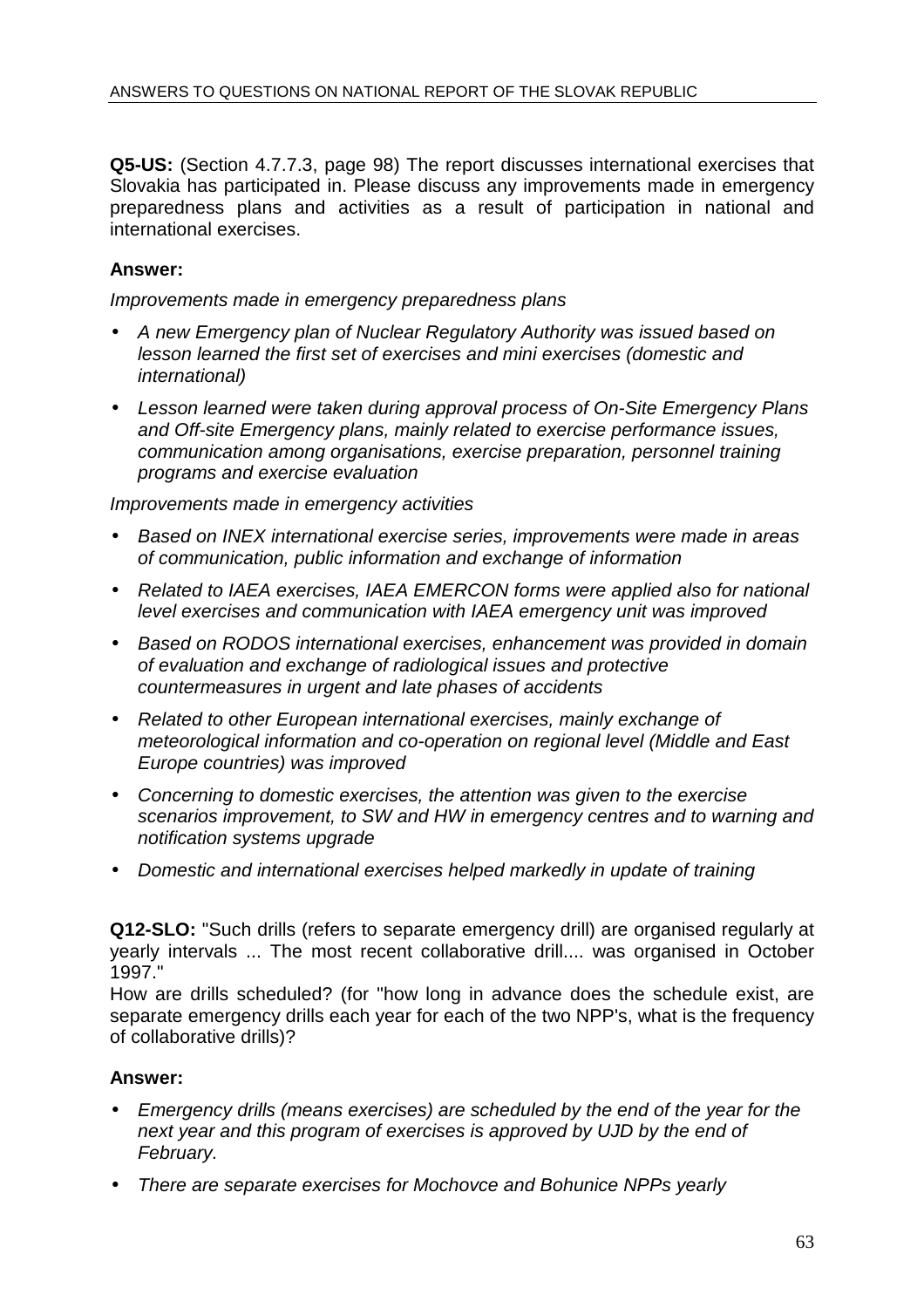**Q5-US:** (Section 4.7.7.3, page 98) The report discusses international exercises that Slovakia has participated in. Please discuss any improvements made in emergency preparedness plans and activities as a result of participation in national and international exercises.

**Answer:**

*Improvements made in emergency preparedness plans*

- *A new Emergency plan of Nuclear Regulatory Authority was issued based on lesson learned the first set of exercises and mini exercises (domestic and international)*
- *Lesson learned were taken during approval process of On-Site Emergency Plans and Off-site Emergency plans, mainly related to exercise performance issues, communication among organisations, exercise preparation, personnel training programs and exercise evaluation*

*Improvements made in emergency activities*

- *Based on INEX international exercise series, improvements were made in areas of communication, public information and exchange of information*
- *Related to IAEA exercises, IAEA EMERCON forms were applied also for national level exercises and communication with IAEA emergency unit was improved*
- *Based on RODOS international exercises, enhancement was provided in domain of evaluation and exchange of radiological issues and protective countermeasures in urgent and late phases of accidents*
- *Related to other European international exercises, mainly exchange of meteorological information and co-operation on regional level (Middle and East Europe countries) was improved*
- *Concerning to domestic exercises, the attention was given to the exercise scenarios improvement, to SW and HW in emergency centres and to warning and notification systems upgrade*
- *Domestic and international exercises helped markedly in update of training*

**Q12-SLO:** "Such drills (refers to separate emergency drill) are organised regularly at yearly intervals ... The most recent collaborative drill.... was organised in October 1997."
How are drills scheduled? (for "how long in advance does the schedule exist, are separate emergency drills each year for each of the two NPP's, what is the frequency of collaborative drills)?

**Answer:**

- *Emergency drills (means exercises) are scheduled by the end of the year for the next year and this program of exercises is approved by UJD by the end of February.*
- *There are separate exercises for Mochovce and Bohunice NPPs yearly*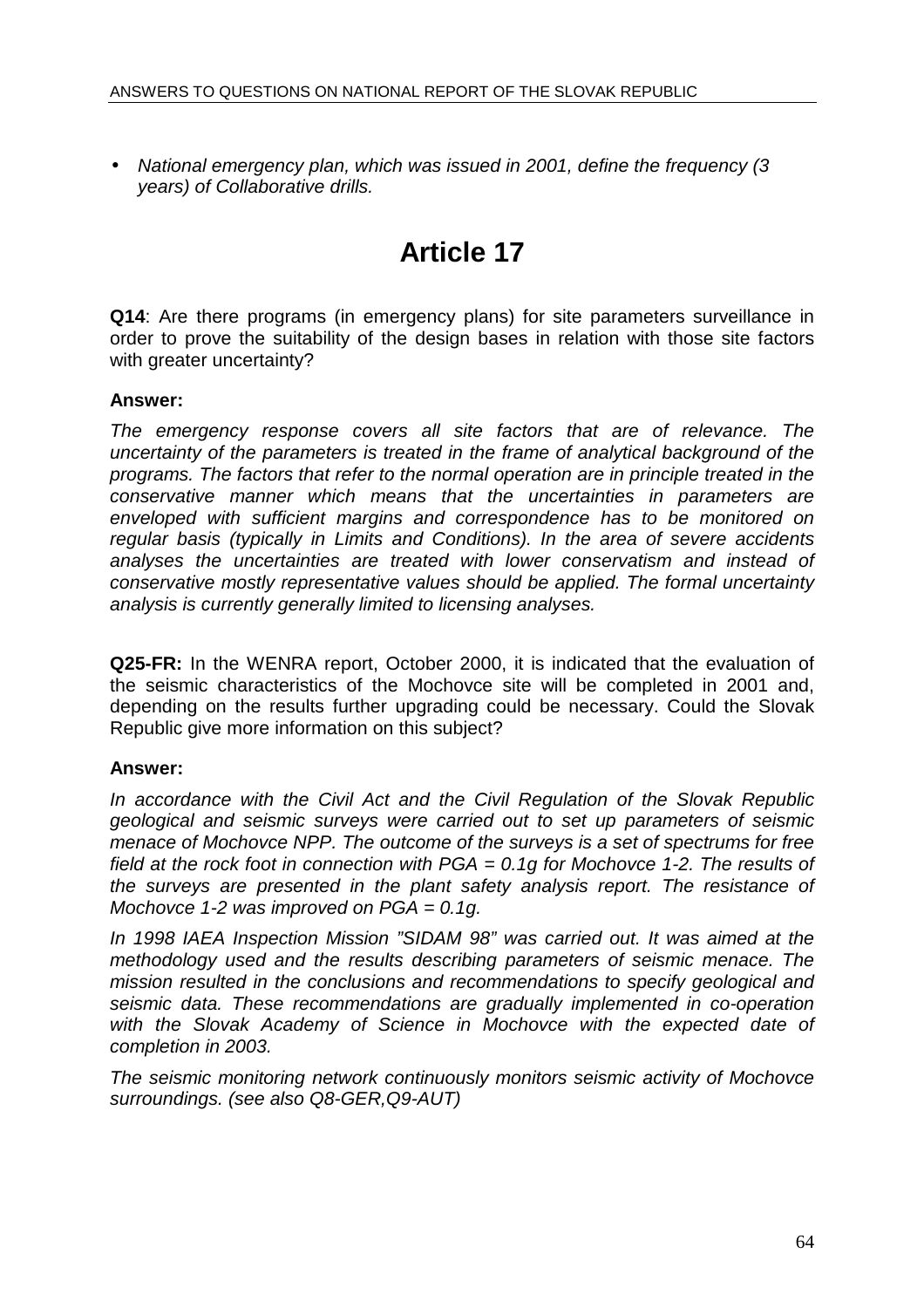- *National emergency plan, which was issued in 2001, define the frequency (3 years) of Collaborative drills.*

# Article 17

**Q14**: Are there programs (in emergency plans) for site parameters surveillance in order to prove the suitability of the design bases in relation with those site factors with greater uncertainty?

**Answer:**

*The emergency response covers all site factors that are of relevance. The uncertainty of the parameters is treated in the frame of analytical background of the programs. The factors that refer to the normal operation are in principle treated in the conservative manner which means that the uncertainties in parameters are enveloped with sufficient margins and correspondence has to be monitored on regular basis (typically in Limits and Conditions). In the area of severe accidents analyses the uncertainties are treated with lower conservatism and instead of conservative mostly representative values should be applied. The formal uncertainty analysis is currently generally limited to licensing analyses.*

**Q25-FR:** In the WENRA report, October 2000, it is indicated that the evaluation of the seismic characteristics of the Mochovce site will be completed in 2001 and, depending on the results further upgrading could be necessary. Could the Slovak Republic give more information on this subject?

**Answer:**

*In accordance with the Civil Act and the Civil Regulation of the Slovak Republic geological and seismic surveys were carried out to set up parameters of seismic menace of Mochovce NPP. The outcome of the surveys is a set of spectrums for free field at the rock foot in connection with PGA = 0.1g for Mochovce 1-2. The results of the surveys are presented in the plant safety analysis report. The resistance of Mochovce 1-2 was improved on PGA = 0.1g.*

*In 1998 IAEA Inspection Mission "SIDAM 98" was carried out. It was aimed at the methodology used and the results describing parameters of seismic menace. The mission resulted in the conclusions and recommendations to specify geological and seismic data. These recommendations are gradually implemented in co-operation with the Slovak Academy of Science in Mochovce with the expected date of completion in 2003.*

*The seismic monitoring network continuously monitors seismic activity of Mochovce surroundings. (see also Q8-GER,Q9-AUT)*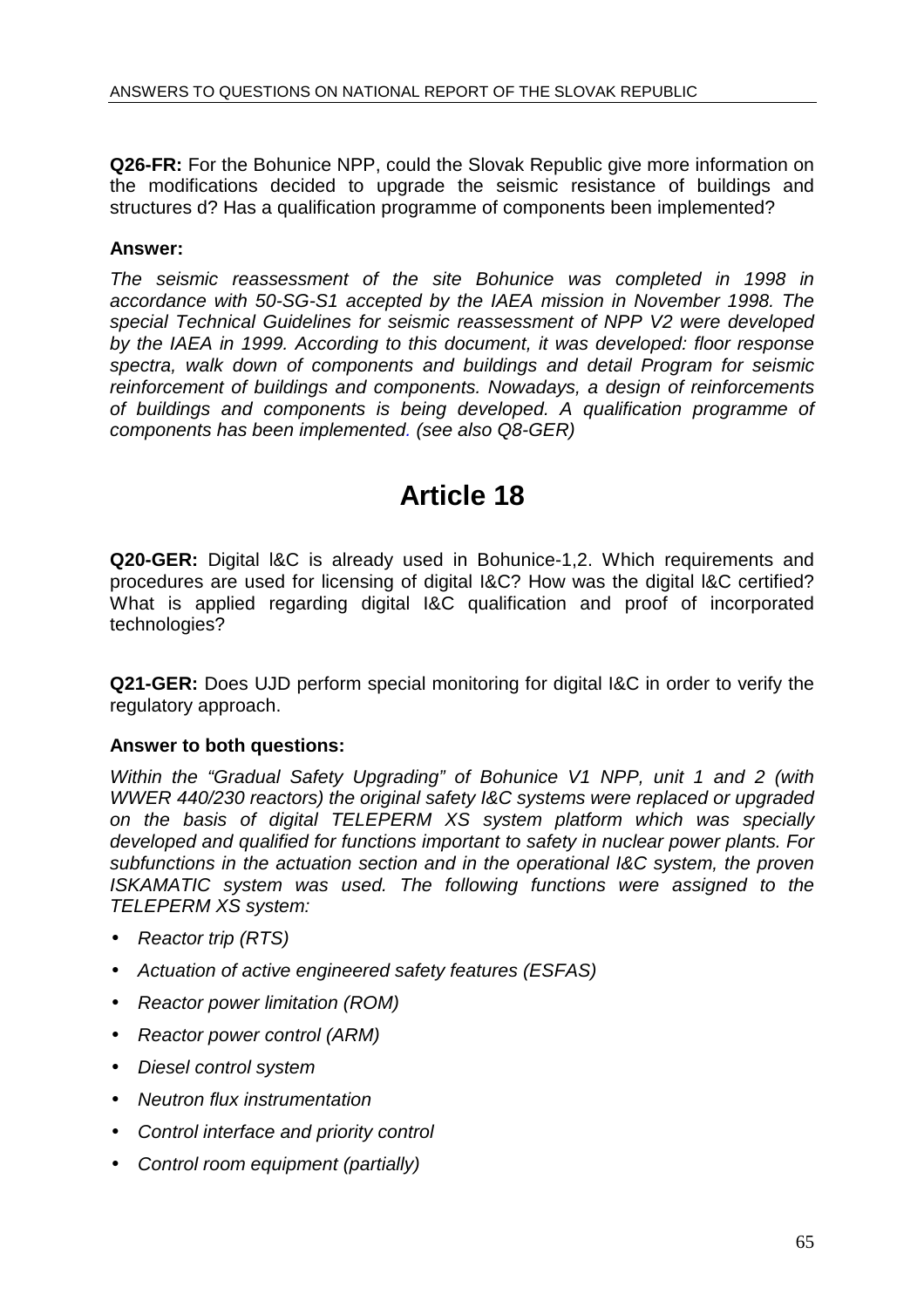**Q26-FR:** For the Bohunice NPP, could the Slovak Republic give more information on the modifications decided to upgrade the seismic resistance of buildings and structures d? Has a qualification programme of components been implemented?

**Answer:**

*The seismic reassessment of the site Bohunice was completed in 1998 in accordance with 50-SG-S1 accepted by the IAEA mission in November 1998. The special Technical Guidelines for seismic reassessment of NPP V2 were developed by the IAEA in 1999. According to this document, it was developed: floor response spectra, walk down of components and buildings and detail Program for seismic reinforcement of buildings and components. Nowadays, a design of reinforcements of buildings and components is being developed. A qualification programme of components has been implemented. (see also Q8-GER)*

# Article 18

**Q20-GER:** Digital I&C is already used in Bohunice-1,2. Which requirements and procedures are used for licensing of digital I&C? How was the digital I&C certified? What is applied regarding digital I&C qualification and proof of incorporated technologies?

**Q21-GER:** Does UJD perform special monitoring for digital I&C in order to verify the regulatory approach.

**Answer to both questions:**

*Within the "Gradual Safety Upgrading" of Bohunice V1 NPP, unit 1 and 2 (with WWER 440/230 reactors) the original safety I&C systems were replaced or upgraded on the basis of digital TELEPERM XS system platform which was specially developed and qualified for functions important to safety in nuclear power plants. For subfunctions in the actuation section and in the operational I&C system, the proven ISKAMATIC system was used. The following functions were assigned to the TELEPERM XS system:*

- *Reactor trip (RTS)*
- *Actuation of active engineered safety features (ESFAS)*
- *Reactor power limitation (ROM)*
- *Reactor power control (ARM)*
- *Diesel control system*
- *Neutron flux instrumentation*
- *Control interface and priority control*
- *Control room equipment (partially)*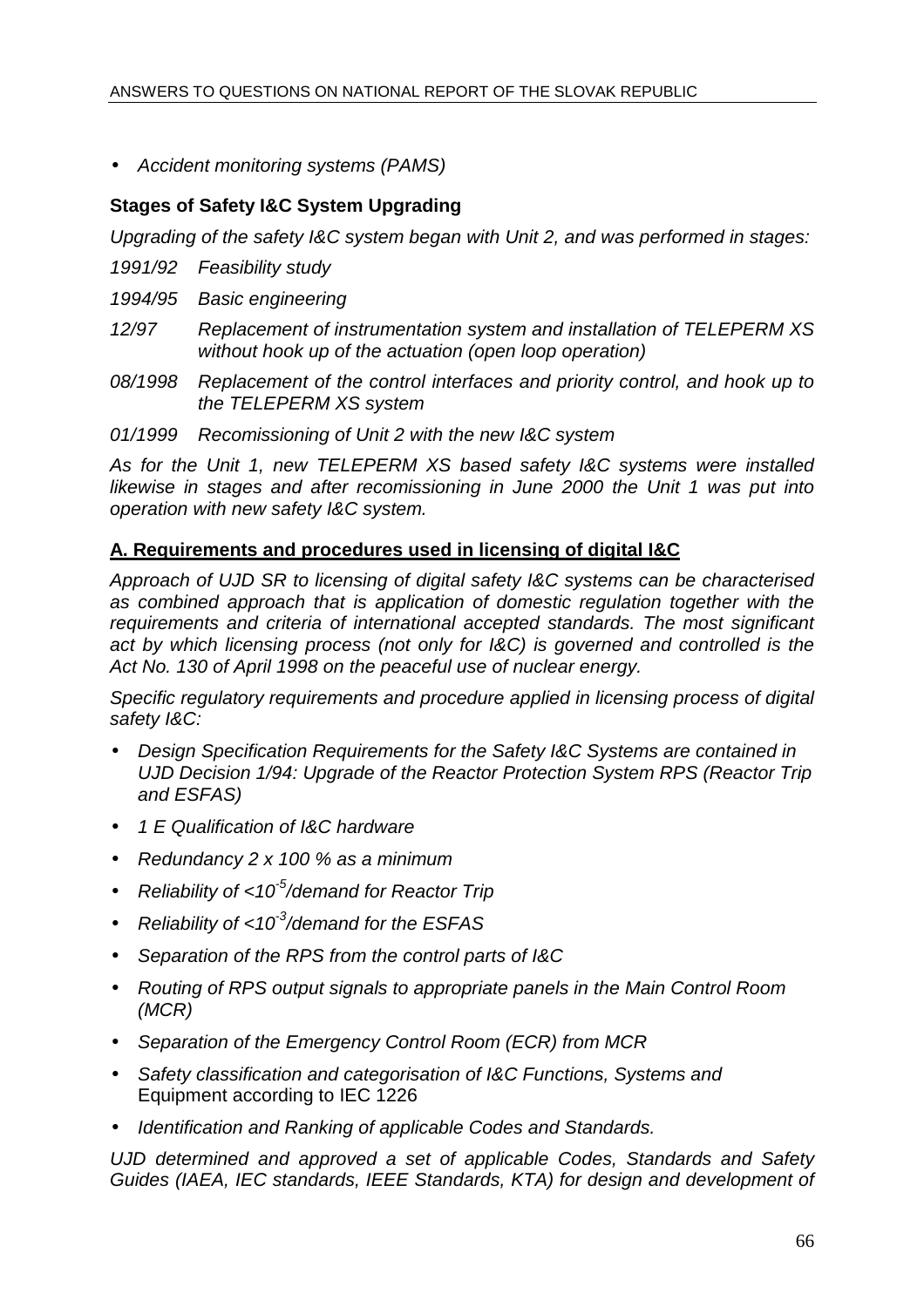- *Accident monitoring systems (PAMS)*

**Stages of Safety I&C System Upgrading**

*Upgrading of the safety I&C system began with Unit 2, and was performed in stages:*

*1991/92 Feasibility study*

*1994/95 Basic engineering*

*12/97 Replacement of instrumentation system and installation of TELEPERM XS without hook up of the actuation (open loop operation)*

*08/1998 Replacement of the control interfaces and priority control, and hook up to the TELEPERM XS system*

*01/1999 Recomissioning of Unit 2 with the new I&C system*

*As for the Unit 1, new TELEPERM XS based safety I&C systems were installed likewise in stages and after recomissioning in June 2000 the Unit 1 was put into operation with new safety I&C system.*

**A. Requirements and procedures used in licensing of digital I&C**

*Approach of UJD SR to licensing of digital safety I&C systems can be characterised as combined approach that is application of domestic regulation together with the requirements and criteria of international accepted standards. The most significant act by which licensing process (not only for I&C) is governed and controlled is the Act No. 130 of April 1998 on the peaceful use of nuclear energy.*

*Specific regulatory requirements and procedure applied in licensing process of digital safety I&C:*

- *Design Specification Requirements for the Safety I&C Systems are contained in UJD Decision 1/94: Upgrade of the Reactor Protection System RPS (Reactor Trip and ESFAS)*
- *1 E Qualification of I&C hardware*
- *Redundancy 2 x 100 % as a minimum*
- *Reliability of <$10^{-5}$/demand for Reactor Trip*
- *Reliability of <$10^{-3}$/demand for the ESFAS*
- *Separation of the RPS from the control parts of I&C*
- *Routing of RPS output signals to appropriate panels in the Main Control Room (MCR)*
- *Separation of the Emergency Control Room (ECR) from MCR*
- *Safety classification and categorisation of I&C Functions, Systems and* Equipment according to IEC 1226
- *Identification and Ranking of applicable Codes and Standards.*

*UJD determined and approved a set of applicable Codes, Standards and Safety Guides (IAEA, IEC standards, IEEE Standards, KTA) for design and development of*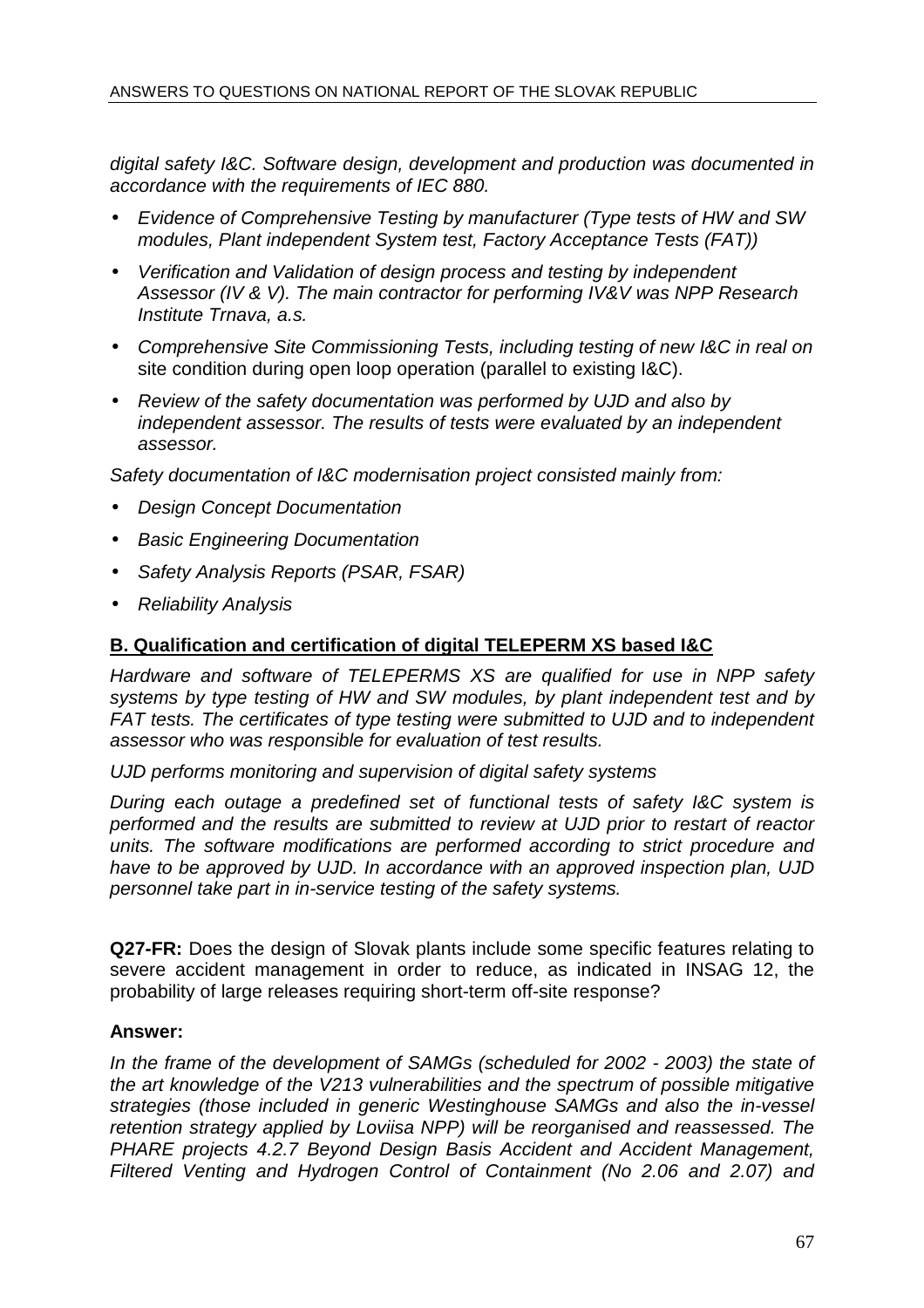*digital safety I&C. Software design, development and production was documented in accordance with the requirements of IEC 880.*

- *Evidence of Comprehensive Testing by manufacturer (Type tests of HW and SW modules, Plant independent System test, Factory Acceptance Tests (FAT))*
- *Verification and Validation of design process and testing by independent Assessor (IV & V). The main contractor for performing IV&V was NPP Research Institute Trnava, a.s.*
- *Comprehensive Site Commissioning Tests, including testing of new I&C in real on* site condition during open loop operation (parallel to existing I&C).
- *Review of the safety documentation was performed by UJD and also by independent assessor. The results of tests were evaluated by an independent assessor.*

*Safety documentation of I&C modernisation project consisted mainly from:*

- *Design Concept Documentation*
- *Basic Engineering Documentation*
- *Safety Analysis Reports (PSAR, FSAR)*
- *Reliability Analysis*

**B. Qualification and certification of digital TELEPERM XS based I&C**

*Hardware and software of TELEPERMS XS are qualified for use in NPP safety systems by type testing of HW and SW modules, by plant independent test and by FAT tests. The certificates of type testing were submitted to UJD and to independent assessor who was responsible for evaluation of test results.*

*UJD performs monitoring and supervision of digital safety systems*

*During each outage a predefined set of functional tests of safety I&C system is performed and the results are submitted to review at UJD prior to restart of reactor units. The software modifications are performed according to strict procedure and have to be approved by UJD. In accordance with an approved inspection plan, UJD personnel take part in in-service testing of the safety systems.*

**Q27-FR:** Does the design of Slovak plants include some specific features relating to severe accident management in order to reduce, as indicated in INSAG 12, the probability of large releases requiring short-term off-site response?

**Answer:**

*In the frame of the development of SAMGs (scheduled for 2002 - 2003) the state of the art knowledge of the V213 vulnerabilities and the spectrum of possible mitigative strategies (those included in generic Westinghouse SAMGs and also the in-vessel retention strategy applied by Loviisa NPP) will be reorganised and reassessed. The PHARE projects 4.2.7 Beyond Design Basis Accident and Accident Management, Filtered Venting and Hydrogen Control of Containment (No 2.06 and 2.07) and*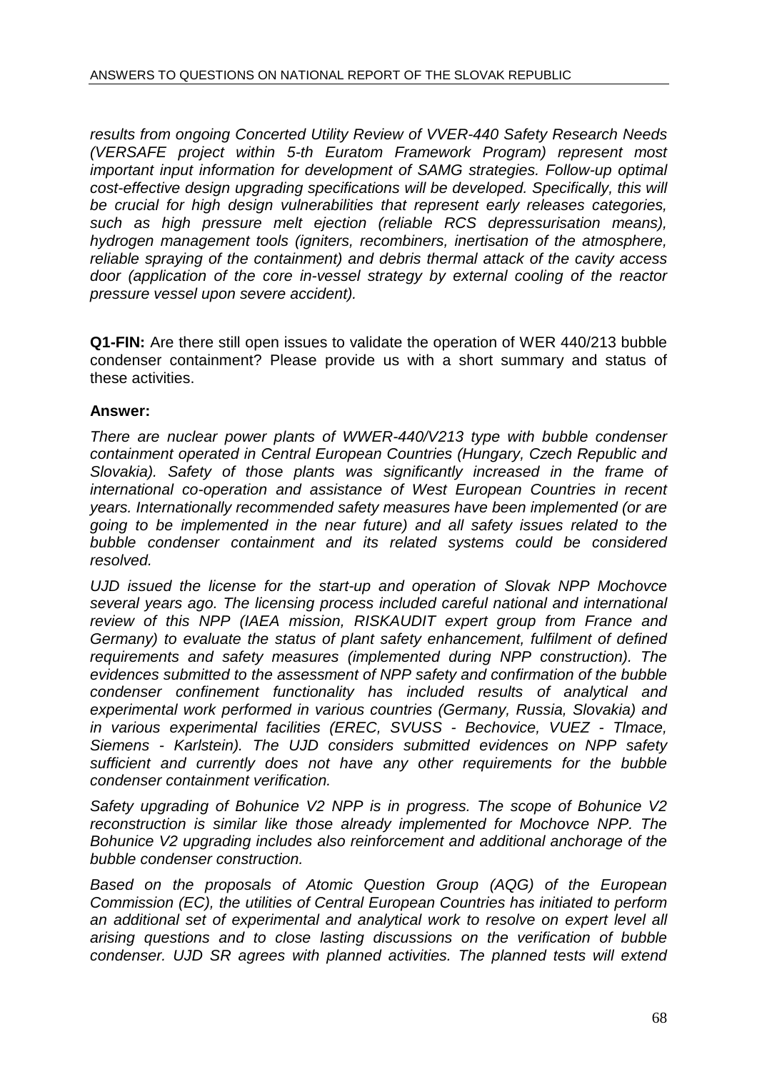*results from ongoing Concerted Utility Review of VVER-440 Safety Research Needs (VERSAFE project within 5-th Euratom Framework Program) represent most important input information for development of SAMG strategies. Follow-up optimal cost-effective design upgrading specifications will be developed. Specifically, this will be crucial for high design vulnerabilities that represent early releases categories, such as high pressure melt ejection (reliable RCS depressurisation means), hydrogen management tools (igniters, recombiners, inertisation of the atmosphere, reliable spraying of the containment) and debris thermal attack of the cavity access door (application of the core in-vessel strategy by external cooling of the reactor pressure vessel upon severe accident).*

**Q1-FIN:** Are there still open issues to validate the operation of WER 440/213 bubble condenser containment? Please provide us with a short summary and status of these activities.

**Answer:**

*There are nuclear power plants of WWER-440/V213 type with bubble condenser containment operated in Central European Countries (Hungary, Czech Republic and Slovakia). Safety of those plants was significantly increased in the frame of international co-operation and assistance of West European Countries in recent years. Internationally recommended safety measures have been implemented (or are going to be implemented in the near future) and all safety issues related to the bubble condenser containment and its related systems could be considered resolved.*

*UJD issued the license for the start-up and operation of Slovak NPP Mochovce several years ago. The licensing process included careful national and international review of this NPP (IAEA mission, RISKAUDIT expert group from France and Germany) to evaluate the status of plant safety enhancement, fulfilment of defined requirements and safety measures (implemented during NPP construction). The evidences submitted to the assessment of NPP safety and confirmation of the bubble condenser confinement functionality has included results of analytical and experimental work performed in various countries (Germany, Russia, Slovakia) and in various experimental facilities (EREC, SVUSS - Bechovice, VUEZ - Tlmace, Siemens - Karlstein). The UJD considers submitted evidences on NPP safety sufficient and currently does not have any other requirements for the bubble condenser containment verification.*

*Safety upgrading of Bohunice V2 NPP is in progress. The scope of Bohunice V2 reconstruction is similar like those already implemented for Mochovce NPP. The Bohunice V2 upgrading includes also reinforcement and additional anchorage of the bubble condenser construction.*

*Based on the proposals of Atomic Question Group (AQG) of the European Commission (EC), the utilities of Central European Countries has initiated to perform an additional set of experimental and analytical work to resolve on expert level all arising questions and to close lasting discussions on the verification of bubble condenser. UJD SR agrees with planned activities. The planned tests will extend*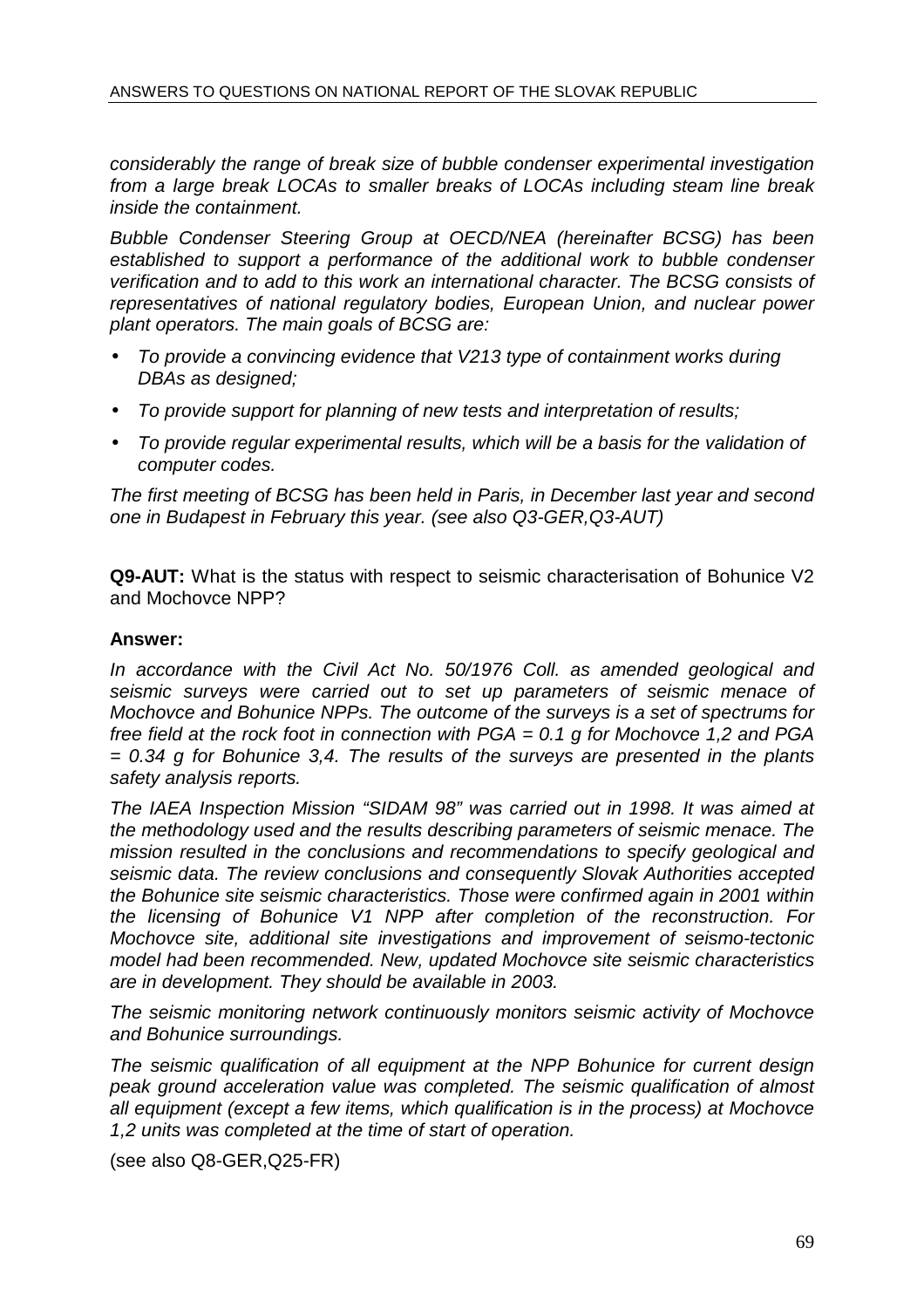*considerably the range of break size of bubble condenser experimental investigation from a large break LOCAs to smaller breaks of LOCAs including steam line break inside the containment.*

*Bubble Condenser Steering Group at OECD/NEA (hereinafter BCSG) has been established to support a performance of the additional work to bubble condenser verification and to add to this work an international character. The BCSG consists of representatives of national regulatory bodies, European Union, and nuclear power plant operators. The main goals of BCSG are:*

- *To provide a convincing evidence that V213 type of containment works during DBAs as designed;*
- *To provide support for planning of new tests and interpretation of results;*
- *To provide regular experimental results, which will be a basis for the validation of computer codes.*

*The first meeting of BCSG has been held in Paris, in December last year and second one in Budapest in February this year. (see also Q3-GER,Q3-AUT)*

**Q9-AUT:** What is the status with respect to seismic characterisation of Bohunice V2 and Mochovce NPP?

**Answer:**

*In accordance with the Civil Act No. 50/1976 Coll. as amended geological and seismic surveys were carried out to set up parameters of seismic menace of Mochovce and Bohunice NPPs. The outcome of the surveys is a set of spectrums for free field at the rock foot in connection with PGA = 0.1 g for Mochovce 1,2 and PGA = 0.34 g for Bohunice 3,4. The results of the surveys are presented in the plants safety analysis reports.*

*The IAEA Inspection Mission "SIDAM 98" was carried out in 1998. It was aimed at the methodology used and the results describing parameters of seismic menace. The mission resulted in the conclusions and recommendations to specify geological and seismic data. The review conclusions and consequently Slovak Authorities accepted the Bohunice site seismic characteristics. Those were confirmed again in 2001 within the licensing of Bohunice V1 NPP after completion of the reconstruction. For Mochovce site, additional site investigations and improvement of seismo-tectonic model had been recommended. New, updated Mochovce site seismic characteristics are in development. They should be available in 2003.*

*The seismic monitoring network continuously monitors seismic activity of Mochovce and Bohunice surroundings.*

*The seismic qualification of all equipment at the NPP Bohunice for current design peak ground acceleration value was completed. The seismic qualification of almost all equipment (except a few items, which qualification is in the process) at Mochovce 1,2 units was completed at the time of start of operation.*

(see also Q8-GER,Q25-FR)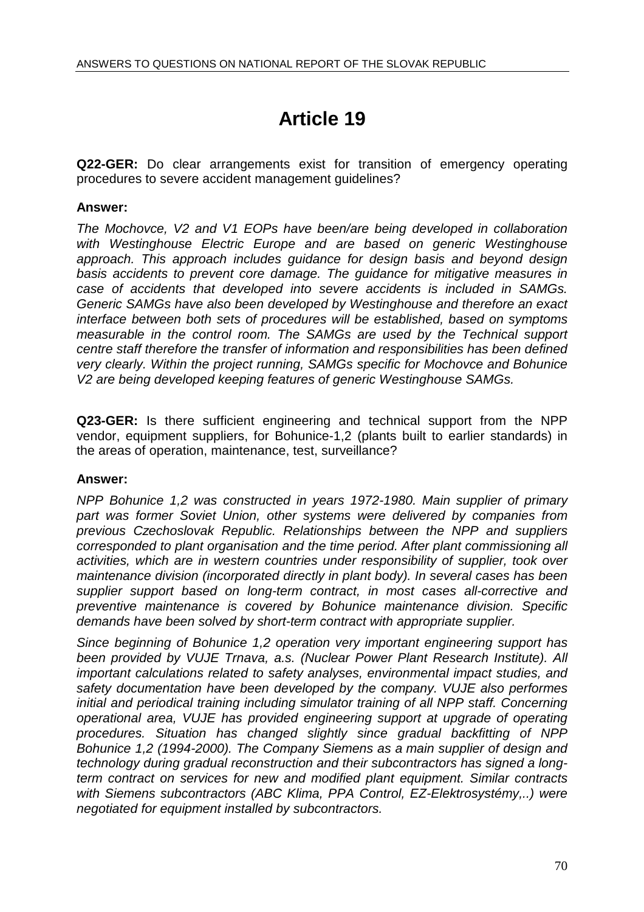# Article 19

**Q22-GER:** Do clear arrangements exist for transition of emergency operating procedures to severe accident management guidelines?

**Answer:**

*The Mochovce, V2 and V1 EOPs have been/are being developed in collaboration with Westinghouse Electric Europe and are based on generic Westinghouse approach. This approach includes guidance for design basis and beyond design basis accidents to prevent core damage. The guidance for mitigative measures in case of accidents that developed into severe accidents is included in SAMGs. Generic SAMGs have also been developed by Westinghouse and therefore an exact interface between both sets of procedures will be established, based on symptoms measurable in the control room. The SAMGs are used by the Technical support centre staff therefore the transfer of information and responsibilities has been defined very clearly. Within the project running, SAMGs specific for Mochovce and Bohunice V2 are being developed keeping features of generic Westinghouse SAMGs.*

**Q23-GER:** Is there sufficient engineering and technical support from the NPP vendor, equipment suppliers, for Bohunice-1,2 (plants built to earlier standards) in the areas of operation, maintenance, test, surveillance?

**Answer:**

*NPP Bohunice 1,2 was constructed in years 1972-1980. Main supplier of primary part was former Soviet Union, other systems were delivered by companies from previous Czechoslovak Republic. Relationships between the NPP and suppliers corresponded to plant organisation and the time period. After plant commissioning all activities, which are in western countries under responsibility of supplier, took over maintenance division (incorporated directly in plant body). In several cases has been supplier support based on long-term contract, in most cases all-corrective and preventive maintenance is covered by Bohunice maintenance division. Specific demands have been solved by short-term contract with appropriate supplier.*

*Since beginning of Bohunice 1,2 operation very important engineering support has been provided by VUJE Trnava, a.s. (Nuclear Power Plant Research Institute). All important calculations related to safety analyses, environmental impact studies, and safety documentation have been developed by the company. VUJE also performes initial and periodical training including simulator training of all NPP staff. Concerning operational area, VUJE has provided engineering support at upgrade of operating procedures. Situation has changed slightly since gradual backfitting of NPP Bohunice 1,2 (1994-2000). The Company Siemens as a main supplier of design and technology during gradual reconstruction and their subcontractors has signed a long-term contract on services for new and modified plant equipment. Similar contracts with Siemens subcontractors (ABC Klima, PPA Control, EZ-Elektrosystémy,..) were negotiated for equipment installed by subcontractors.*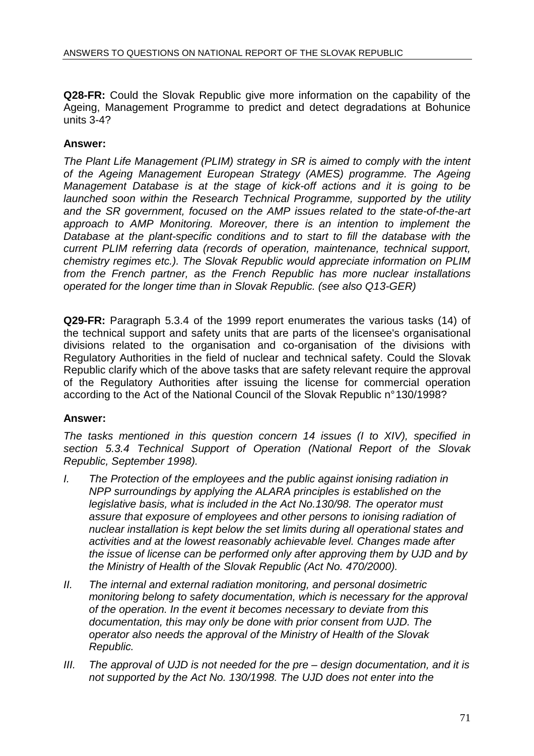**Q28-FR:** Could the Slovak Republic give more information on the capability of the Ageing, Management Programme to predict and detect degradations at Bohunice units 3-4?

**Answer:**

*The Plant Life Management (PLIM) strategy in SR is aimed to comply with the intent of the Ageing Management European Strategy (AMES) programme. The Ageing Management Database is at the stage of kick-off actions and it is going to be launched soon within the Research Technical Programme, supported by the utility and the SR government, focused on the AMP issues related to the state-of-the-art approach to AMP Monitoring. Moreover, there is an intention to implement the Database at the plant-specific conditions and to start to fill the database with the current PLIM referring data (records of operation, maintenance, technical support, chemistry regimes etc.). The Slovak Republic would appreciate information on PLIM from the French partner, as the French Republic has more nuclear installations operated for the longer time than in Slovak Republic. (see also Q13-GER)*

**Q29-FR:** Paragraph 5.3.4 of the 1999 report enumerates the various tasks (14) of the technical support and safety units that are parts of the licensee's organisational divisions related to the organisation and co-organisation of the divisions with Regulatory Authorities in the field of nuclear and technical safety. Could the Slovak Republic clarify which of the above tasks that are safety relevant require the approval of the Regulatory Authorities after issuing the license for commercial operation according to the Act of the National Council of the Slovak Republic n° 130/1998?

**Answer:**

*The tasks mentioned in this question concern 14 issues (I to XIV), specified in section 5.3.4 Technical Support of Operation (National Report of the Slovak Republic, September 1998).*

- *I. The Protection of the employees and the public against ionising radiation in NPP surroundings by applying the ALARA principles is established on the legislative basis, what is included in the Act No.130/98. The operator must assure that exposure of employees and other persons to ionising radiation of nuclear installation is kept below the set limits during all operational states and activities and at the lowest reasonably achievable level. Changes made after the issue of license can be performed only after approving them by UJD and by the Ministry of Health of the Slovak Republic (Act No. 470/2000).*
- *II. The internal and external radiation monitoring, and personal dosimetric monitoring belong to safety documentation, which is necessary for the approval of the operation. In the event it becomes necessary to deviate from this documentation, this may only be done with prior consent from UJD. The operator also needs the approval of the Ministry of Health of the Slovak Republic.*
- *III. The approval of UJD is not needed for the pre – design documentation, and it is not supported by the Act No. 130/1998. The UJD does not enter into the*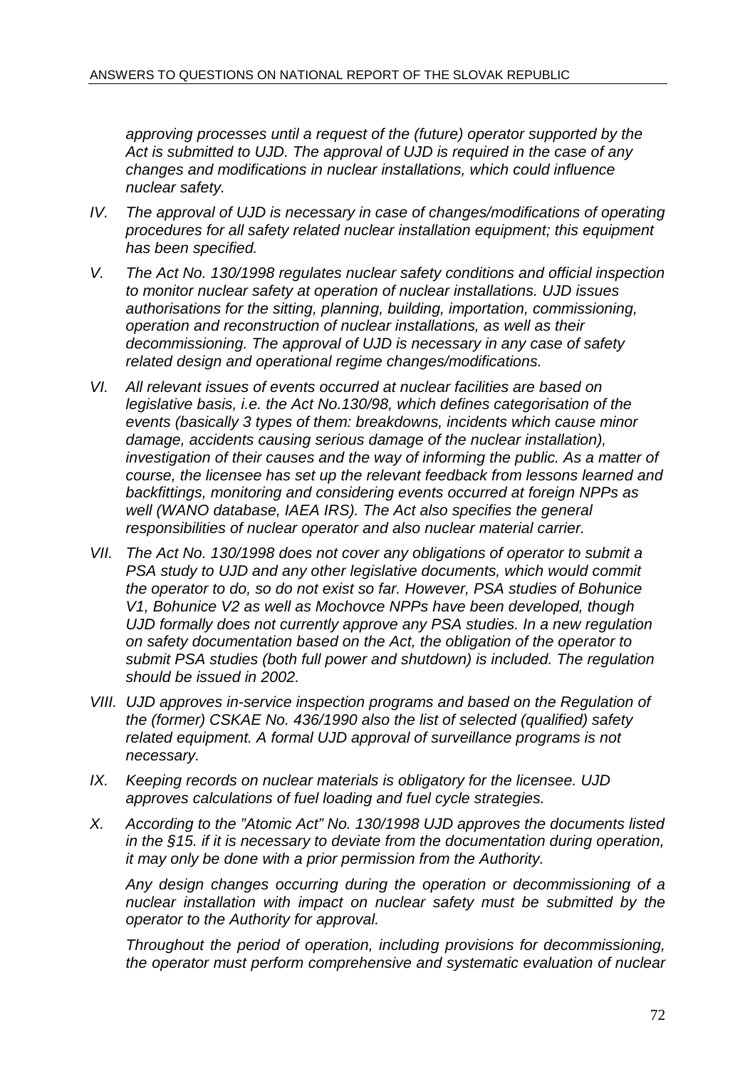*approving processes until a request of the (future) operator supported by the Act is submitted to UJD. The approval of UJD is required in the case of any changes and modifications in nuclear installations, which could influence nuclear safety.*

IV. *The approval of UJD is necessary in case of changes/modifications of operating procedures for all safety related nuclear installation equipment; this equipment has been specified.*

V. *The Act No. 130/1998 regulates nuclear safety conditions and official inspection to monitor nuclear safety at operation of nuclear installations. UJD issues authorisations for the sitting, planning, building, importation, commissioning, operation and reconstruction of nuclear installations, as well as their decommissioning. The approval of UJD is necessary in any case of safety related design and operational regime changes/modifications.*

VI. *All relevant issues of events occurred at nuclear facilities are based on legislative basis, i.e. the Act No.130/98, which defines categorisation of the events (basically 3 types of them: breakdowns, incidents which cause minor damage, accidents causing serious damage of the nuclear installation), investigation of their causes and the way of informing the public. As a matter of course, the licensee has set up the relevant feedback from lessons learned and backfittings, monitoring and considering events occurred at foreign NPPs as well (WANO database, IAEA IRS). The Act also specifies the general responsibilities of nuclear operator and also nuclear material carrier.*

VII. *The Act No. 130/1998 does not cover any obligations of operator to submit a PSA study to UJD and any other legislative documents, which would commit the operator to do, so do not exist so far. However, PSA studies of Bohunice V1, Bohunice V2 as well as Mochovce NPPs have been developed, though UJD formally does not currently approve any PSA studies. In a new regulation on safety documentation based on the Act, the obligation of the operator to submit PSA studies (both full power and shutdown) is included. The regulation should be issued in 2002.*

VIII. *UJD approves in-service inspection programs and based on the Regulation of the (former) CSKAE No. 436/1990 also the list of selected (qualified) safety related equipment. A formal UJD approval of surveillance programs is not necessary.*

IX. *Keeping records on nuclear materials is obligatory for the licensee. UJD approves calculations of fuel loading and fuel cycle strategies.*

X. *According to the "Atomic Act" No. 130/1998 UJD approves the documents listed in the §15. if it is necessary to deviate from the documentation during operation, it may only be done with a prior permission from the Authority.*

*Any design changes occurring during the operation or decommissioning of a nuclear installation with impact on nuclear safety must be submitted by the operator to the Authority for approval.*

*Throughout the period of operation, including provisions for decommissioning, the operator must perform comprehensive and systematic evaluation of nuclear*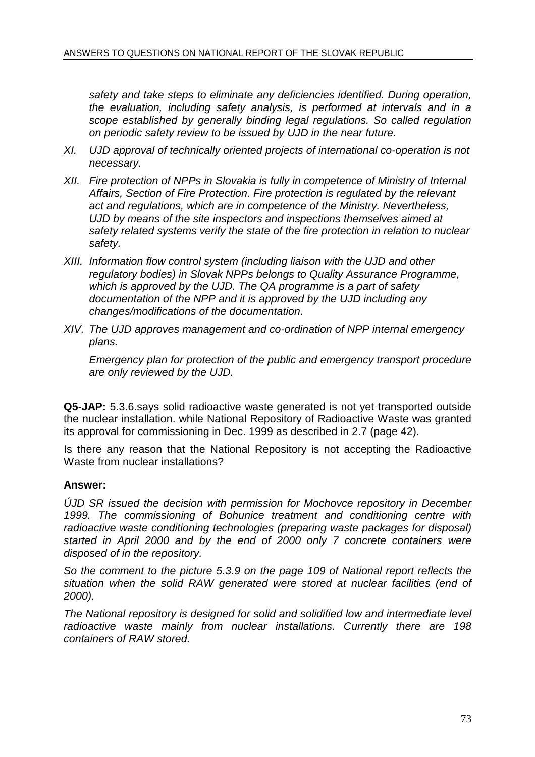*safety and take steps to eliminate any deficiencies identified. During operation, the evaluation, including safety analysis, is performed at intervals and in a scope established by generally binding legal regulations. So called regulation on periodic safety review to be issued by UJD in the near future.*

XI. *UJD approval of technically oriented projects of international co-operation is not necessary.*

XII. *Fire protection of NPPs in Slovakia is fully in competence of Ministry of Internal Affairs, Section of Fire Protection. Fire protection is regulated by the relevant act and regulations, which are in competence of the Ministry. Nevertheless, UJD by means of the site inspectors and inspections themselves aimed at safety related systems verify the state of the fire protection in relation to nuclear safety.*

XIII. *Information flow control system (including liaison with the UJD and other regulatory bodies) in Slovak NPPs belongs to Quality Assurance Programme, which is approved by the UJD. The QA programme is a part of safety documentation of the NPP and it is approved by the UJD including any changes/modifications of the documentation.*

XIV. *The UJD approves management and co-ordination of NPP internal emergency plans.*

  *Emergency plan for protection of the public and emergency transport procedure are only reviewed by the UJD.*

**Q5-JAP:** 5.3.6.says solid radioactive waste generated is not yet transported outside the nuclear installation. while National Repository of Radioactive Waste was granted its approval for commissioning in Dec. 1999 as described in 2.7 (page 42).

Is there any reason that the National Repository is not accepting the Radioactive Waste from nuclear installations?

**Answer:**

*ÚJD SR issued the decision with permission for Mochovce repository in December 1999. The commissioning of Bohunice treatment and conditioning centre with radioactive waste conditioning technologies (preparing waste packages for disposal) started in April 2000 and by the end of 2000 only 7 concrete containers were disposed of in the repository.*

*So the comment to the picture 5.3.9 on the page 109 of National report reflects the situation when the solid RAW generated were stored at nuclear facilities (end of 2000).*

*The National repository is designed for solid and solidified low and intermediate level radioactive waste mainly from nuclear installations. Currently there are 198 containers of RAW stored.*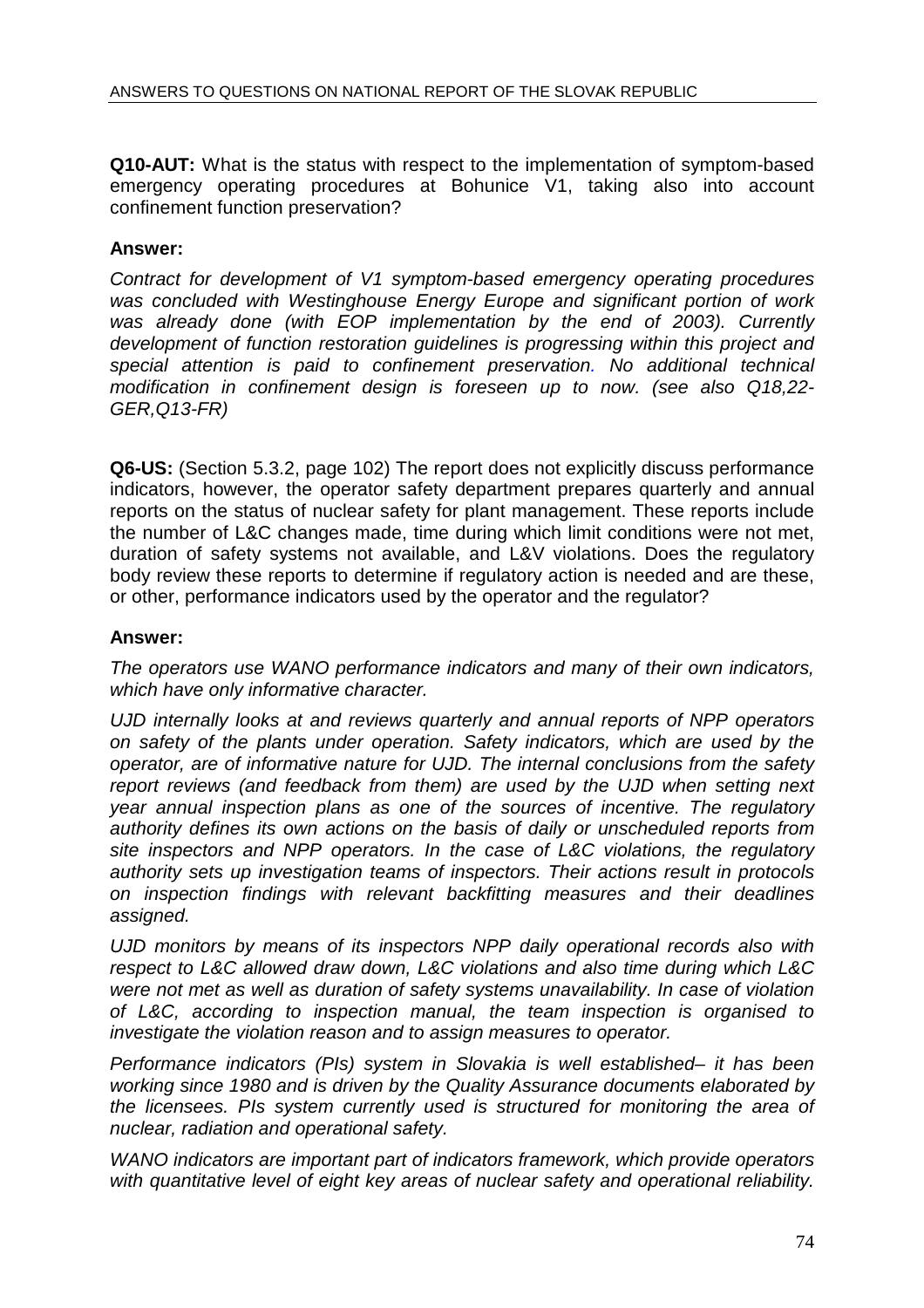**Q10-AUT:** What is the status with respect to the implementation of symptom-based emergency operating procedures at Bohunice V1, taking also into account confinement function preservation?

**Answer:**

*Contract for development of V1 symptom-based emergency operating procedures was concluded with Westinghouse Energy Europe and significant portion of work was already done (with EOP implementation by the end of 2003). Currently development of function restoration guidelines is progressing within this project and special attention is paid to confinement preservation. No additional technical modification in confinement design is foreseen up to now. (see also Q18,22-GER,Q13-FR)*

**Q6-US:** (Section 5.3.2, page 102) The report does not explicitly discuss performance indicators, however, the operator safety department prepares quarterly and annual reports on the status of nuclear safety for plant management. These reports include the number of L&C changes made, time during which limit conditions were not met, duration of safety systems not available, and L&V violations. Does the regulatory body review these reports to determine if regulatory action is needed and are these, or other, performance indicators used by the operator and the regulator?

**Answer:**

*The operators use WANO performance indicators and many of their own indicators, which have only informative character.*

*UJD internally looks at and reviews quarterly and annual reports of NPP operators on safety of the plants under operation. Safety indicators, which are used by the operator, are of informative nature for UJD. The internal conclusions from the safety report reviews (and feedback from them) are used by the UJD when setting next year annual inspection plans as one of the sources of incentive. The regulatory authority defines its own actions on the basis of daily or unscheduled reports from site inspectors and NPP operators. In the case of L&C violations, the regulatory authority sets up investigation teams of inspectors. Their actions result in protocols on inspection findings with relevant backfitting measures and their deadlines assigned.*

*UJD monitors by means of its inspectors NPP daily operational records also with respect to L&C allowed draw down, L&C violations and also time during which L&C were not met as well as duration of safety systems unavailability. In case of violation of L&C, according to inspection manual, the team inspection is organised to investigate the violation reason and to assign measures to operator.*

*Performance indicators (PIs) system in Slovakia is well established– it has been working since 1980 and is driven by the Quality Assurance documents elaborated by the licensees. PIs system currently used is structured for monitoring the area of nuclear, radiation and operational safety.*

*WANO indicators are important part of indicators framework, which provide operators with quantitative level of eight key areas of nuclear safety and operational reliability.*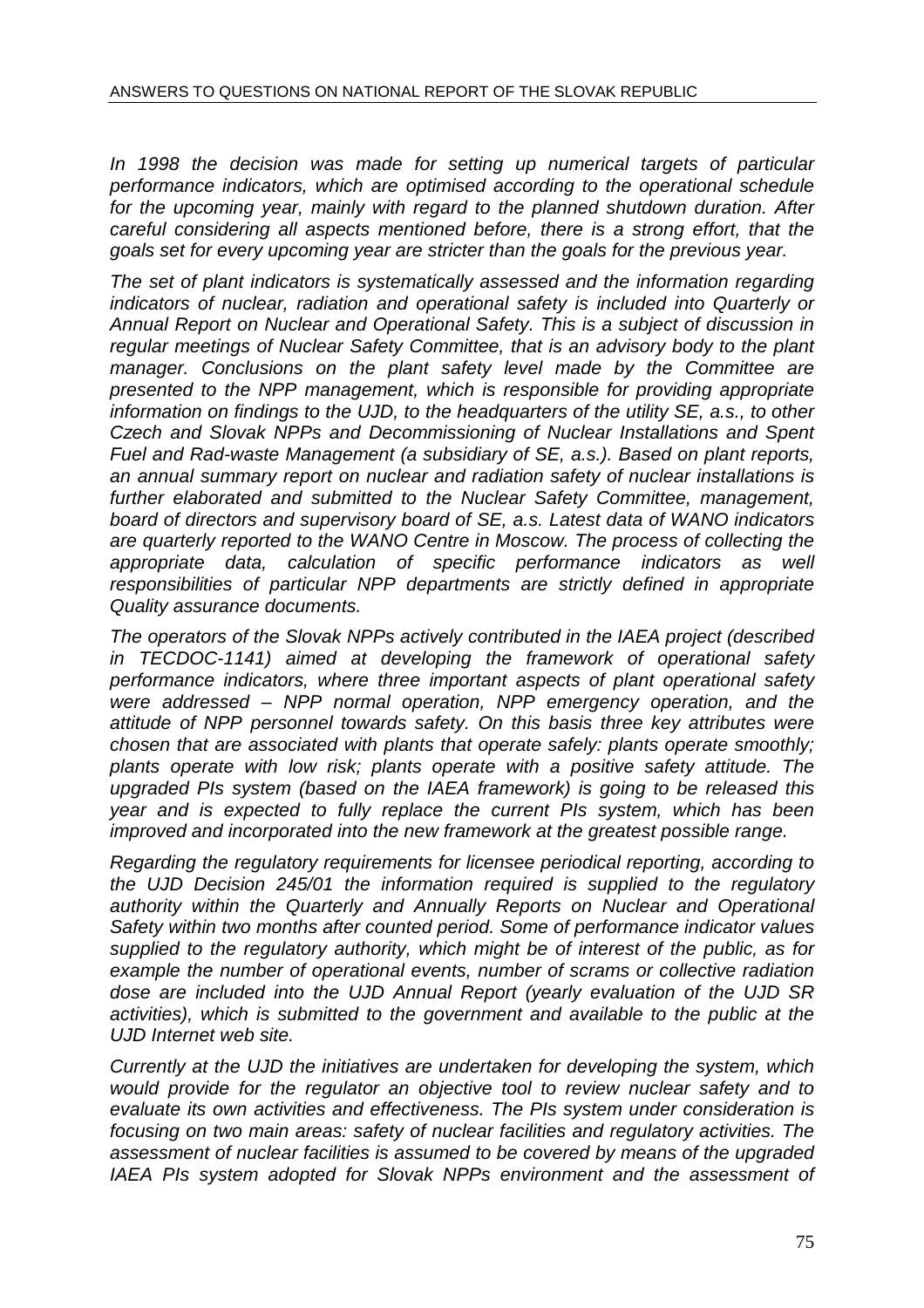*In 1998 the decision was made for setting up numerical targets of particular performance indicators, which are optimised according to the operational schedule for the upcoming year, mainly with regard to the planned shutdown duration. After careful considering all aspects mentioned before, there is a strong effort, that the goals set for every upcoming year are stricter than the goals for the previous year.*

*The set of plant indicators is systematically assessed and the information regarding indicators of nuclear, radiation and operational safety is included into Quarterly or Annual Report on Nuclear and Operational Safety. This is a subject of discussion in regular meetings of Nuclear Safety Committee, that is an advisory body to the plant manager. Conclusions on the plant safety level made by the Committee are presented to the NPP management, which is responsible for providing appropriate information on findings to the UJD, to the headquarters of the utility SE, a.s., to other Czech and Slovak NPPs and Decommissioning of Nuclear Installations and Spent Fuel and Rad-waste Management (a subsidiary of SE, a.s.). Based on plant reports, an annual summary report on nuclear and radiation safety of nuclear installations is further elaborated and submitted to the Nuclear Safety Committee, management, board of directors and supervisory board of SE, a.s. Latest data of WANO indicators are quarterly reported to the WANO Centre in Moscow. The process of collecting the appropriate data, calculation of specific performance indicators as well responsibilities of particular NPP departments are strictly defined in appropriate Quality assurance documents.*

*The operators of the Slovak NPPs actively contributed in the IAEA project (described in TECDOC-1141) aimed at developing the framework of operational safety performance indicators, where three important aspects of plant operational safety were addressed – NPP normal operation, NPP emergency operation, and the attitude of NPP personnel towards safety. On this basis three key attributes were chosen that are associated with plants that operate safely: plants operate smoothly; plants operate with low risk; plants operate with a positive safety attitude. The upgraded PIs system (based on the IAEA framework) is going to be released this year and is expected to fully replace the current PIs system, which has been improved and incorporated into the new framework at the greatest possible range.*

*Regarding the regulatory requirements for licensee periodical reporting, according to the UJD Decision 245/01 the information required is supplied to the regulatory authority within the Quarterly and Annually Reports on Nuclear and Operational Safety within two months after counted period. Some of performance indicator values supplied to the regulatory authority, which might be of interest of the public, as for example the number of operational events, number of scrams or collective radiation dose are included into the UJD Annual Report (yearly evaluation of the UJD SR activities), which is submitted to the government and available to the public at the UJD Internet web site.*

*Currently at the UJD the initiatives are undertaken for developing the system, which would provide for the regulator an objective tool to review nuclear safety and to evaluate its own activities and effectiveness. The PIs system under consideration is focusing on two main areas: safety of nuclear facilities and regulatory activities. The assessment of nuclear facilities is assumed to be covered by means of the upgraded IAEA PIs system adopted for Slovak NPPs environment and the assessment of*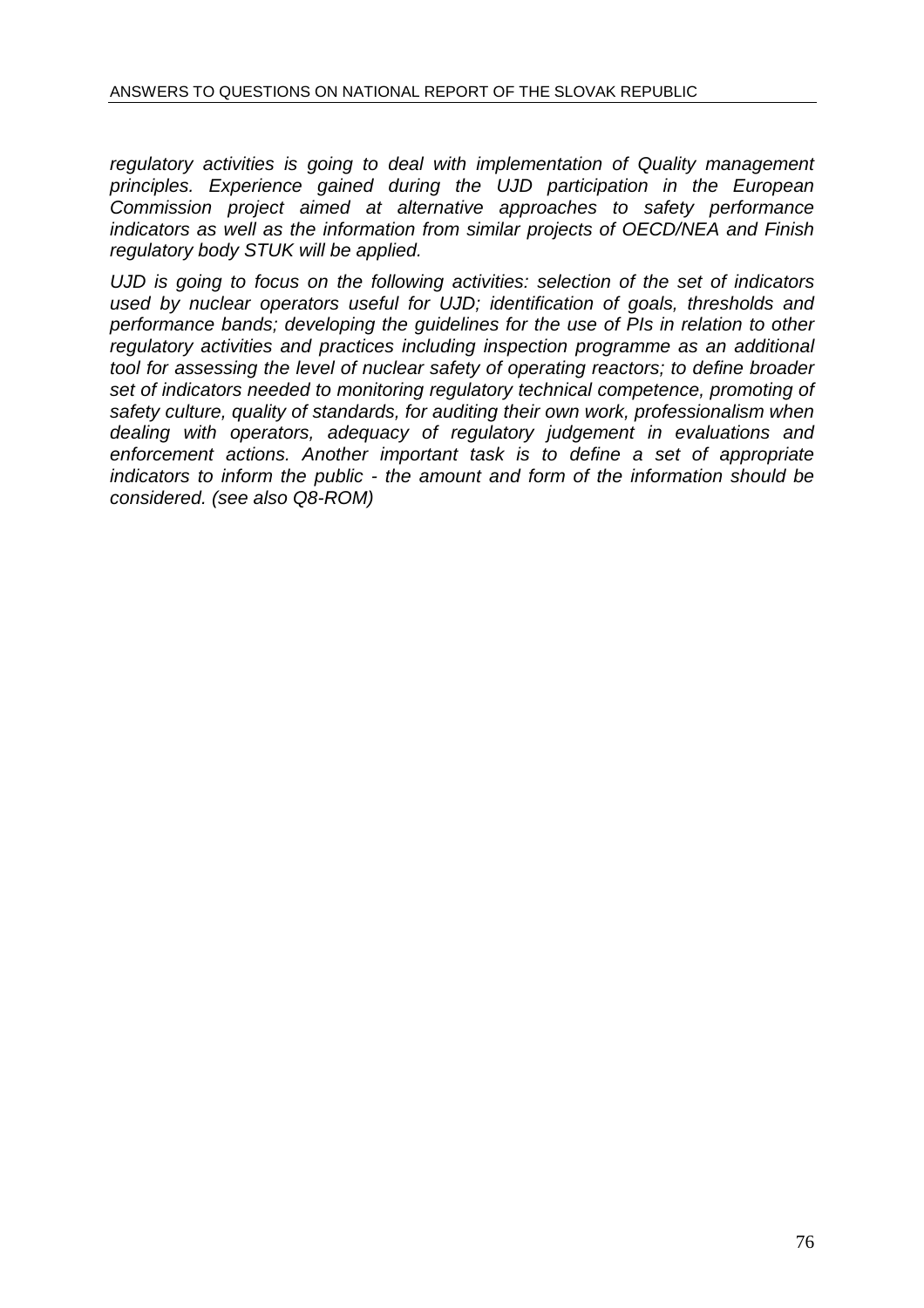*regulatory activities is going to deal with implementation of Quality management principles. Experience gained during the UJD participation in the European Commission project aimed at alternative approaches to safety performance indicators as well as the information from similar projects of OECD/NEA and Finish regulatory body STUK will be applied.*

*UJD is going to focus on the following activities: selection of the set of indicators used by nuclear operators useful for UJD; identification of goals, thresholds and performance bands; developing the guidelines for the use of PIs in relation to other regulatory activities and practices including inspection programme as an additional tool for assessing the level of nuclear safety of operating reactors; to define broader set of indicators needed to monitoring regulatory technical competence, promoting of safety culture, quality of standards, for auditing their own work, professionalism when dealing with operators, adequacy of regulatory judgement in evaluations and enforcement actions. Another important task is to define a set of appropriate indicators to inform the public - the amount and form of the information should be considered. (see also Q8-ROM)*